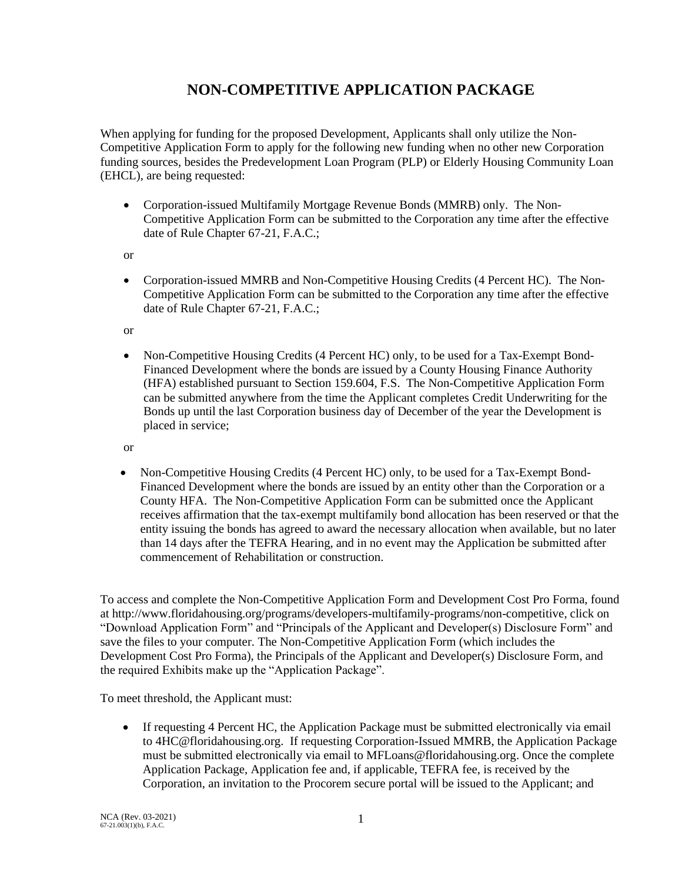# NON-COMPETITIVE APPLICATION PACKAGE

When applying for funding for the proposed Development, Applicants shall only utilize the Non-Competitive Application Form to apply for the following new funding when no other new Corporation funding sources, besides the Predevelopment Loan Program (PLP) or Elderly Housing Community Loan (EHCL), are being requested:

- Corporation-issued Multifamily Mortgage Revenue Bonds (MMRB) only. The Non-Competitive Application Form can be submitted to the Corporation any time after the effective date of Rule Chapter 67-21, F.A.C.;

  or

- Corporation-issued MMRB and Non-Competitive Housing Credits (4 Percent HC). The Non-Competitive Application Form can be submitted to the Corporation any time after the effective date of Rule Chapter 67-21, F.A.C.;

  or

- Non-Competitive Housing Credits (4 Percent HC) only, to be used for a Tax-Exempt Bond-Financed Development where the bonds are issued by a County Housing Finance Authority (HFA) established pursuant to Section 159.604, F.S. The Non-Competitive Application Form can be submitted anywhere from the time the Applicant completes Credit Underwriting for the Bonds up until the last Corporation business day of December of the year the Development is placed in service;

  or

- Non-Competitive Housing Credits (4 Percent HC) only, to be used for a Tax-Exempt Bond-Financed Development where the bonds are issued by an entity other than the Corporation or a County HFA. The Non-Competitive Application Form can be submitted once the Applicant receives affirmation that the tax-exempt multifamily bond allocation has been reserved or that the entity issuing the bonds has agreed to award the necessary allocation when available, but no later than 14 days after the TEFRA Hearing, and in no event may the Application be submitted after commencement of Rehabilitation or construction.

To access and complete the Non-Competitive Application Form and Development Cost Pro Forma, found at http://www.floridahousing.org/programs/developers-multifamily-programs/non-competitive, click on "Download Application Form" and "Principals of the Applicant and Developer(s) Disclosure Form" and save the files to your computer. The Non-Competitive Application Form (which includes the Development Cost Pro Forma), the Principals of the Applicant and Developer(s) Disclosure Form, and the required Exhibits make up the "Application Package".

To meet threshold, the Applicant must:

- If requesting 4 Percent HC, the Application Package must be submitted electronically via email to 4HC@floridahousing.org. If requesting Corporation-Issued MMRB, the Application Package must be submitted electronically via email to MFLoans@floridahousing.org. Once the complete Application Package, Application fee and, if applicable, TEFRA fee, is received by the Corporation, an invitation to the Procorem secure portal will be issued to the Applicant; and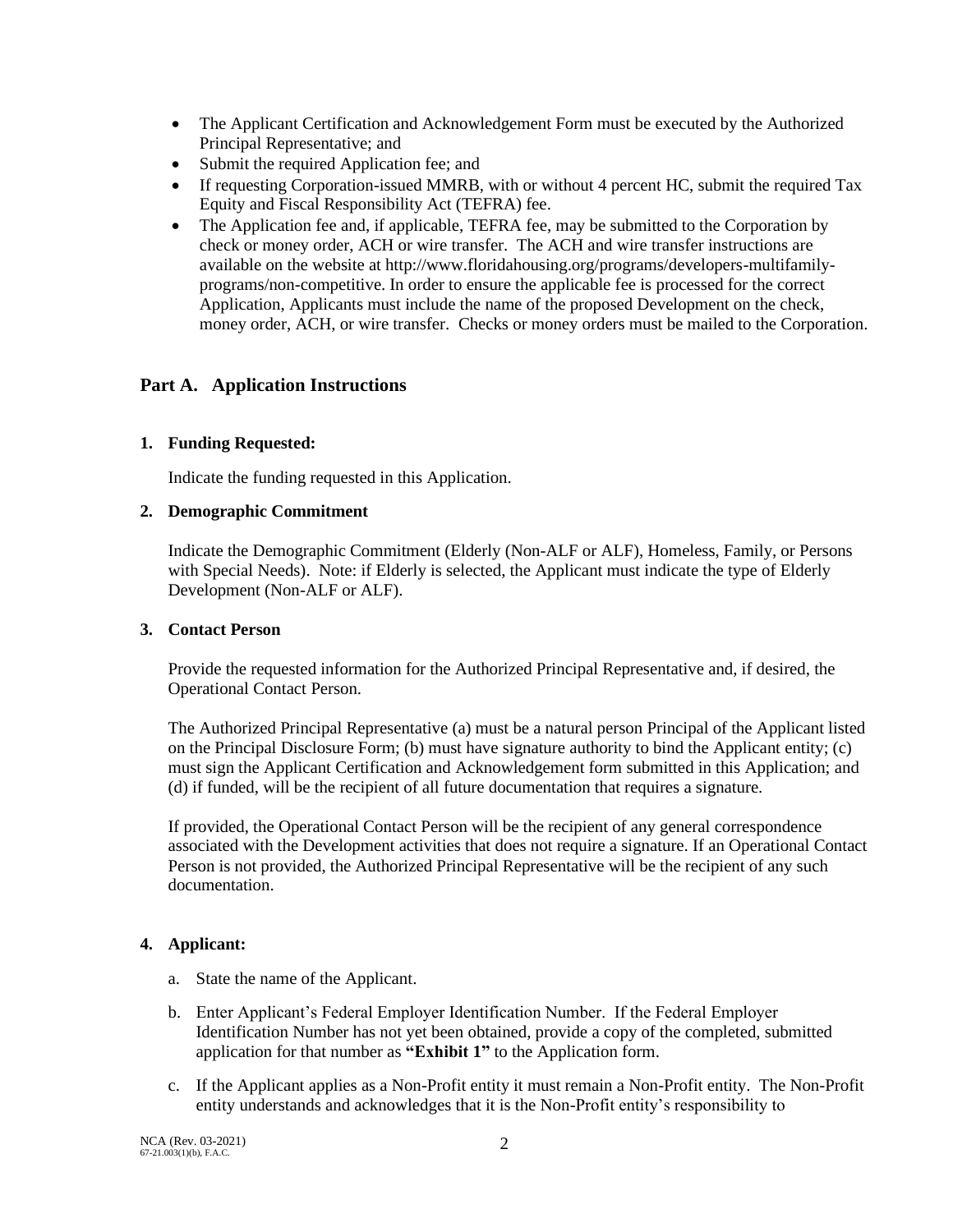- The Applicant Certification and Acknowledgement Form must be executed by the Authorized Principal Representative; and
- Submit the required Application fee; and
- If requesting Corporation-issued MMRB, with or without 4 percent HC, submit the required Tax Equity and Fiscal Responsibility Act (TEFRA) fee.
- The Application fee and, if applicable, TEFRA fee, may be submitted to the Corporation by check or money order, ACH or wire transfer. The ACH and wire transfer instructions are available on the website at http://www.floridahousing.org/programs/developers-multifamily-programs/non-competitive. In order to ensure the applicable fee is processed for the correct Application, Applicants must include the name of the proposed Development on the check, money order, ACH, or wire transfer. Checks or money orders must be mailed to the Corporation.

## Part A. Application Instructions

**1. Funding Requested:**

Indicate the funding requested in this Application.

**2. Demographic Commitment**

Indicate the Demographic Commitment (Elderly (Non-ALF or ALF), Homeless, Family, or Persons with Special Needs). Note: if Elderly is selected, the Applicant must indicate the type of Elderly Development (Non-ALF or ALF).

**3. Contact Person**

Provide the requested information for the Authorized Principal Representative and, if desired, the Operational Contact Person.

The Authorized Principal Representative (a) must be a natural person Principal of the Applicant listed on the Principal Disclosure Form; (b) must have signature authority to bind the Applicant entity; (c) must sign the Applicant Certification and Acknowledgement form submitted in this Application; and (d) if funded, will be the recipient of all future documentation that requires a signature.

If provided, the Operational Contact Person will be the recipient of any general correspondence associated with the Development activities that does not require a signature. If an Operational Contact Person is not provided, the Authorized Principal Representative will be the recipient of any such documentation.

**4. Applicant:**

a. State the name of the Applicant.

b. Enter Applicant's Federal Employer Identification Number. If the Federal Employer Identification Number has not yet been obtained, provide a copy of the completed, submitted application for that number as **"Exhibit 1"** to the Application form.

c. If the Applicant applies as a Non-Profit entity it must remain a Non-Profit entity. The Non-Profit entity understands and acknowledges that it is the Non-Profit entity's responsibility to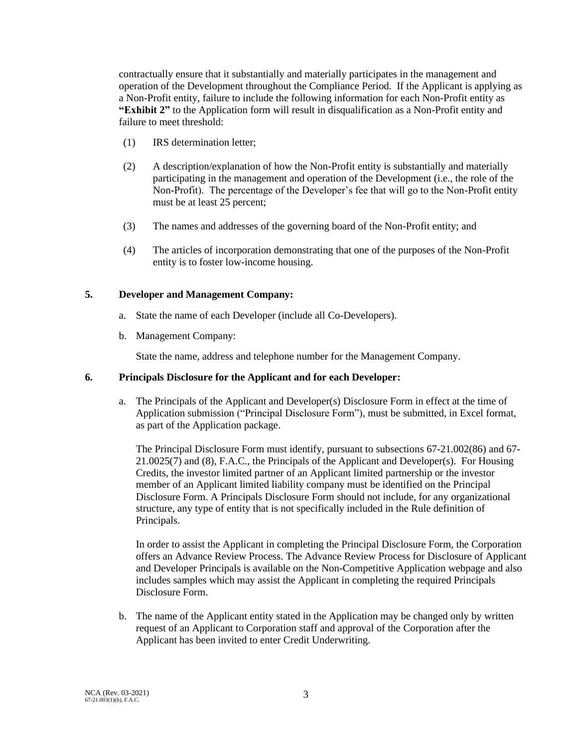contractually ensure that it substantially and materially participates in the management and operation of the Development throughout the Compliance Period. If the Applicant is applying as a Non-Profit entity, failure to include the following information for each Non-Profit entity as **"Exhibit 2"** to the Application form will result in disqualification as a Non-Profit entity and failure to meet threshold:

(1) IRS determination letter;

(2) A description/explanation of how the Non-Profit entity is substantially and materially participating in the management and operation of the Development (i.e., the role of the Non-Profit). The percentage of the Developer's fee that will go to the Non-Profit entity must be at least 25 percent;

(3) The names and addresses of the governing board of the Non-Profit entity; and

(4) The articles of incorporation demonstrating that one of the purposes of the Non-Profit entity is to foster low-income housing.

**5. Developer and Management Company:**

a. State the name of each Developer (include all Co-Developers).

b. Management Company:

State the name, address and telephone number for the Management Company.

**6. Principals Disclosure for the Applicant and for each Developer:**

a. The Principals of the Applicant and Developer(s) Disclosure Form in effect at the time of Application submission ("Principal Disclosure Form"), must be submitted, in Excel format, as part of the Application package.

The Principal Disclosure Form must identify, pursuant to subsections 67-21.002(86) and 67-21.0025(7) and (8), F.A.C., the Principals of the Applicant and Developer(s). For Housing Credits, the investor limited partner of an Applicant limited partnership or the investor member of an Applicant limited liability company must be identified on the Principal Disclosure Form. A Principals Disclosure Form should not include, for any organizational structure, any type of entity that is not specifically included in the Rule definition of Principals.

In order to assist the Applicant in completing the Principal Disclosure Form, the Corporation offers an Advance Review Process. The Advance Review Process for Disclosure of Applicant and Developer Principals is available on the Non-Competitive Application webpage and also includes samples which may assist the Applicant in completing the required Principals Disclosure Form.

b. The name of the Applicant entity stated in the Application may be changed only by written request of an Applicant to Corporation staff and approval of the Corporation after the Applicant has been invited to enter Credit Underwriting.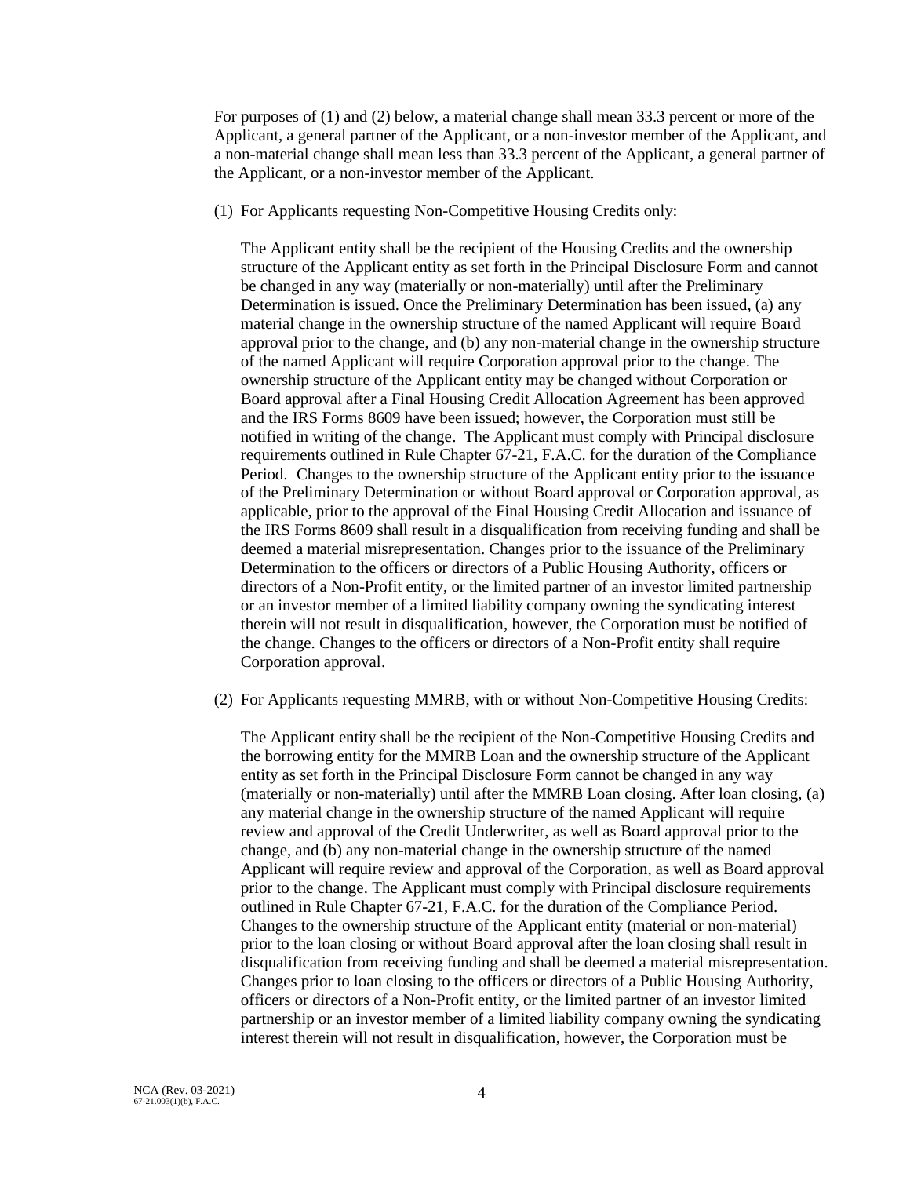For purposes of (1) and (2) below, a material change shall mean 33.3 percent or more of the Applicant, a general partner of the Applicant, or a non-investor member of the Applicant, and a non-material change shall mean less than 33.3 percent of the Applicant, a general partner of the Applicant, or a non-investor member of the Applicant.

(1) For Applicants requesting Non-Competitive Housing Credits only:

The Applicant entity shall be the recipient of the Housing Credits and the ownership structure of the Applicant entity as set forth in the Principal Disclosure Form and cannot be changed in any way (materially or non-materially) until after the Preliminary Determination is issued. Once the Preliminary Determination has been issued, (a) any material change in the ownership structure of the named Applicant will require Board approval prior to the change, and (b) any non-material change in the ownership structure of the named Applicant will require Corporation approval prior to the change. The ownership structure of the Applicant entity may be changed without Corporation or Board approval after a Final Housing Credit Allocation Agreement has been approved and the IRS Forms 8609 have been issued; however, the Corporation must still be notified in writing of the change. The Applicant must comply with Principal disclosure requirements outlined in Rule Chapter 67-21, F.A.C. for the duration of the Compliance Period. Changes to the ownership structure of the Applicant entity prior to the issuance of the Preliminary Determination or without Board approval or Corporation approval, as applicable, prior to the approval of the Final Housing Credit Allocation and issuance of the IRS Forms 8609 shall result in a disqualification from receiving funding and shall be deemed a material misrepresentation. Changes prior to the issuance of the Preliminary Determination to the officers or directors of a Public Housing Authority, officers or directors of a Non-Profit entity, or the limited partner of an investor limited partnership or an investor member of a limited liability company owning the syndicating interest therein will not result in disqualification, however, the Corporation must be notified of the change. Changes to the officers or directors of a Non-Profit entity shall require Corporation approval.

(2) For Applicants requesting MMRB, with or without Non-Competitive Housing Credits:

The Applicant entity shall be the recipient of the Non-Competitive Housing Credits and the borrowing entity for the MMRB Loan and the ownership structure of the Applicant entity as set forth in the Principal Disclosure Form cannot be changed in any way (materially or non-materially) until after the MMRB Loan closing. After loan closing, (a) any material change in the ownership structure of the named Applicant will require review and approval of the Credit Underwriter, as well as Board approval prior to the change, and (b) any non-material change in the ownership structure of the named Applicant will require review and approval of the Corporation, as well as Board approval prior to the change. The Applicant must comply with Principal disclosure requirements outlined in Rule Chapter 67-21, F.A.C. for the duration of the Compliance Period. Changes to the ownership structure of the Applicant entity (material or non-material) prior to the loan closing or without Board approval after the loan closing shall result in disqualification from receiving funding and shall be deemed a material misrepresentation. Changes prior to loan closing to the officers or directors of a Public Housing Authority, officers or directors of a Non-Profit entity, or the limited partner of an investor limited partnership or an investor member of a limited liability company owning the syndicating interest therein will not result in disqualification, however, the Corporation must be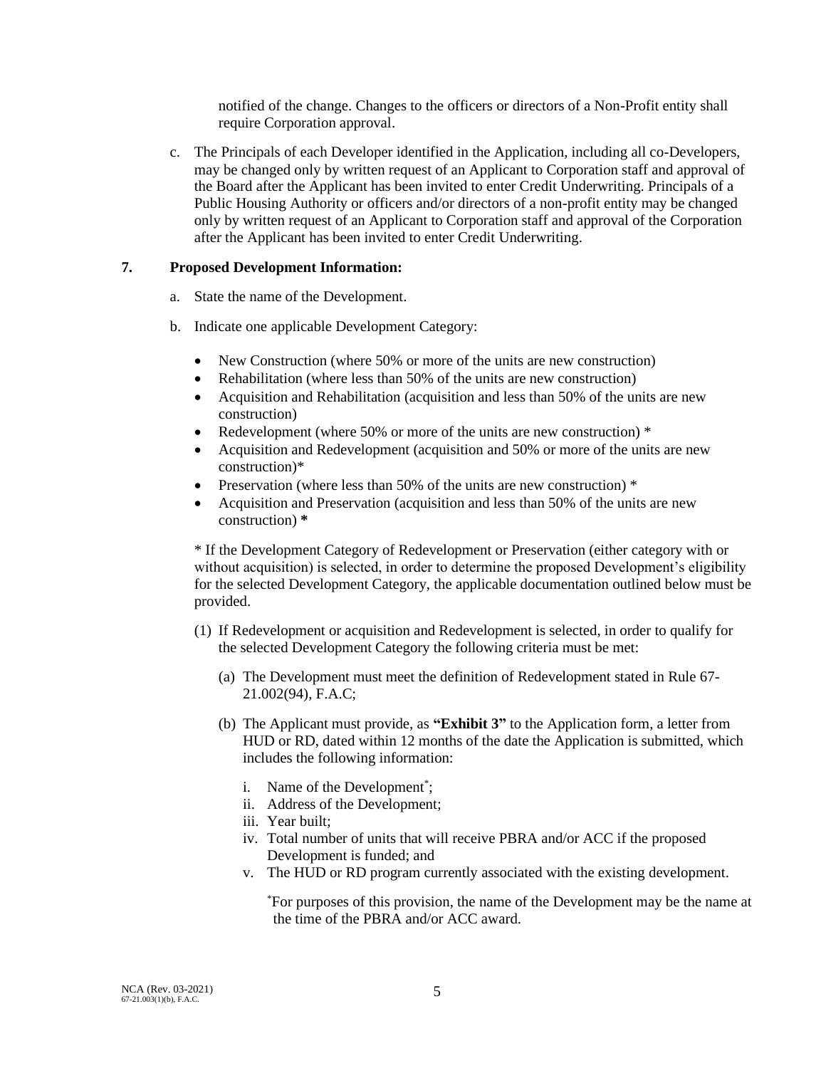notified of the change. Changes to the officers or directors of a Non-Profit entity shall require Corporation approval.

c. The Principals of each Developer identified in the Application, including all co-Developers, may be changed only by written request of an Applicant to Corporation staff and approval of the Board after the Applicant has been invited to enter Credit Underwriting. Principals of a Public Housing Authority or officers and/or directors of a non-profit entity may be changed only by written request of an Applicant to Corporation staff and approval of the Corporation after the Applicant has been invited to enter Credit Underwriting.

**7. Proposed Development Information:**

a. State the name of the Development.

b. Indicate one applicable Development Category:

- New Construction (where 50% or more of the units are new construction)
- Rehabilitation (where less than 50% of the units are new construction)
- Acquisition and Rehabilitation (acquisition and less than 50% of the units are new construction)
- Redevelopment (where 50% or more of the units are new construction) *
- Acquisition and Redevelopment (acquisition and 50% or more of the units are new construction)*
- Preservation (where less than 50% of the units are new construction) *
- Acquisition and Preservation (acquisition and less than 50% of the units are new construction) *

* If the Development Category of Redevelopment or Preservation (either category with or without acquisition) is selected, in order to determine the proposed Development's eligibility for the selected Development Category, the applicable documentation outlined below must be provided.

(1) If Redevelopment or acquisition and Redevelopment is selected, in order to qualify for the selected Development Category the following criteria must be met:

(a) The Development must meet the definition of Redevelopment stated in Rule 67-21.002(94), F.A.C;

(b) The Applicant must provide, as **"Exhibit 3"** to the Application form, a letter from HUD or RD, dated within 12 months of the date the Application is submitted, which includes the following information:

i. Name of the Development*;
ii. Address of the Development;
iii. Year built;
iv. Total number of units that will receive PBRA and/or ACC if the proposed Development is funded; and
v. The HUD or RD program currently associated with the existing development.

*For purposes of this provision, the name of the Development may be the name at the time of the PBRA and/or ACC award.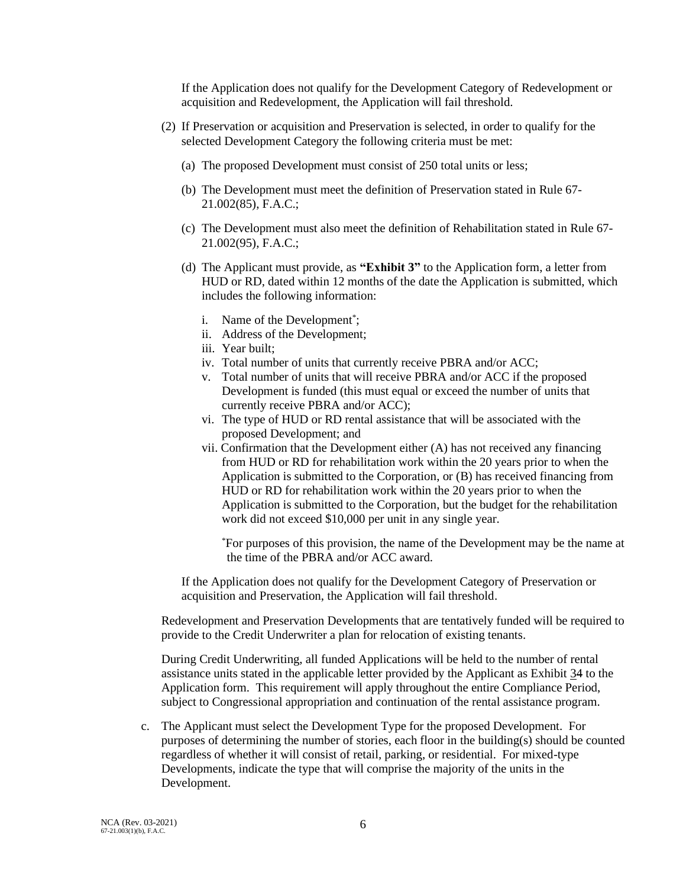If the Application does not qualify for the Development Category of Redevelopment or acquisition and Redevelopment, the Application will fail threshold.

(2) If Preservation or acquisition and Preservation is selected, in order to qualify for the selected Development Category the following criteria must be met:

(a) The proposed Development must consist of 250 total units or less;

(b) The Development must meet the definition of Preservation stated in Rule 67-21.002(85), F.A.C.;

(c) The Development must also meet the definition of Rehabilitation stated in Rule 67-21.002(95), F.A.C.;

(d) The Applicant must provide, as **"Exhibit 3"** to the Application form, a letter from HUD or RD, dated within 12 months of the date the Application is submitted, which includes the following information:

i. Name of the Development*;
ii. Address of the Development;
iii. Year built;
iv. Total number of units that currently receive PBRA and/or ACC;
v. Total number of units that will receive PBRA and/or ACC if the proposed Development is funded (this must equal or exceed the number of units that currently receive PBRA and/or ACC);
vi. The type of HUD or RD rental assistance that will be associated with the proposed Development; and
vii. Confirmation that the Development either (A) has not received any financing from HUD or RD for rehabilitation work within the 20 years prior to when the Application is submitted to the Corporation, or (B) has received financing from HUD or RD for rehabilitation work within the 20 years prior to when the Application is submitted to the Corporation, but the budget for the rehabilitation work did not exceed $10,000 per unit in any single year.

*For purposes of this provision, the name of the Development may be the name at the time of the PBRA and/or ACC award.

If the Application does not qualify for the Development Category of Preservation or acquisition and Preservation, the Application will fail threshold.

Redevelopment and Preservation Developments that are tentatively funded will be required to provide to the Credit Underwriter a plan for relocation of existing tenants.

During Credit Underwriting, all funded Applications will be held to the number of rental assistance units stated in the applicable letter provided by the Applicant as Exhibit 34 to the Application form. This requirement will apply throughout the entire Compliance Period, subject to Congressional appropriation and continuation of the rental assistance program.

c. The Applicant must select the Development Type for the proposed Development. For purposes of determining the number of stories, each floor in the building(s) should be counted regardless of whether it will consist of retail, parking, or residential. For mixed-type Developments, indicate the type that will comprise the majority of the units in the Development.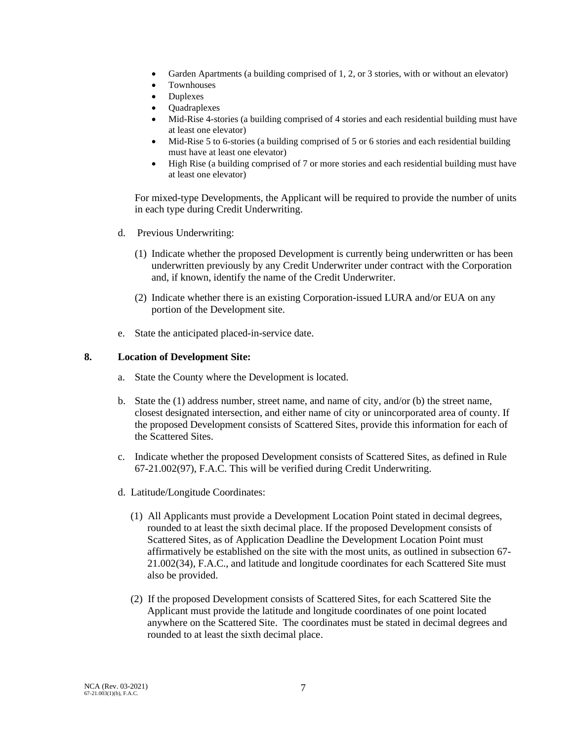- Garden Apartments (a building comprised of 1, 2, or 3 stories, with or without an elevator)
- Townhouses
- Duplexes
- Quadraplexes
- Mid-Rise 4-stories (a building comprised of 4 stories and each residential building must have at least one elevator)
- Mid-Rise 5 to 6-stories (a building comprised of 5 or 6 stories and each residential building must have at least one elevator)
- High Rise (a building comprised of 7 or more stories and each residential building must have at least one elevator)

For mixed-type Developments, the Applicant will be required to provide the number of units in each type during Credit Underwriting.

d. Previous Underwriting:

(1) Indicate whether the proposed Development is currently being underwritten or has been underwritten previously by any Credit Underwriter under contract with the Corporation and, if known, identify the name of the Credit Underwriter.

(2) Indicate whether there is an existing Corporation-issued LURA and/or EUA on any portion of the Development site.

e. State the anticipated placed-in-service date.

**8. Location of Development Site:**

a. State the County where the Development is located.

b. State the (1) address number, street name, and name of city, and/or (b) the street name, closest designated intersection, and either name of city or unincorporated area of county. If the proposed Development consists of Scattered Sites, provide this information for each of the Scattered Sites.

c. Indicate whether the proposed Development consists of Scattered Sites, as defined in Rule 67-21.002(97), F.A.C. This will be verified during Credit Underwriting.

d. Latitude/Longitude Coordinates:

(1) All Applicants must provide a Development Location Point stated in decimal degrees, rounded to at least the sixth decimal place. If the proposed Development consists of Scattered Sites, as of Application Deadline the Development Location Point must affirmatively be established on the site with the most units, as outlined in subsection 67-21.002(34), F.A.C., and latitude and longitude coordinates for each Scattered Site must also be provided.

(2) If the proposed Development consists of Scattered Sites, for each Scattered Site the Applicant must provide the latitude and longitude coordinates of one point located anywhere on the Scattered Site. The coordinates must be stated in decimal degrees and rounded to at least the sixth decimal place.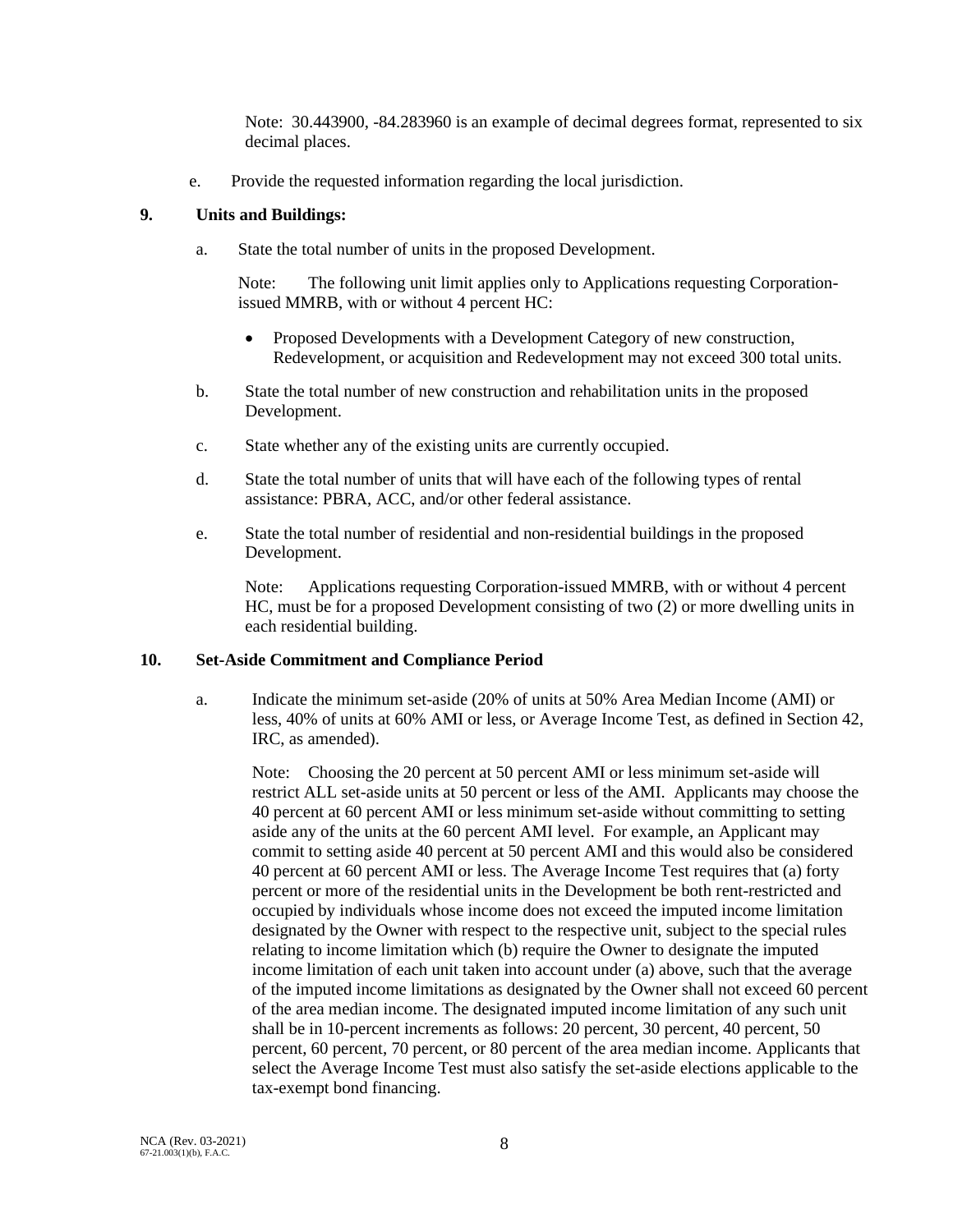Note: 30.443900, -84.283960 is an example of decimal degrees format, represented to six decimal places.

e. Provide the requested information regarding the local jurisdiction.

**9. Units and Buildings:**

a. State the total number of units in the proposed Development.

Note: The following unit limit applies only to Applications requesting Corporation-issued MMRB, with or without 4 percent HC:

- Proposed Developments with a Development Category of new construction, Redevelopment, or acquisition and Redevelopment may not exceed 300 total units.

b. State the total number of new construction and rehabilitation units in the proposed Development.

c. State whether any of the existing units are currently occupied.

d. State the total number of units that will have each of the following types of rental assistance: PBRA, ACC, and/or other federal assistance.

e. State the total number of residential and non-residential buildings in the proposed Development.

Note: Applications requesting Corporation-issued MMRB, with or without 4 percent HC, must be for a proposed Development consisting of two (2) or more dwelling units in each residential building.

**10. Set-Aside Commitment and Compliance Period**

a. Indicate the minimum set-aside (20% of units at 50% Area Median Income (AMI) or less, 40% of units at 60% AMI or less, or Average Income Test, as defined in Section 42, IRC, as amended).

Note: Choosing the 20 percent at 50 percent AMI or less minimum set-aside will restrict ALL set-aside units at 50 percent or less of the AMI. Applicants may choose the 40 percent at 60 percent AMI or less minimum set-aside without committing to setting aside any of the units at the 60 percent AMI level. For example, an Applicant may commit to setting aside 40 percent at 50 percent AMI and this would also be considered 40 percent at 60 percent AMI or less. The Average Income Test requires that (a) forty percent or more of the residential units in the Development be both rent-restricted and occupied by individuals whose income does not exceed the imputed income limitation designated by the Owner with respect to the respective unit, subject to the special rules relating to income limitation which (b) require the Owner to designate the imputed income limitation of each unit taken into account under (a) above, such that the average of the imputed income limitations as designated by the Owner shall not exceed 60 percent of the area median income. The designated imputed income limitation of any such unit shall be in 10-percent increments as follows: 20 percent, 30 percent, 40 percent, 50 percent, 60 percent, 70 percent, or 80 percent of the area median income. Applicants that select the Average Income Test must also satisfy the set-aside elections applicable to the tax-exempt bond financing.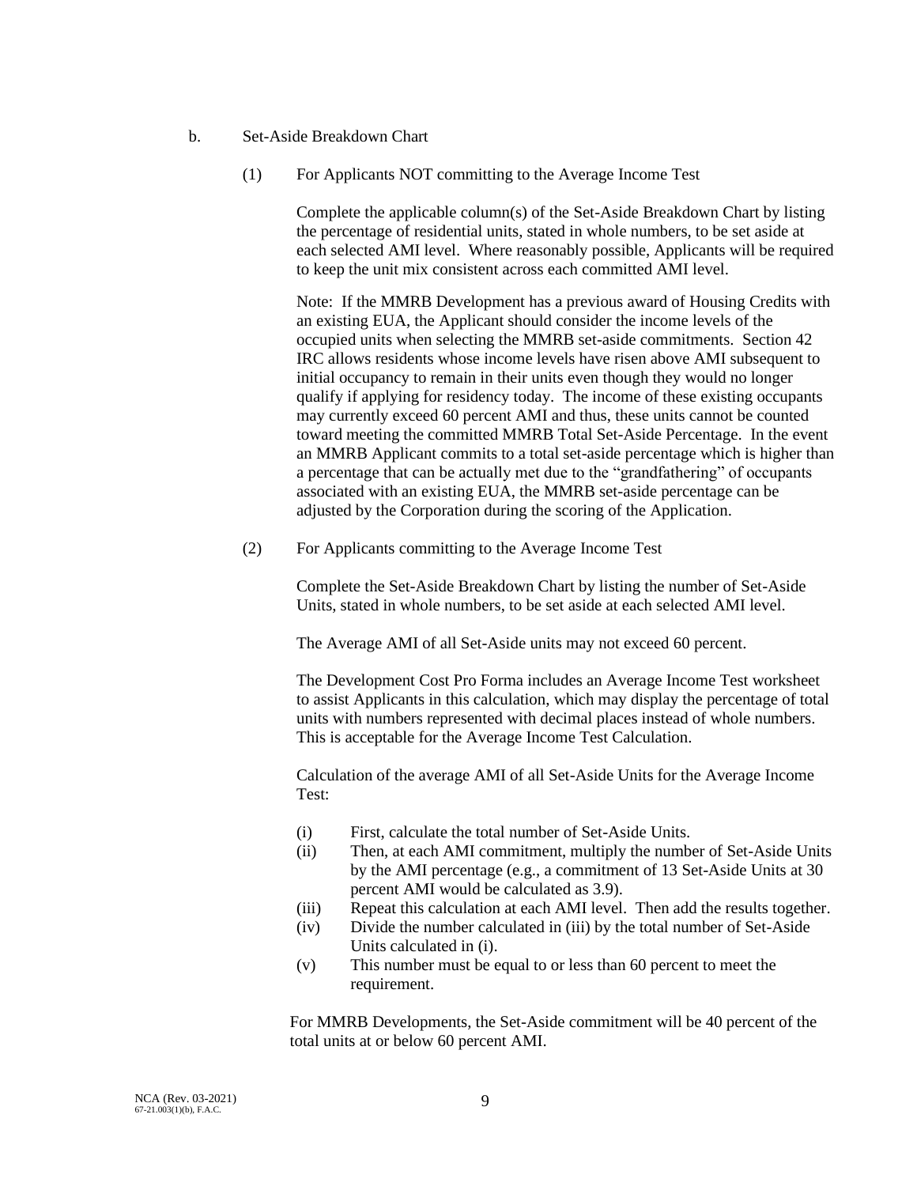b. Set-Aside Breakdown Chart

(1) For Applicants NOT committing to the Average Income Test

Complete the applicable column(s) of the Set-Aside Breakdown Chart by listing the percentage of residential units, stated in whole numbers, to be set aside at each selected AMI level. Where reasonably possible, Applicants will be required to keep the unit mix consistent across each committed AMI level.

Note: If the MMRB Development has a previous award of Housing Credits with an existing EUA, the Applicant should consider the income levels of the occupied units when selecting the MMRB set-aside commitments. Section 42 IRC allows residents whose income levels have risen above AMI subsequent to initial occupancy to remain in their units even though they would no longer qualify if applying for residency today. The income of these existing occupants may currently exceed 60 percent AMI and thus, these units cannot be counted toward meeting the committed MMRB Total Set-Aside Percentage. In the event an MMRB Applicant commits to a total set-aside percentage which is higher than a percentage that can be actually met due to the "grandfathering" of occupants associated with an existing EUA, the MMRB set-aside percentage can be adjusted by the Corporation during the scoring of the Application.

(2) For Applicants committing to the Average Income Test

Complete the Set-Aside Breakdown Chart by listing the number of Set-Aside Units, stated in whole numbers, to be set aside at each selected AMI level.

The Average AMI of all Set-Aside units may not exceed 60 percent.

The Development Cost Pro Forma includes an Average Income Test worksheet to assist Applicants in this calculation, which may display the percentage of total units with numbers represented with decimal places instead of whole numbers. This is acceptable for the Average Income Test Calculation.

Calculation of the average AMI of all Set-Aside Units for the Average Income Test:

(i) First, calculate the total number of Set-Aside Units.
(ii) Then, at each AMI commitment, multiply the number of Set-Aside Units by the AMI percentage (e.g., a commitment of 13 Set-Aside Units at 30 percent AMI would be calculated as 3.9).
(iii) Repeat this calculation at each AMI level. Then add the results together.
(iv) Divide the number calculated in (iii) by the total number of Set-Aside Units calculated in (i).
(v) This number must be equal to or less than 60 percent to meet the requirement.

For MMRB Developments, the Set-Aside commitment will be 40 percent of the total units at or below 60 percent AMI.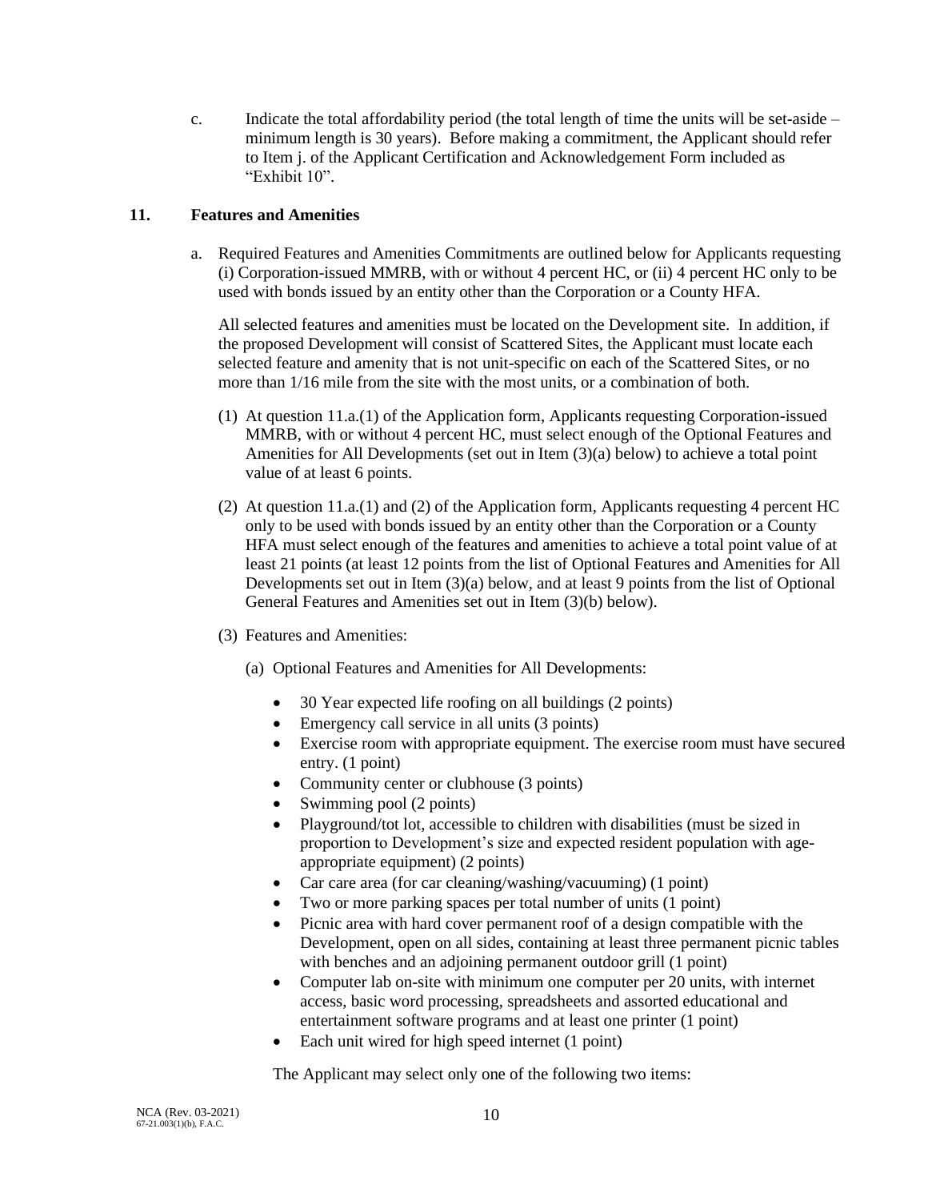c. Indicate the total affordability period (the total length of time the units will be set-aside – minimum length is 30 years). Before making a commitment, the Applicant should refer to Item j. of the Applicant Certification and Acknowledgement Form included as "Exhibit 10".

## 11. Features and Amenities

a. Required Features and Amenities Commitments are outlined below for Applicants requesting (i) Corporation-issued MMRB, with or without 4 percent HC, or (ii) 4 percent HC only to be used with bonds issued by an entity other than the Corporation or a County HFA.

All selected features and amenities must be located on the Development site. In addition, if the proposed Development will consist of Scattered Sites, the Applicant must locate each selected feature and amenity that is not unit-specific on each of the Scattered Sites, or no more than 1/16 mile from the site with the most units, or a combination of both.

(1) At question 11.a.(1) of the Application form, Applicants requesting Corporation-issued MMRB, with or without 4 percent HC, must select enough of the Optional Features and Amenities for All Developments (set out in Item (3)(a) below) to achieve a total point value of at least 6 points.

(2) At question 11.a.(1) and (2) of the Application form, Applicants requesting 4 percent HC only to be used with bonds issued by an entity other than the Corporation or a County HFA must select enough of the features and amenities to achieve a total point value of at least 21 points (at least 12 points from the list of Optional Features and Amenities for All Developments set out in Item (3)(a) below, and at least 9 points from the list of Optional General Features and Amenities set out in Item (3)(b) below).

(3) Features and Amenities:

(a) Optional Features and Amenities for All Developments:

- 30 Year expected life roofing on all buildings (2 points)
- Emergency call service in all units (3 points)
- Exercise room with appropriate equipment. The exercise room must have secured entry. (1 point)
- Community center or clubhouse (3 points)
- Swimming pool (2 points)
- Playground/tot lot, accessible to children with disabilities (must be sized in proportion to Development's size and expected resident population with age-appropriate equipment) (2 points)
- Car care area (for car cleaning/washing/vacuuming) (1 point)
- Two or more parking spaces per total number of units (1 point)
- Picnic area with hard cover permanent roof of a design compatible with the Development, open on all sides, containing at least three permanent picnic tables with benches and an adjoining permanent outdoor grill (1 point)
- Computer lab on-site with minimum one computer per 20 units, with internet access, basic word processing, spreadsheets and assorted educational and entertainment software programs and at least one printer (1 point)
- Each unit wired for high speed internet (1 point)

The Applicant may select only one of the following two items: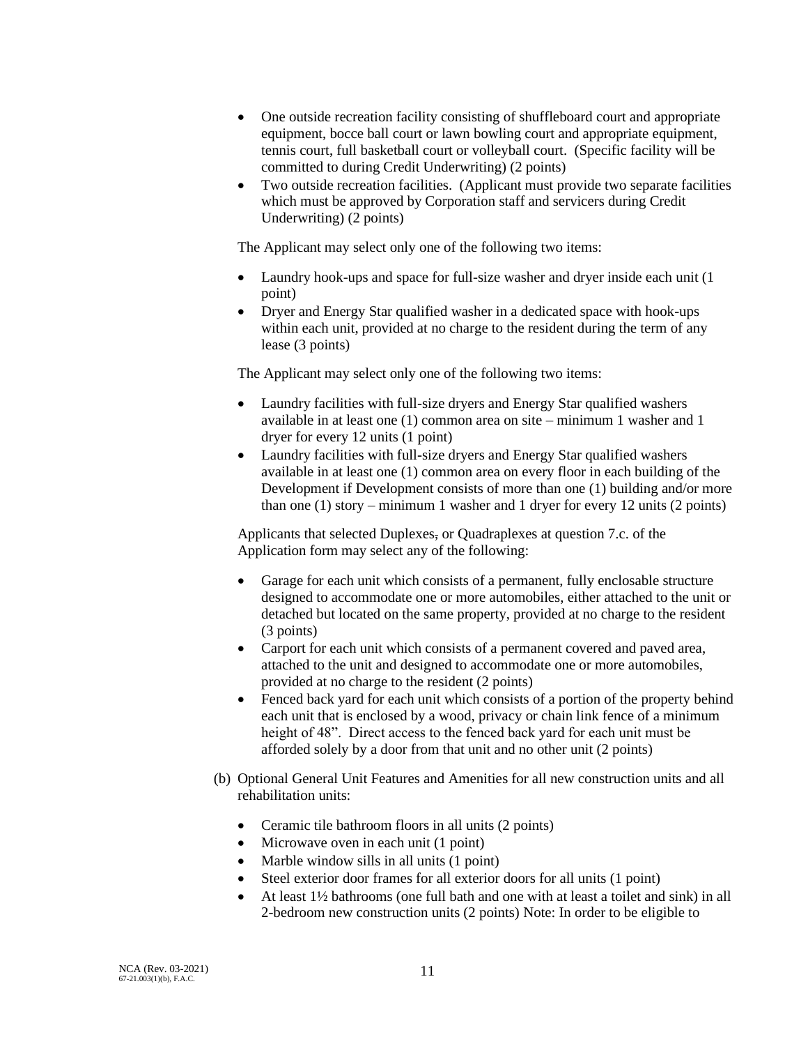- One outside recreation facility consisting of shuffleboard court and appropriate equipment, bocce ball court or lawn bowling court and appropriate equipment, tennis court, full basketball court or volleyball court. (Specific facility will be committed to during Credit Underwriting) (2 points)
- Two outside recreation facilities. (Applicant must provide two separate facilities which must be approved by Corporation staff and servicers during Credit Underwriting) (2 points)

The Applicant may select only one of the following two items:

- Laundry hook-ups and space for full-size washer and dryer inside each unit (1 point)
- Dryer and Energy Star qualified washer in a dedicated space with hook-ups within each unit, provided at no charge to the resident during the term of any lease (3 points)

The Applicant may select only one of the following two items:

- Laundry facilities with full-size dryers and Energy Star qualified washers available in at least one (1) common area on site – minimum 1 washer and 1 dryer for every 12 units (1 point)
- Laundry facilities with full-size dryers and Energy Star qualified washers available in at least one (1) common area on every floor in each building of the Development if Development consists of more than one (1) building and/or more than one (1) story – minimum 1 washer and 1 dryer for every 12 units (2 points)

Applicants that selected Duplexes, or Quadraplexes at question 7.c. of the Application form may select any of the following:

- Garage for each unit which consists of a permanent, fully enclosable structure designed to accommodate one or more automobiles, either attached to the unit or detached but located on the same property, provided at no charge to the resident (3 points)
- Carport for each unit which consists of a permanent covered and paved area, attached to the unit and designed to accommodate one or more automobiles, provided at no charge to the resident (2 points)
- Fenced back yard for each unit which consists of a portion of the property behind each unit that is enclosed by a wood, privacy or chain link fence of a minimum height of 48". Direct access to the fenced back yard for each unit must be afforded solely by a door from that unit and no other unit (2 points)

(b) Optional General Unit Features and Amenities for all new construction units and all rehabilitation units:

- Ceramic tile bathroom floors in all units (2 points)
- Microwave oven in each unit (1 point)
- Marble window sills in all units (1 point)
- Steel exterior door frames for all exterior doors for all units (1 point)
- At least 1½ bathrooms (one full bath and one with at least a toilet and sink) in all 2-bedroom new construction units (2 points) Note: In order to be eligible to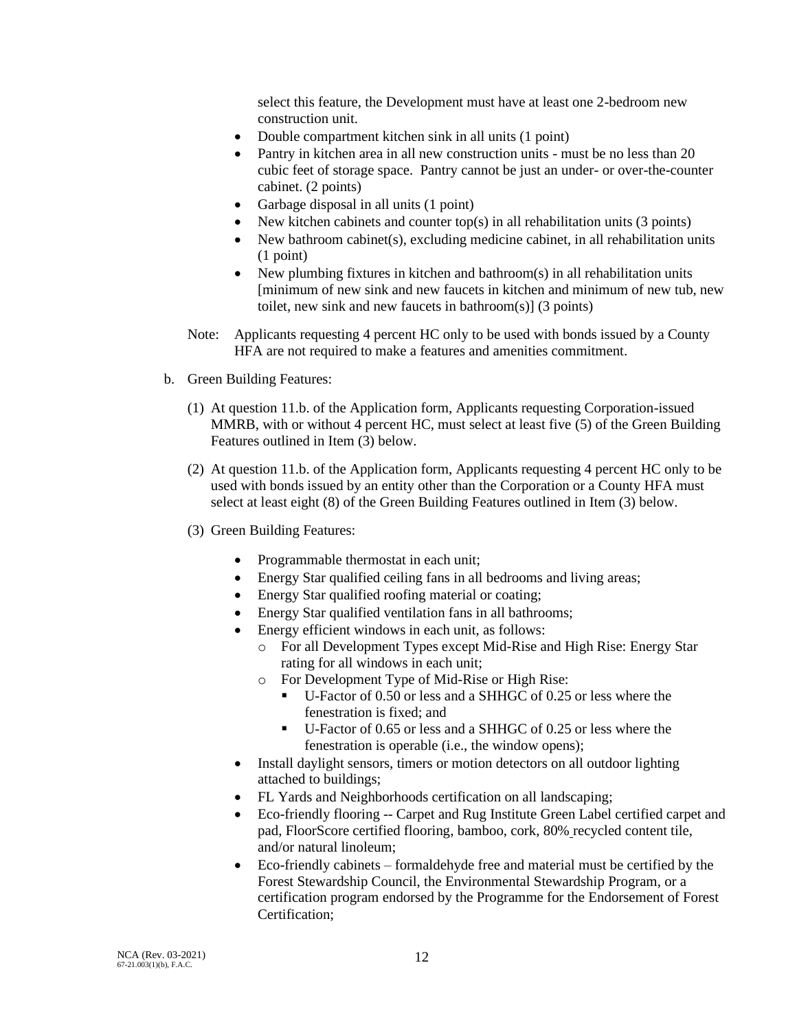select this feature, the Development must have at least one 2-bedroom new construction unit.

- Double compartment kitchen sink in all units (1 point)
- Pantry in kitchen area in all new construction units - must be no less than 20 cubic feet of storage space. Pantry cannot be just an under- or over-the-counter cabinet. (2 points)
- Garbage disposal in all units (1 point)
- New kitchen cabinets and counter top(s) in all rehabilitation units (3 points)
- New bathroom cabinet(s), excluding medicine cabinet, in all rehabilitation units (1 point)
- New plumbing fixtures in kitchen and bathroom(s) in all rehabilitation units [minimum of new sink and new faucets in kitchen and minimum of new tub, new toilet, new sink and new faucets in bathroom(s)] (3 points)

Note: Applicants requesting 4 percent HC only to be used with bonds issued by a County HFA are not required to make a features and amenities commitment.

b. Green Building Features:

(1) At question 11.b. of the Application form, Applicants requesting Corporation-issued MMRB, with or without 4 percent HC, must select at least five (5) of the Green Building Features outlined in Item (3) below.

(2) At question 11.b. of the Application form, Applicants requesting 4 percent HC only to be used with bonds issued by an entity other than the Corporation or a County HFA must select at least eight (8) of the Green Building Features outlined in Item (3) below.

(3) Green Building Features:

- Programmable thermostat in each unit;
- Energy Star qualified ceiling fans in all bedrooms and living areas;
- Energy Star qualified roofing material or coating;
- Energy Star qualified ventilation fans in all bathrooms;
- Energy efficient windows in each unit, as follows:
  - For all Development Types except Mid-Rise and High Rise: Energy Star rating for all windows in each unit;
  - For Development Type of Mid-Rise or High Rise:
    - U-Factor of 0.50 or less and a SHHGC of 0.25 or less where the fenestration is fixed; and
    - U-Factor of 0.65 or less and a SHHGC of 0.25 or less where the fenestration is operable (i.e., the window opens);
- Install daylight sensors, timers or motion detectors on all outdoor lighting attached to buildings;
- FL Yards and Neighborhoods certification on all landscaping;
- Eco-friendly flooring -- Carpet and Rug Institute Green Label certified carpet and pad, FloorScore certified flooring, bamboo, cork, 80% recycled content tile, and/or natural linoleum;
- Eco-friendly cabinets – formaldehyde free and material must be certified by the Forest Stewardship Council, the Environmental Stewardship Program, or a certification program endorsed by the Programme for the Endorsement of Forest Certification;

NCA (Rev. 03-2021)
67-21.003(1)(b), F.A.C.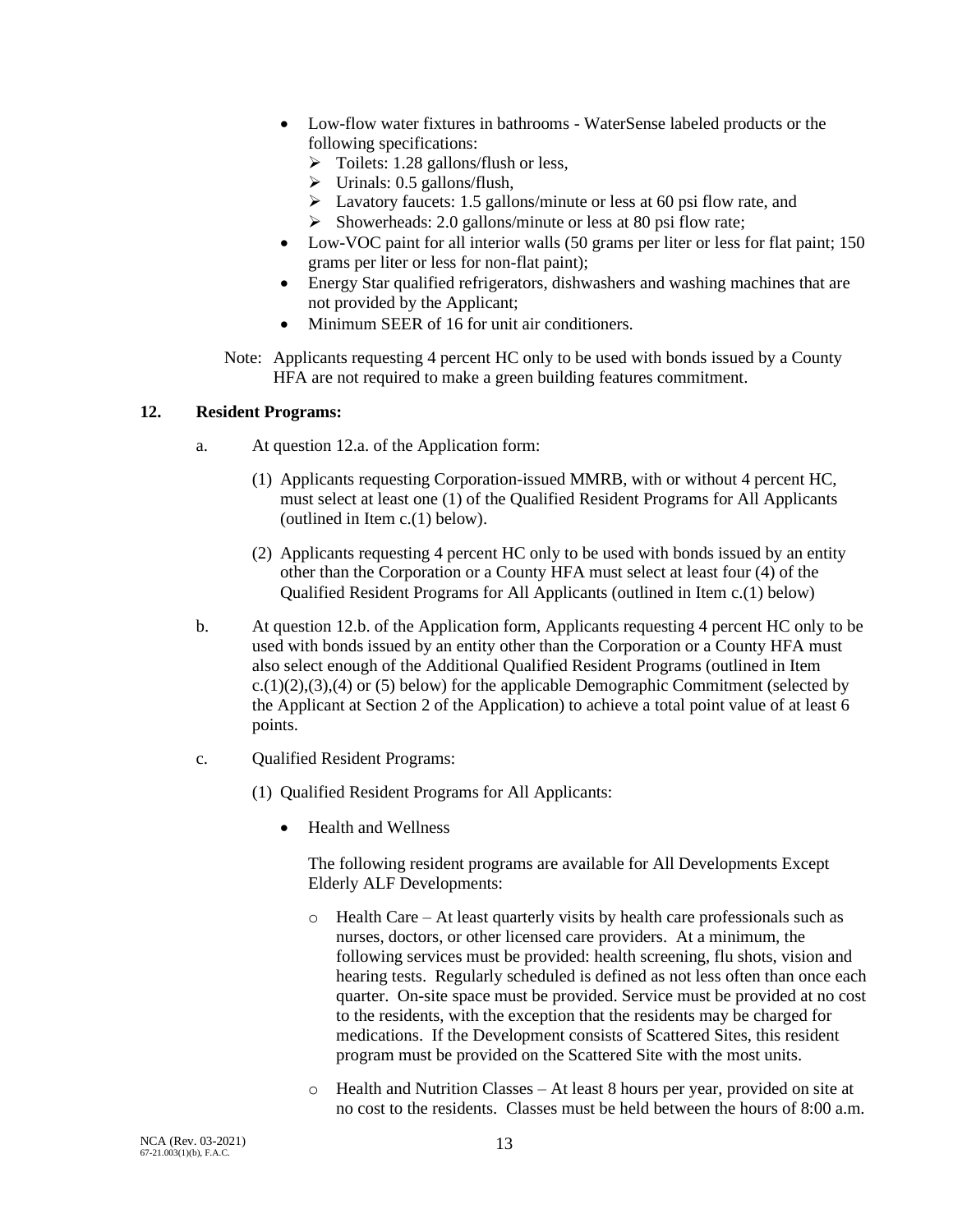- Low-flow water fixtures in bathrooms - WaterSense labeled products or the following specifications:
    - Toilets: 1.28 gallons/flush or less,
    - Urinals: 0.5 gallons/flush,
    - Lavatory faucets: 1.5 gallons/minute or less at 60 psi flow rate, and
    - Showerheads: 2.0 gallons/minute or less at 80 psi flow rate;
- Low-VOC paint for all interior walls (50 grams per liter or less for flat paint; 150 grams per liter or less for non-flat paint);
- Energy Star qualified refrigerators, dishwashers and washing machines that are not provided by the Applicant;
- Minimum SEER of 16 for unit air conditioners.

Note: Applicants requesting 4 percent HC only to be used with bonds issued by a County HFA are not required to make a green building features commitment.

**12. Resident Programs:**

a. At question 12.a. of the Application form:

(1) Applicants requesting Corporation-issued MMRB, with or without 4 percent HC, must select at least one (1) of the Qualified Resident Programs for All Applicants (outlined in Item c.(1) below).

(2) Applicants requesting 4 percent HC only to be used with bonds issued by an entity other than the Corporation or a County HFA must select at least four (4) of the Qualified Resident Programs for All Applicants (outlined in Item c.(1) below)

b. At question 12.b. of the Application form, Applicants requesting 4 percent HC only to be used with bonds issued by an entity other than the Corporation or a County HFA must also select enough of the Additional Qualified Resident Programs (outlined in Item c.(1)(2),(3),(4) or (5) below) for the applicable Demographic Commitment (selected by the Applicant at Section 2 of the Application) to achieve a total point value of at least 6 points.

c. Qualified Resident Programs:

(1) Qualified Resident Programs for All Applicants:

- Health and Wellness

  The following resident programs are available for All Developments Except Elderly ALF Developments:

  - Health Care – At least quarterly visits by health care professionals such as nurses, doctors, or other licensed care providers. At a minimum, the following services must be provided: health screening, flu shots, vision and hearing tests. Regularly scheduled is defined as not less often than once each quarter. On-site space must be provided. Service must be provided at no cost to the residents, with the exception that the residents may be charged for medications. If the Development consists of Scattered Sites, this resident program must be provided on the Scattered Site with the most units.

  - Health and Nutrition Classes – At least 8 hours per year, provided on site at no cost to the residents. Classes must be held between the hours of 8:00 a.m.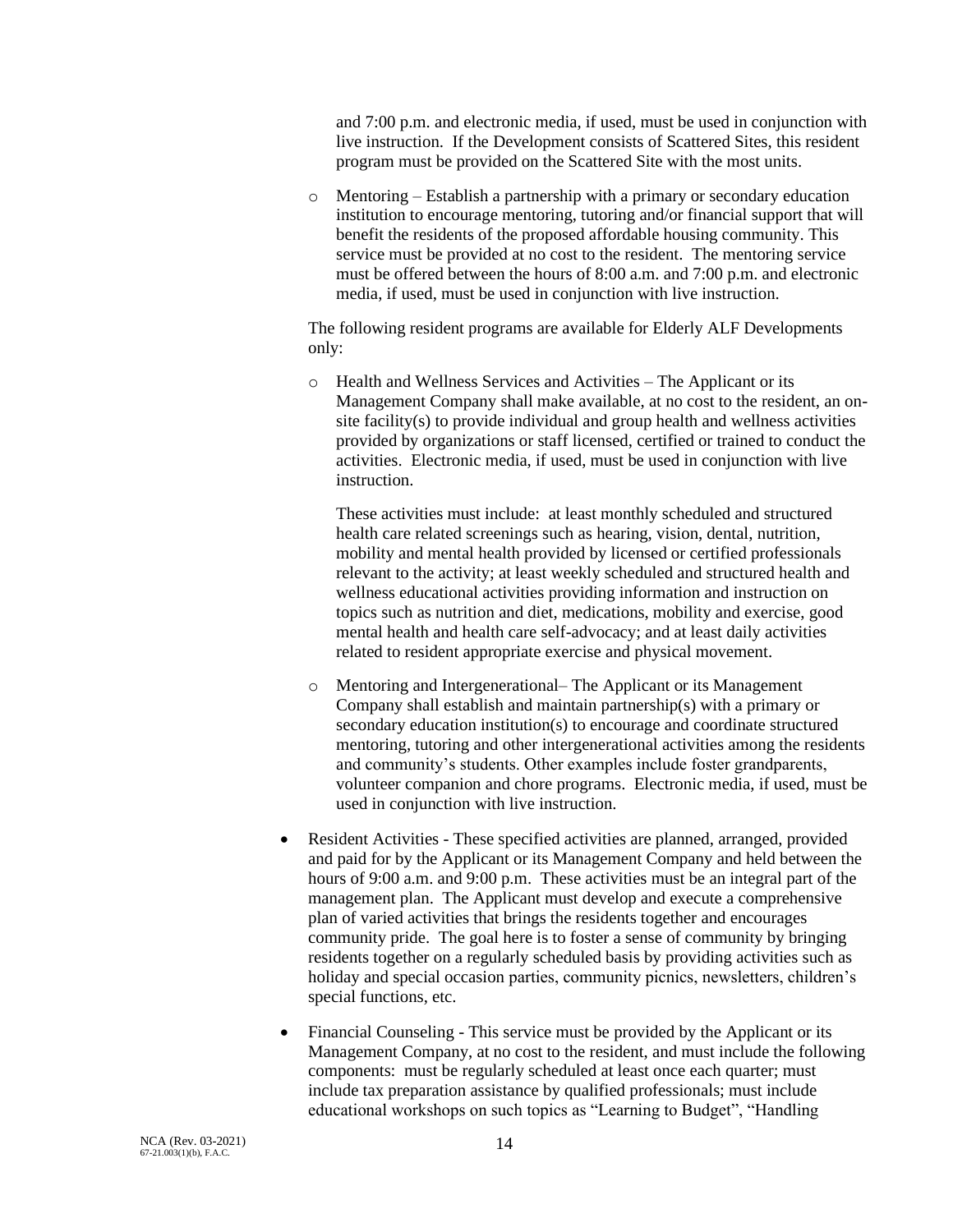and 7:00 p.m. and electronic media, if used, must be used in conjunction with live instruction. If the Development consists of Scattered Sites, this resident program must be provided on the Scattered Site with the most units.

  - Mentoring – Establish a partnership with a primary or secondary education institution to encourage mentoring, tutoring and/or financial support that will benefit the residents of the proposed affordable housing community. This service must be provided at no cost to the resident. The mentoring service must be offered between the hours of 8:00 a.m. and 7:00 p.m. and electronic media, if used, must be used in conjunction with live instruction.

  The following resident programs are available for Elderly ALF Developments only:

  - Health and Wellness Services and Activities – The Applicant or its Management Company shall make available, at no cost to the resident, an on-site facility(s) to provide individual and group health and wellness activities provided by organizations or staff licensed, certified or trained to conduct the activities. Electronic media, if used, must be used in conjunction with live instruction.

    These activities must include: at least monthly scheduled and structured health care related screenings such as hearing, vision, dental, nutrition, mobility and mental health provided by licensed or certified professionals relevant to the activity; at least weekly scheduled and structured health and wellness educational activities providing information and instruction on topics such as nutrition and diet, medications, mobility and exercise, good mental health and health care self-advocacy; and at least daily activities related to resident appropriate exercise and physical movement.

  - Mentoring and Intergenerational– The Applicant or its Management Company shall establish and maintain partnership(s) with a primary or secondary education institution(s) to encourage and coordinate structured mentoring, tutoring and other intergenerational activities among the residents and community's students. Other examples include foster grandparents, volunteer companion and chore programs. Electronic media, if used, must be used in conjunction with live instruction.

- Resident Activities - These specified activities are planned, arranged, provided and paid for by the Applicant or its Management Company and held between the hours of 9:00 a.m. and 9:00 p.m. These activities must be an integral part of the management plan. The Applicant must develop and execute a comprehensive plan of varied activities that brings the residents together and encourages community pride. The goal here is to foster a sense of community by bringing residents together on a regularly scheduled basis by providing activities such as holiday and special occasion parties, community picnics, newsletters, children's special functions, etc.

- Financial Counseling - This service must be provided by the Applicant or its Management Company, at no cost to the resident, and must include the following components: must be regularly scheduled at least once each quarter; must include tax preparation assistance by qualified professionals; must include educational workshops on such topics as "Learning to Budget", "Handling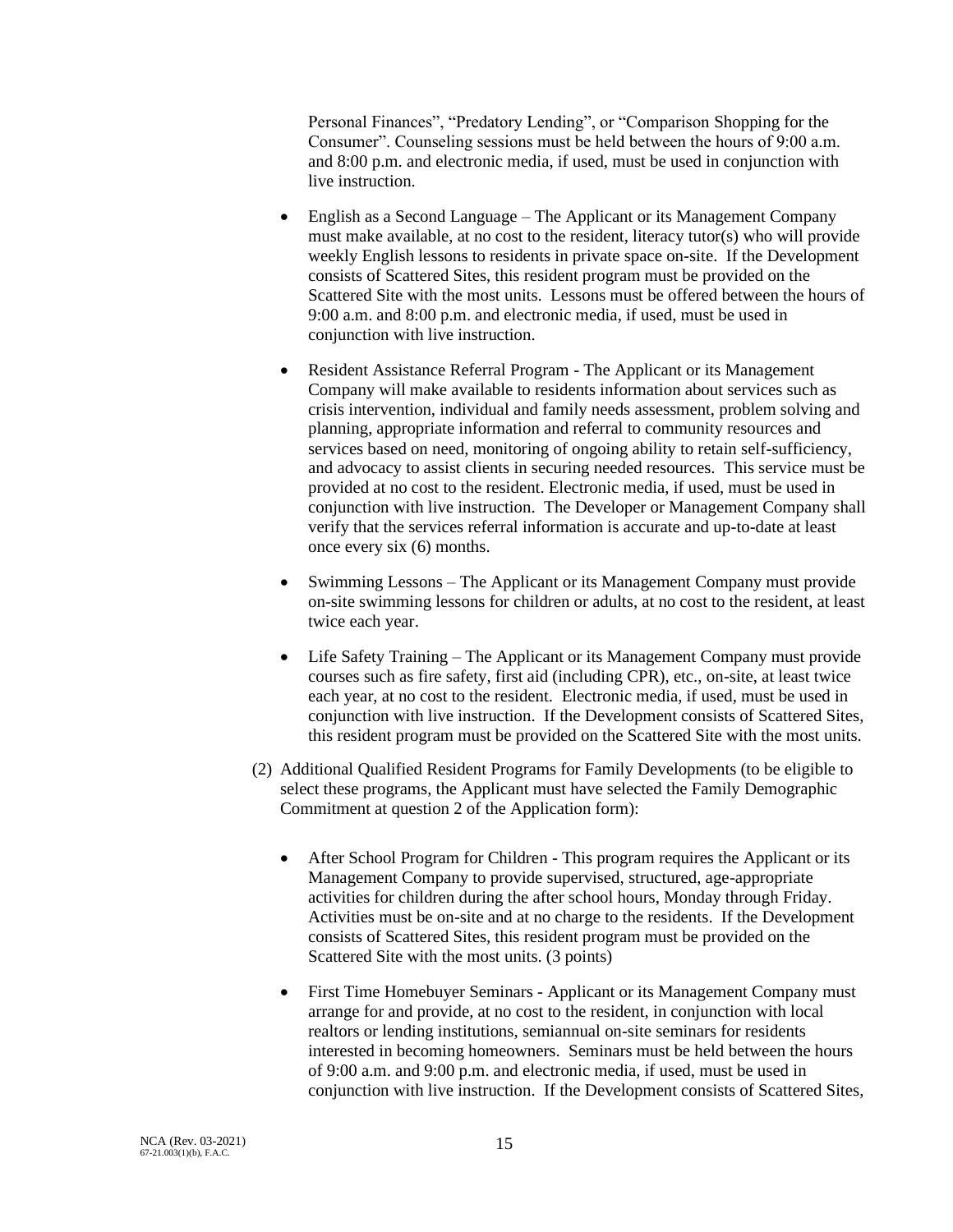Personal Finances", "Predatory Lending", or "Comparison Shopping for the Consumer". Counseling sessions must be held between the hours of 9:00 a.m. and 8:00 p.m. and electronic media, if used, must be used in conjunction with live instruction.

- English as a Second Language – The Applicant or its Management Company must make available, at no cost to the resident, literacy tutor(s) who will provide weekly English lessons to residents in private space on-site. If the Development consists of Scattered Sites, this resident program must be provided on the Scattered Site with the most units. Lessons must be offered between the hours of 9:00 a.m. and 8:00 p.m. and electronic media, if used, must be used in conjunction with live instruction.

- Resident Assistance Referral Program - The Applicant or its Management Company will make available to residents information about services such as crisis intervention, individual and family needs assessment, problem solving and planning, appropriate information and referral to community resources and services based on need, monitoring of ongoing ability to retain self-sufficiency, and advocacy to assist clients in securing needed resources. This service must be provided at no cost to the resident. Electronic media, if used, must be used in conjunction with live instruction. The Developer or Management Company shall verify that the services referral information is accurate and up-to-date at least once every six (6) months.

- Swimming Lessons – The Applicant or its Management Company must provide on-site swimming lessons for children or adults, at no cost to the resident, at least twice each year.

- Life Safety Training – The Applicant or its Management Company must provide courses such as fire safety, first aid (including CPR), etc., on-site, at least twice each year, at no cost to the resident. Electronic media, if used, must be used in conjunction with live instruction. If the Development consists of Scattered Sites, this resident program must be provided on the Scattered Site with the most units.

(2) Additional Qualified Resident Programs for Family Developments (to be eligible to select these programs, the Applicant must have selected the Family Demographic Commitment at question 2 of the Application form):

- After School Program for Children - This program requires the Applicant or its Management Company to provide supervised, structured, age-appropriate activities for children during the after school hours, Monday through Friday. Activities must be on-site and at no charge to the residents. If the Development consists of Scattered Sites, this resident program must be provided on the Scattered Site with the most units. (3 points)

- First Time Homebuyer Seminars - Applicant or its Management Company must arrange for and provide, at no cost to the resident, in conjunction with local realtors or lending institutions, semiannual on-site seminars for residents interested in becoming homeowners. Seminars must be held between the hours of 9:00 a.m. and 9:00 p.m. and electronic media, if used, must be used in conjunction with live instruction. If the Development consists of Scattered Sites,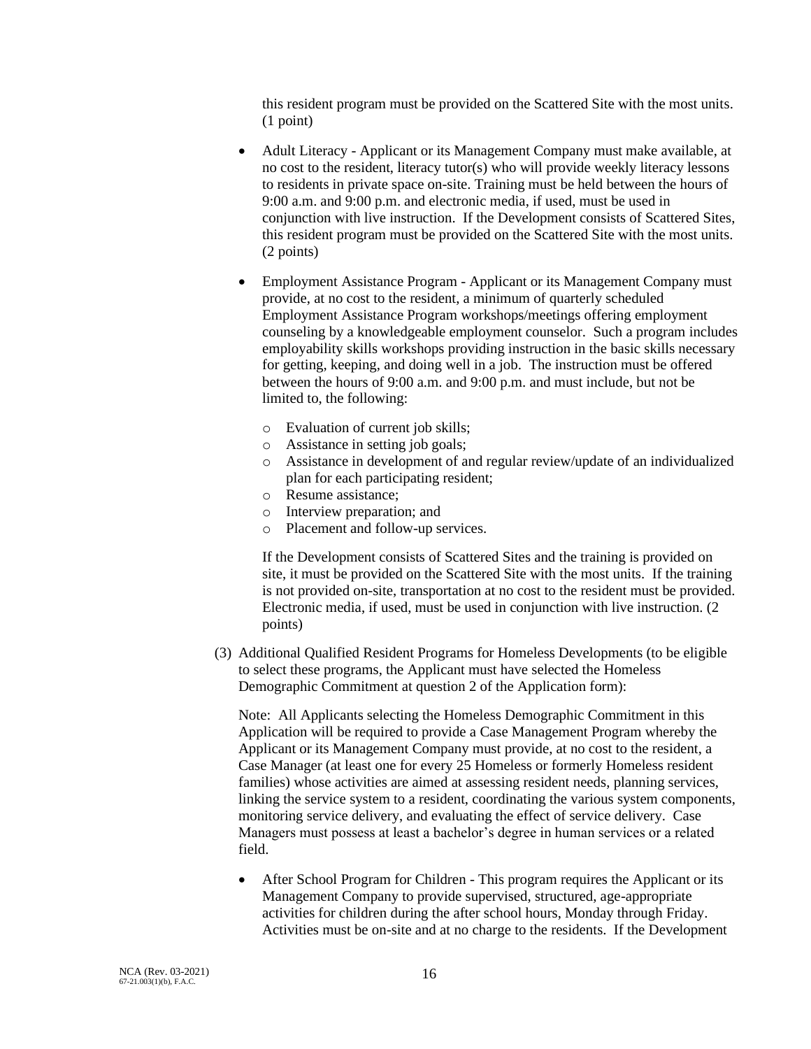this resident program must be provided on the Scattered Site with the most units. (1 point)

- Adult Literacy - Applicant or its Management Company must make available, at no cost to the resident, literacy tutor(s) who will provide weekly literacy lessons to residents in private space on-site. Training must be held between the hours of 9:00 a.m. and 9:00 p.m. and electronic media, if used, must be used in conjunction with live instruction. If the Development consists of Scattered Sites, this resident program must be provided on the Scattered Site with the most units. (2 points)

- Employment Assistance Program - Applicant or its Management Company must provide, at no cost to the resident, a minimum of quarterly scheduled Employment Assistance Program workshops/meetings offering employment counseling by a knowledgeable employment counselor. Such a program includes employability skills workshops providing instruction in the basic skills necessary for getting, keeping, and doing well in a job. The instruction must be offered between the hours of 9:00 a.m. and 9:00 p.m. and must include, but not be limited to, the following:

  - Evaluation of current job skills;
  - Assistance in setting job goals;
  - Assistance in development of and regular review/update of an individualized plan for each participating resident;
  - Resume assistance;
  - Interview preparation; and
  - Placement and follow-up services.

  If the Development consists of Scattered Sites and the training is provided on site, it must be provided on the Scattered Site with the most units. If the training is not provided on-site, transportation at no cost to the resident must be provided. Electronic media, if used, must be used in conjunction with live instruction. (2 points)

(3) Additional Qualified Resident Programs for Homeless Developments (to be eligible to select these programs, the Applicant must have selected the Homeless Demographic Commitment at question 2 of the Application form):

Note: All Applicants selecting the Homeless Demographic Commitment in this Application will be required to provide a Case Management Program whereby the Applicant or its Management Company must provide, at no cost to the resident, a Case Manager (at least one for every 25 Homeless or formerly Homeless resident families) whose activities are aimed at assessing resident needs, planning services, linking the service system to a resident, coordinating the various system components, monitoring service delivery, and evaluating the effect of service delivery. Case Managers must possess at least a bachelor's degree in human services or a related field.

- After School Program for Children - This program requires the Applicant or its Management Company to provide supervised, structured, age-appropriate activities for children during the after school hours, Monday through Friday. Activities must be on-site and at no charge to the residents. If the Development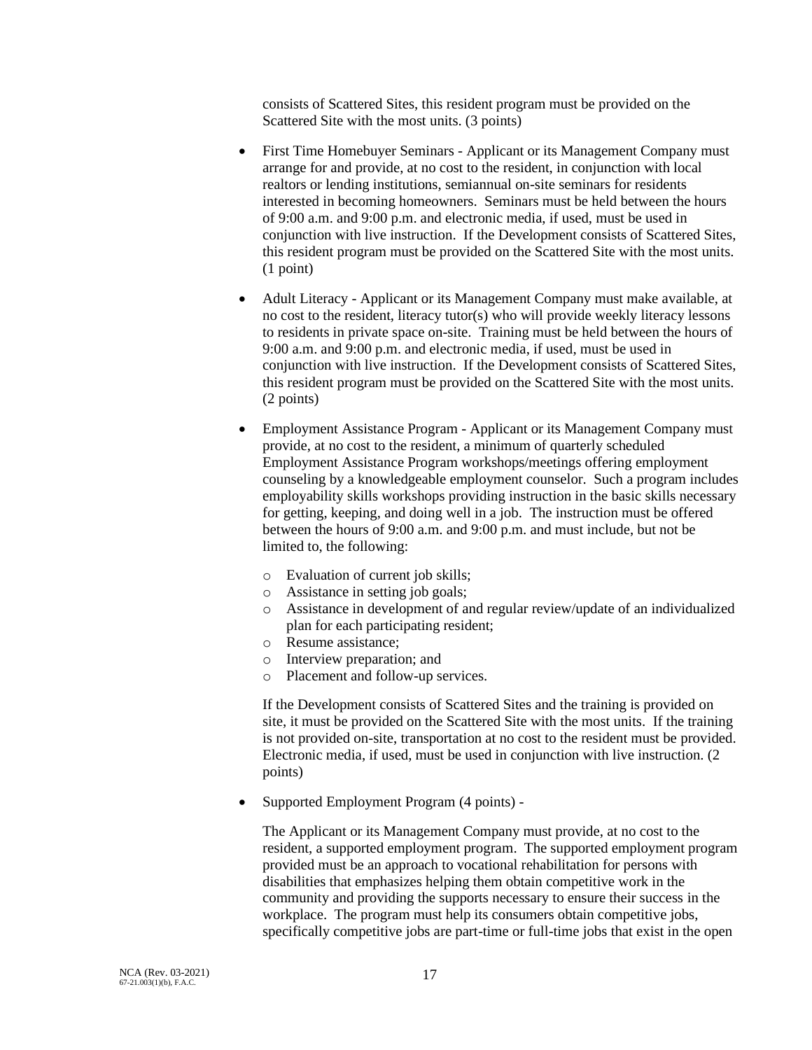consists of Scattered Sites, this resident program must be provided on the Scattered Site with the most units. (3 points)

- First Time Homebuyer Seminars - Applicant or its Management Company must arrange for and provide, at no cost to the resident, in conjunction with local realtors or lending institutions, semiannual on-site seminars for residents interested in becoming homeowners. Seminars must be held between the hours of 9:00 a.m. and 9:00 p.m. and electronic media, if used, must be used in conjunction with live instruction. If the Development consists of Scattered Sites, this resident program must be provided on the Scattered Site with the most units. (1 point)

- Adult Literacy - Applicant or its Management Company must make available, at no cost to the resident, literacy tutor(s) who will provide weekly literacy lessons to residents in private space on-site. Training must be held between the hours of 9:00 a.m. and 9:00 p.m. and electronic media, if used, must be used in conjunction with live instruction. If the Development consists of Scattered Sites, this resident program must be provided on the Scattered Site with the most units. (2 points)

- Employment Assistance Program - Applicant or its Management Company must provide, at no cost to the resident, a minimum of quarterly scheduled Employment Assistance Program workshops/meetings offering employment counseling by a knowledgeable employment counselor. Such a program includes employability skills workshops providing instruction in the basic skills necessary for getting, keeping, and doing well in a job. The instruction must be offered between the hours of 9:00 a.m. and 9:00 p.m. and must include, but not be limited to, the following:

  - Evaluation of current job skills;
  - Assistance in setting job goals;
  - Assistance in development of and regular review/update of an individualized plan for each participating resident;
  - Resume assistance;
  - Interview preparation; and
  - Placement and follow-up services.

  If the Development consists of Scattered Sites and the training is provided on site, it must be provided on the Scattered Site with the most units. If the training is not provided on-site, transportation at no cost to the resident must be provided. Electronic media, if used, must be used in conjunction with live instruction. (2 points)

- Supported Employment Program (4 points) -

  The Applicant or its Management Company must provide, at no cost to the resident, a supported employment program. The supported employment program provided must be an approach to vocational rehabilitation for persons with disabilities that emphasizes helping them obtain competitive work in the community and providing the supports necessary to ensure their success in the workplace. The program must help its consumers obtain competitive jobs, specifically competitive jobs are part-time or full-time jobs that exist in the open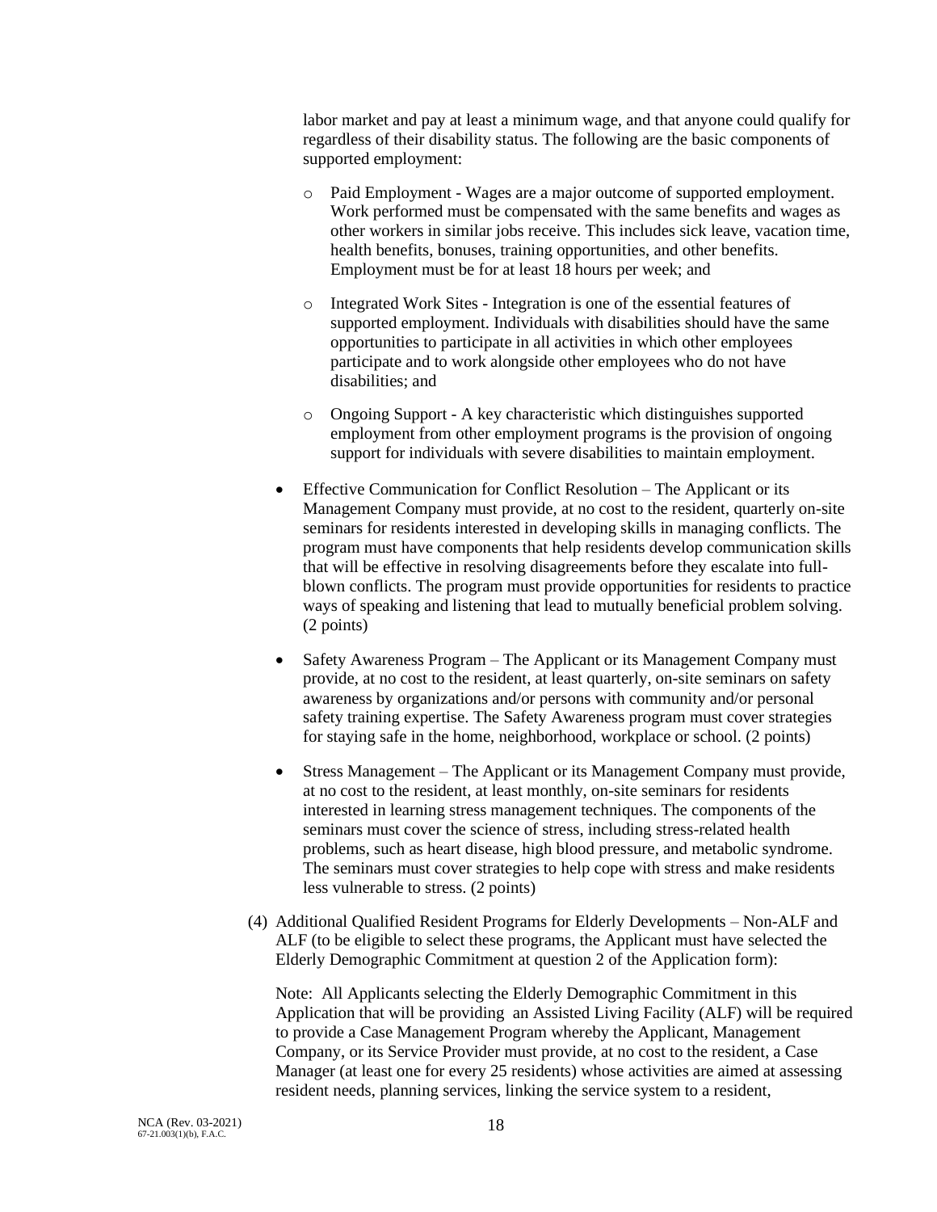labor market and pay at least a minimum wage, and that anyone could qualify for regardless of their disability status. The following are the basic components of supported employment:

  - Paid Employment - Wages are a major outcome of supported employment. Work performed must be compensated with the same benefits and wages as other workers in similar jobs receive. This includes sick leave, vacation time, health benefits, bonuses, training opportunities, and other benefits. Employment must be for at least 18 hours per week; and

  - Integrated Work Sites - Integration is one of the essential features of supported employment. Individuals with disabilities should have the same opportunities to participate in all activities in which other employees participate and to work alongside other employees who do not have disabilities; and

  - Ongoing Support - A key characteristic which distinguishes supported employment from other employment programs is the provision of ongoing support for individuals with severe disabilities to maintain employment.

- Effective Communication for Conflict Resolution – The Applicant or its Management Company must provide, at no cost to the resident, quarterly on-site seminars for residents interested in developing skills in managing conflicts. The program must have components that help residents develop communication skills that will be effective in resolving disagreements before they escalate into full-blown conflicts. The program must provide opportunities for residents to practice ways of speaking and listening that lead to mutually beneficial problem solving. (2 points)

- Safety Awareness Program – The Applicant or its Management Company must provide, at no cost to the resident, at least quarterly, on-site seminars on safety awareness by organizations and/or persons with community and/or personal safety training expertise. The Safety Awareness program must cover strategies for staying safe in the home, neighborhood, workplace or school. (2 points)

- Stress Management – The Applicant or its Management Company must provide, at no cost to the resident, at least monthly, on-site seminars for residents interested in learning stress management techniques. The components of the seminars must cover the science of stress, including stress-related health problems, such as heart disease, high blood pressure, and metabolic syndrome. The seminars must cover strategies to help cope with stress and make residents less vulnerable to stress. (2 points)

(4) Additional Qualified Resident Programs for Elderly Developments – Non-ALF and ALF (to be eligible to select these programs, the Applicant must have selected the Elderly Demographic Commitment at question 2 of the Application form):

Note: All Applicants selecting the Elderly Demographic Commitment in this Application that will be providing an Assisted Living Facility (ALF) will be required to provide a Case Management Program whereby the Applicant, Management Company, or its Service Provider must provide, at no cost to the resident, a Case Manager (at least one for every 25 residents) whose activities are aimed at assessing resident needs, planning services, linking the service system to a resident,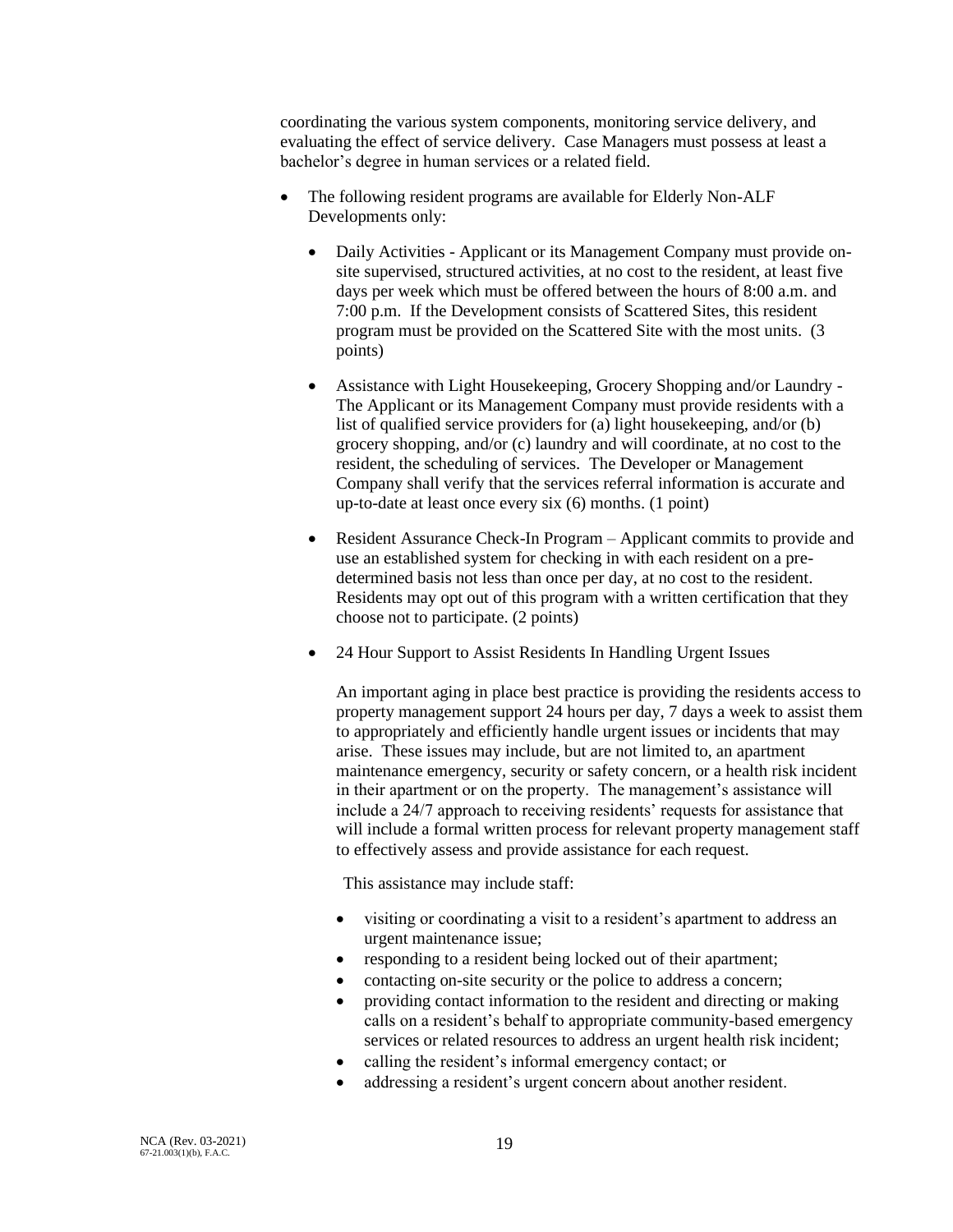coordinating the various system components, monitoring service delivery, and evaluating the effect of service delivery. Case Managers must possess at least a bachelor's degree in human services or a related field.

- The following resident programs are available for Elderly Non-ALF Developments only:
  - Daily Activities - Applicant or its Management Company must provide on-site supervised, structured activities, at no cost to the resident, at least five days per week which must be offered between the hours of 8:00 a.m. and 7:00 p.m. If the Development consists of Scattered Sites, this resident program must be provided on the Scattered Site with the most units. (3 points)
  - Assistance with Light Housekeeping, Grocery Shopping and/or Laundry - The Applicant or its Management Company must provide residents with a list of qualified service providers for (a) light housekeeping, and/or (b) grocery shopping, and/or (c) laundry and will coordinate, at no cost to the resident, the scheduling of services. The Developer or Management Company shall verify that the services referral information is accurate and up-to-date at least once every six (6) months. (1 point)
  - Resident Assurance Check-In Program – Applicant commits to provide and use an established system for checking in with each resident on a pre-determined basis not less than once per day, at no cost to the resident. Residents may opt out of this program with a written certification that they choose not to participate. (2 points)
  - 24 Hour Support to Assist Residents In Handling Urgent Issues

    An important aging in place best practice is providing the residents access to property management support 24 hours per day, 7 days a week to assist them to appropriately and efficiently handle urgent issues or incidents that may arise. These issues may include, but are not limited to, an apartment maintenance emergency, security or safety concern, or a health risk incident in their apartment or on the property. The management's assistance will include a 24/7 approach to receiving residents' requests for assistance that will include a formal written process for relevant property management staff to effectively assess and provide assistance for each request.

    This assistance may include staff:

    - visiting or coordinating a visit to a resident's apartment to address an urgent maintenance issue;
    - responding to a resident being locked out of their apartment;
    - contacting on-site security or the police to address a concern;
    - providing contact information to the resident and directing or making calls on a resident's behalf to appropriate community-based emergency services or related resources to address an urgent health risk incident;
    - calling the resident's informal emergency contact; or
    - addressing a resident's urgent concern about another resident.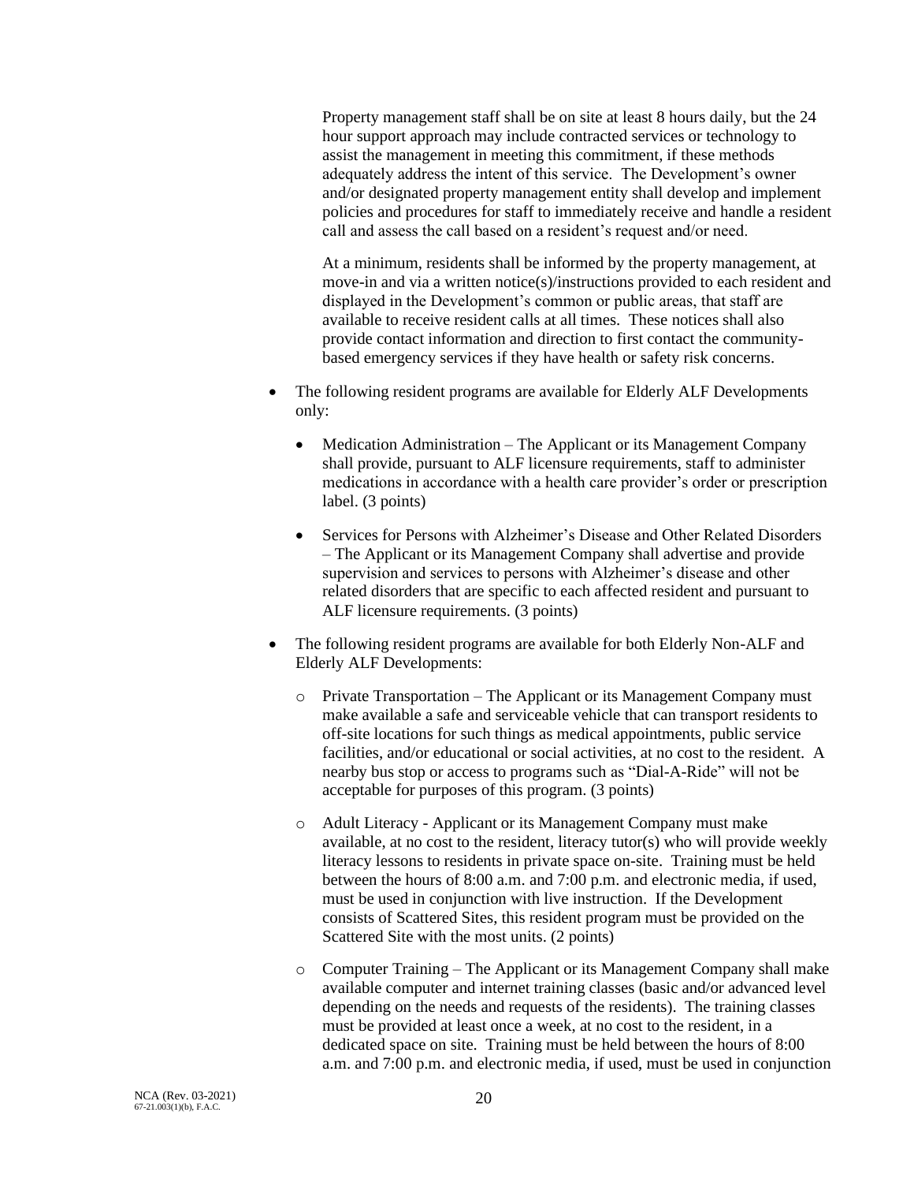Property management staff shall be on site at least 8 hours daily, but the 24 hour support approach may include contracted services or technology to assist the management in meeting this commitment, if these methods adequately address the intent of this service. The Development's owner and/or designated property management entity shall develop and implement policies and procedures for staff to immediately receive and handle a resident call and assess the call based on a resident's request and/or need.

At a minimum, residents shall be informed by the property management, at move-in and via a written notice(s)/instructions provided to each resident and displayed in the Development's common or public areas, that staff are available to receive resident calls at all times. These notices shall also provide contact information and direction to first contact the community-based emergency services if they have health or safety risk concerns.

- The following resident programs are available for Elderly ALF Developments only:
  - Medication Administration – The Applicant or its Management Company shall provide, pursuant to ALF licensure requirements, staff to administer medications in accordance with a health care provider's order or prescription label. (3 points)
  - Services for Persons with Alzheimer's Disease and Other Related Disorders – The Applicant or its Management Company shall advertise and provide supervision and services to persons with Alzheimer's disease and other related disorders that are specific to each affected resident and pursuant to ALF licensure requirements. (3 points)
- The following resident programs are available for both Elderly Non-ALF and Elderly ALF Developments:
  - Private Transportation – The Applicant or its Management Company must make available a safe and serviceable vehicle that can transport residents to off-site locations for such things as medical appointments, public service facilities, and/or educational or social activities, at no cost to the resident. A nearby bus stop or access to programs such as "Dial-A-Ride" will not be acceptable for purposes of this program. (3 points)
  - Adult Literacy - Applicant or its Management Company must make available, at no cost to the resident, literacy tutor(s) who will provide weekly literacy lessons to residents in private space on-site. Training must be held between the hours of 8:00 a.m. and 7:00 p.m. and electronic media, if used, must be used in conjunction with live instruction. If the Development consists of Scattered Sites, this resident program must be provided on the Scattered Site with the most units. (2 points)
  - Computer Training – The Applicant or its Management Company shall make available computer and internet training classes (basic and/or advanced level depending on the needs and requests of the residents). The training classes must be provided at least once a week, at no cost to the resident, in a dedicated space on site. Training must be held between the hours of 8:00 a.m. and 7:00 p.m. and electronic media, if used, must be used in conjunction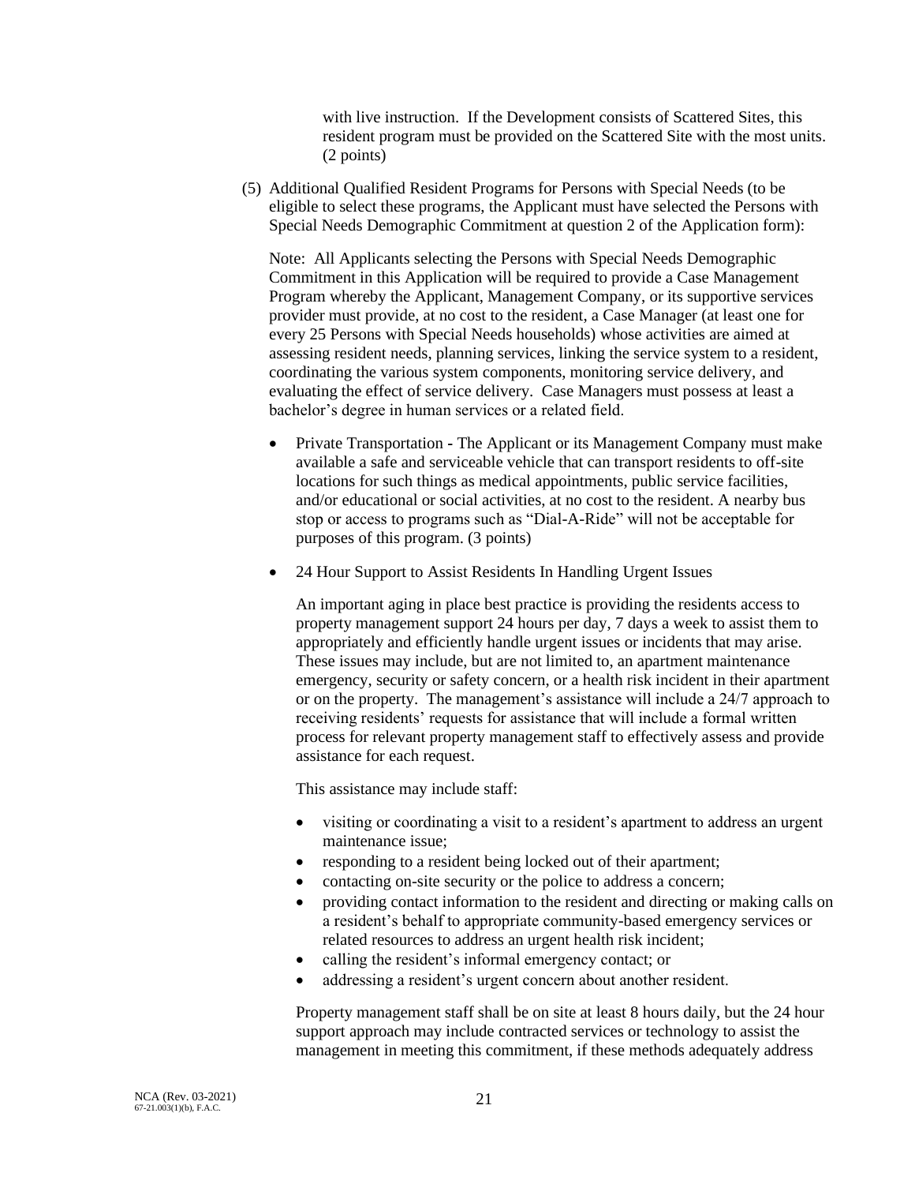with live instruction. If the Development consists of Scattered Sites, this resident program must be provided on the Scattered Site with the most units. (2 points)

(5) Additional Qualified Resident Programs for Persons with Special Needs (to be eligible to select these programs, the Applicant must have selected the Persons with Special Needs Demographic Commitment at question 2 of the Application form):

Note: All Applicants selecting the Persons with Special Needs Demographic Commitment in this Application will be required to provide a Case Management Program whereby the Applicant, Management Company, or its supportive services provider must provide, at no cost to the resident, a Case Manager (at least one for every 25 Persons with Special Needs households) whose activities are aimed at assessing resident needs, planning services, linking the service system to a resident, coordinating the various system components, monitoring service delivery, and evaluating the effect of service delivery. Case Managers must possess at least a bachelor's degree in human services or a related field.

- Private Transportation - The Applicant or its Management Company must make available a safe and serviceable vehicle that can transport residents to off-site locations for such things as medical appointments, public service facilities, and/or educational or social activities, at no cost to the resident. A nearby bus stop or access to programs such as "Dial-A-Ride" will not be acceptable for purposes of this program. (3 points)

- 24 Hour Support to Assist Residents In Handling Urgent Issues

  An important aging in place best practice is providing the residents access to property management support 24 hours per day, 7 days a week to assist them to appropriately and efficiently handle urgent issues or incidents that may arise. These issues may include, but are not limited to, an apartment maintenance emergency, security or safety concern, or a health risk incident in their apartment or on the property. The management's assistance will include a 24/7 approach to receiving residents' requests for assistance that will include a formal written process for relevant property management staff to effectively assess and provide assistance for each request.

  This assistance may include staff:

  - visiting or coordinating a visit to a resident's apartment to address an urgent maintenance issue;
  - responding to a resident being locked out of their apartment;
  - contacting on-site security or the police to address a concern;
  - providing contact information to the resident and directing or making calls on a resident's behalf to appropriate community-based emergency services or related resources to address an urgent health risk incident;
  - calling the resident's informal emergency contact; or
  - addressing a resident's urgent concern about another resident.

  Property management staff shall be on site at least 8 hours daily, but the 24 hour support approach may include contracted services or technology to assist the management in meeting this commitment, if these methods adequately address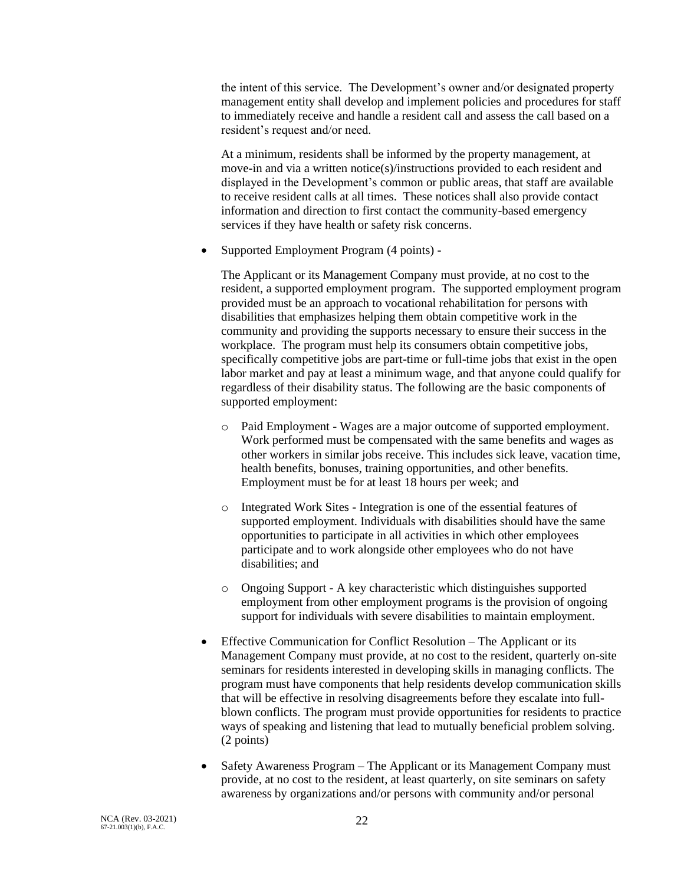the intent of this service. The Development's owner and/or designated property management entity shall develop and implement policies and procedures for staff to immediately receive and handle a resident call and assess the call based on a resident's request and/or need.

At a minimum, residents shall be informed by the property management, at move-in and via a written notice(s)/instructions provided to each resident and displayed in the Development's common or public areas, that staff are available to receive resident calls at all times. These notices shall also provide contact information and direction to first contact the community-based emergency services if they have health or safety risk concerns.

- Supported Employment Program (4 points) -

  The Applicant or its Management Company must provide, at no cost to the resident, a supported employment program. The supported employment program provided must be an approach to vocational rehabilitation for persons with disabilities that emphasizes helping them obtain competitive work in the community and providing the supports necessary to ensure their success in the workplace. The program must help its consumers obtain competitive jobs, specifically competitive jobs are part-time or full-time jobs that exist in the open labor market and pay at least a minimum wage, and that anyone could qualify for regardless of their disability status. The following are the basic components of supported employment:

  - Paid Employment - Wages are a major outcome of supported employment. Work performed must be compensated with the same benefits and wages as other workers in similar jobs receive. This includes sick leave, vacation time, health benefits, bonuses, training opportunities, and other benefits. Employment must be for at least 18 hours per week; and

  - Integrated Work Sites - Integration is one of the essential features of supported employment. Individuals with disabilities should have the same opportunities to participate in all activities in which other employees participate and to work alongside other employees who do not have disabilities; and

  - Ongoing Support - A key characteristic which distinguishes supported employment from other employment programs is the provision of ongoing support for individuals with severe disabilities to maintain employment.

- Effective Communication for Conflict Resolution – The Applicant or its Management Company must provide, at no cost to the resident, quarterly on-site seminars for residents interested in developing skills in managing conflicts. The program must have components that help residents develop communication skills that will be effective in resolving disagreements before they escalate into full-blown conflicts. The program must provide opportunities for residents to practice ways of speaking and listening that lead to mutually beneficial problem solving. (2 points)

- Safety Awareness Program – The Applicant or its Management Company must provide, at no cost to the resident, at least quarterly, on site seminars on safety awareness by organizations and/or persons with community and/or personal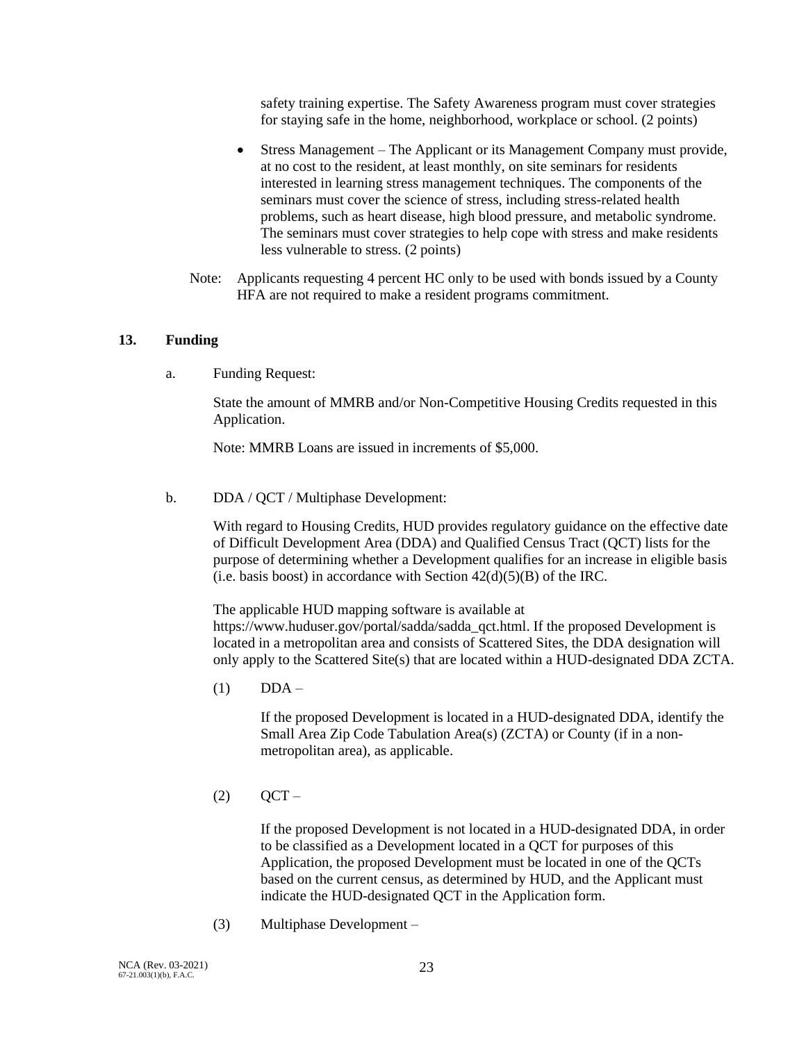safety training expertise. The Safety Awareness program must cover strategies for staying safe in the home, neighborhood, workplace or school. (2 points)

- Stress Management – The Applicant or its Management Company must provide, at no cost to the resident, at least monthly, on site seminars for residents interested in learning stress management techniques. The components of the seminars must cover the science of stress, including stress-related health problems, such as heart disease, high blood pressure, and metabolic syndrome. The seminars must cover strategies to help cope with stress and make residents less vulnerable to stress. (2 points)

Note: Applicants requesting 4 percent HC only to be used with bonds issued by a County HFA are not required to make a resident programs commitment.

## 13. Funding

a. Funding Request:

State the amount of MMRB and/or Non-Competitive Housing Credits requested in this Application.

Note: MMRB Loans are issued in increments of $5,000.

b. DDA / QCT / Multiphase Development:

With regard to Housing Credits, HUD provides regulatory guidance on the effective date of Difficult Development Area (DDA) and Qualified Census Tract (QCT) lists for the purpose of determining whether a Development qualifies for an increase in eligible basis (i.e. basis boost) in accordance with Section 42(d)(5)(B) of the IRC.

The applicable HUD mapping software is available at https://www.huduser.gov/portal/sadda/sadda_qct.html. If the proposed Development is located in a metropolitan area and consists of Scattered Sites, the DDA designation will only apply to the Scattered Site(s) that are located within a HUD-designated DDA ZCTA.

(1) DDA –

If the proposed Development is located in a HUD-designated DDA, identify the Small Area Zip Code Tabulation Area(s) (ZCTA) or County (if in a non-metropolitan area), as applicable.

(2) QCT –

If the proposed Development is not located in a HUD-designated DDA, in order to be classified as a Development located in a QCT for purposes of this Application, the proposed Development must be located in one of the QCTs based on the current census, as determined by HUD, and the Applicant must indicate the HUD-designated QCT in the Application form.

(3) Multiphase Development –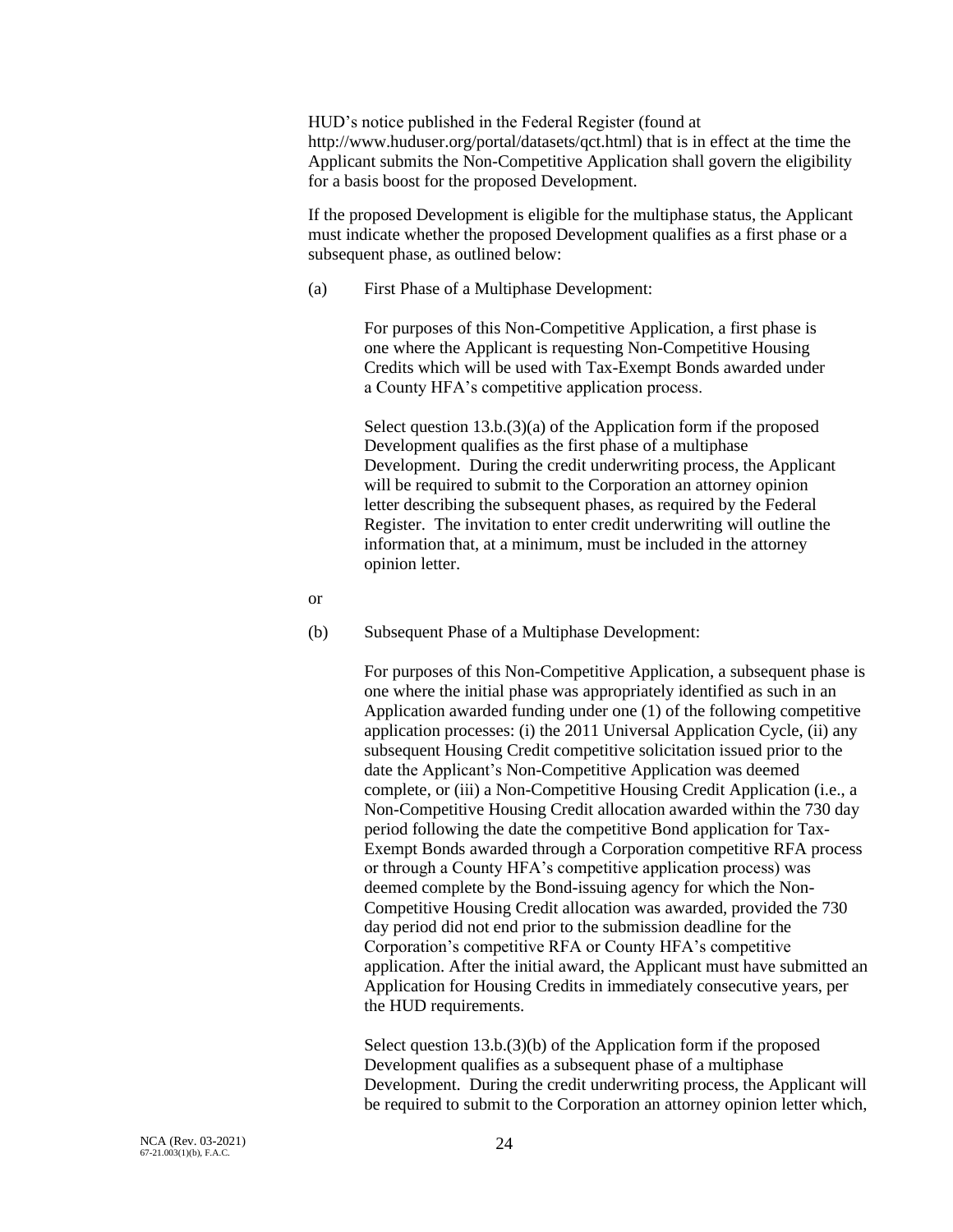HUD's notice published in the Federal Register (found at http://www.huduser.org/portal/datasets/qct.html) that is in effect at the time the Applicant submits the Non-Competitive Application shall govern the eligibility for a basis boost for the proposed Development.

If the proposed Development is eligible for the multiphase status, the Applicant must indicate whether the proposed Development qualifies as a first phase or a subsequent phase, as outlined below:

(a) First Phase of a Multiphase Development:

For purposes of this Non-Competitive Application, a first phase is one where the Applicant is requesting Non-Competitive Housing Credits which will be used with Tax-Exempt Bonds awarded under a County HFA's competitive application process.

Select question 13.b.(3)(a) of the Application form if the proposed Development qualifies as the first phase of a multiphase Development. During the credit underwriting process, the Applicant will be required to submit to the Corporation an attorney opinion letter describing the subsequent phases, as required by the Federal Register. The invitation to enter credit underwriting will outline the information that, at a minimum, must be included in the attorney opinion letter.

or

(b) Subsequent Phase of a Multiphase Development:

For purposes of this Non-Competitive Application, a subsequent phase is one where the initial phase was appropriately identified as such in an Application awarded funding under one (1) of the following competitive application processes: (i) the 2011 Universal Application Cycle, (ii) any subsequent Housing Credit competitive solicitation issued prior to the date the Applicant's Non-Competitive Application was deemed complete, or (iii) a Non-Competitive Housing Credit Application (i.e., a Non-Competitive Housing Credit allocation awarded within the 730 day period following the date the competitive Bond application for Tax-Exempt Bonds awarded through a Corporation competitive RFA process or through a County HFA's competitive application process) was deemed complete by the Bond-issuing agency for which the Non-Competitive Housing Credit allocation was awarded, provided the 730 day period did not end prior to the submission deadline for the Corporation's competitive RFA or County HFA's competitive application. After the initial award, the Applicant must have submitted an Application for Housing Credits in immediately consecutive years, per the HUD requirements.

Select question 13.b.(3)(b) of the Application form if the proposed Development qualifies as a subsequent phase of a multiphase Development. During the credit underwriting process, the Applicant will be required to submit to the Corporation an attorney opinion letter which,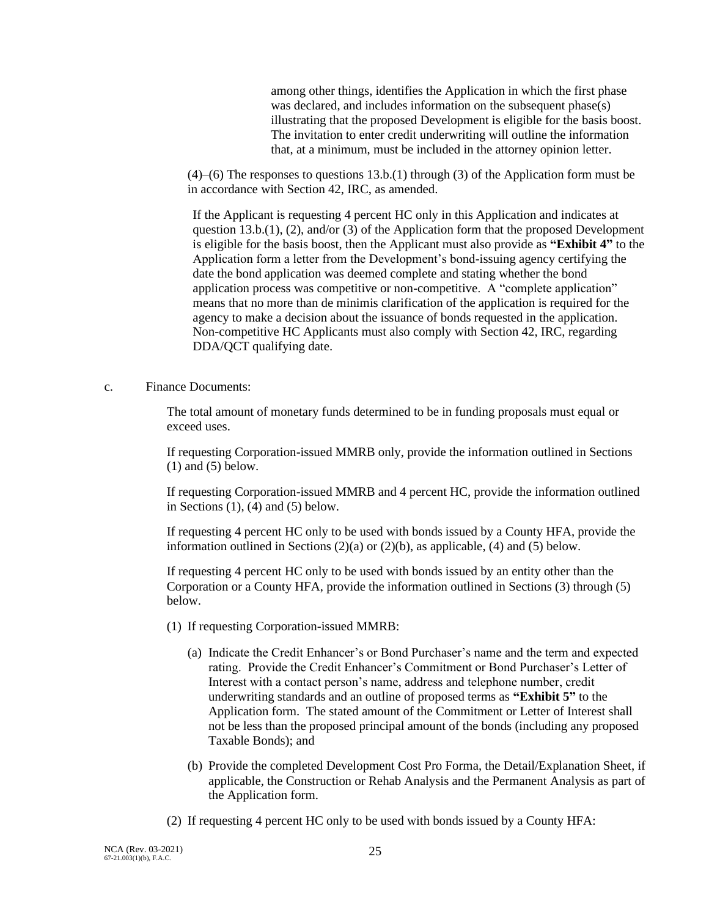among other things, identifies the Application in which the first phase was declared, and includes information on the subsequent phase(s) illustrating that the proposed Development is eligible for the basis boost. The invitation to enter credit underwriting will outline the information that, at a minimum, must be included in the attorney opinion letter.

(4)–(6) The responses to questions 13.b.(1) through (3) of the Application form must be in accordance with Section 42, IRC, as amended.

If the Applicant is requesting 4 percent HC only in this Application and indicates at question 13.b.(1), (2), and/or (3) of the Application form that the proposed Development is eligible for the basis boost, then the Applicant must also provide as **"Exhibit 4"** to the Application form a letter from the Development's bond-issuing agency certifying the date the bond application was deemed complete and stating whether the bond application process was competitive or non-competitive. A "complete application" means that no more than de minimis clarification of the application is required for the agency to make a decision about the issuance of bonds requested in the application. Non-competitive HC Applicants must also comply with Section 42, IRC, regarding DDA/QCT qualifying date.

c. Finance Documents:

The total amount of monetary funds determined to be in funding proposals must equal or exceed uses.

If requesting Corporation-issued MMRB only, provide the information outlined in Sections (1) and (5) below.

If requesting Corporation-issued MMRB and 4 percent HC, provide the information outlined in Sections (1), (4) and (5) below.

If requesting 4 percent HC only to be used with bonds issued by a County HFA, provide the information outlined in Sections (2)(a) or (2)(b), as applicable, (4) and (5) below.

If requesting 4 percent HC only to be used with bonds issued by an entity other than the Corporation or a County HFA, provide the information outlined in Sections (3) through (5) below.

(1) If requesting Corporation-issued MMRB:

(a) Indicate the Credit Enhancer's or Bond Purchaser's name and the term and expected rating. Provide the Credit Enhancer's Commitment or Bond Purchaser's Letter of Interest with a contact person's name, address and telephone number, credit underwriting standards and an outline of proposed terms as **"Exhibit 5"** to the Application form. The stated amount of the Commitment or Letter of Interest shall not be less than the proposed principal amount of the bonds (including any proposed Taxable Bonds); and

(b) Provide the completed Development Cost Pro Forma, the Detail/Explanation Sheet, if applicable, the Construction or Rehab Analysis and the Permanent Analysis as part of the Application form.

(2) If requesting 4 percent HC only to be used with bonds issued by a County HFA: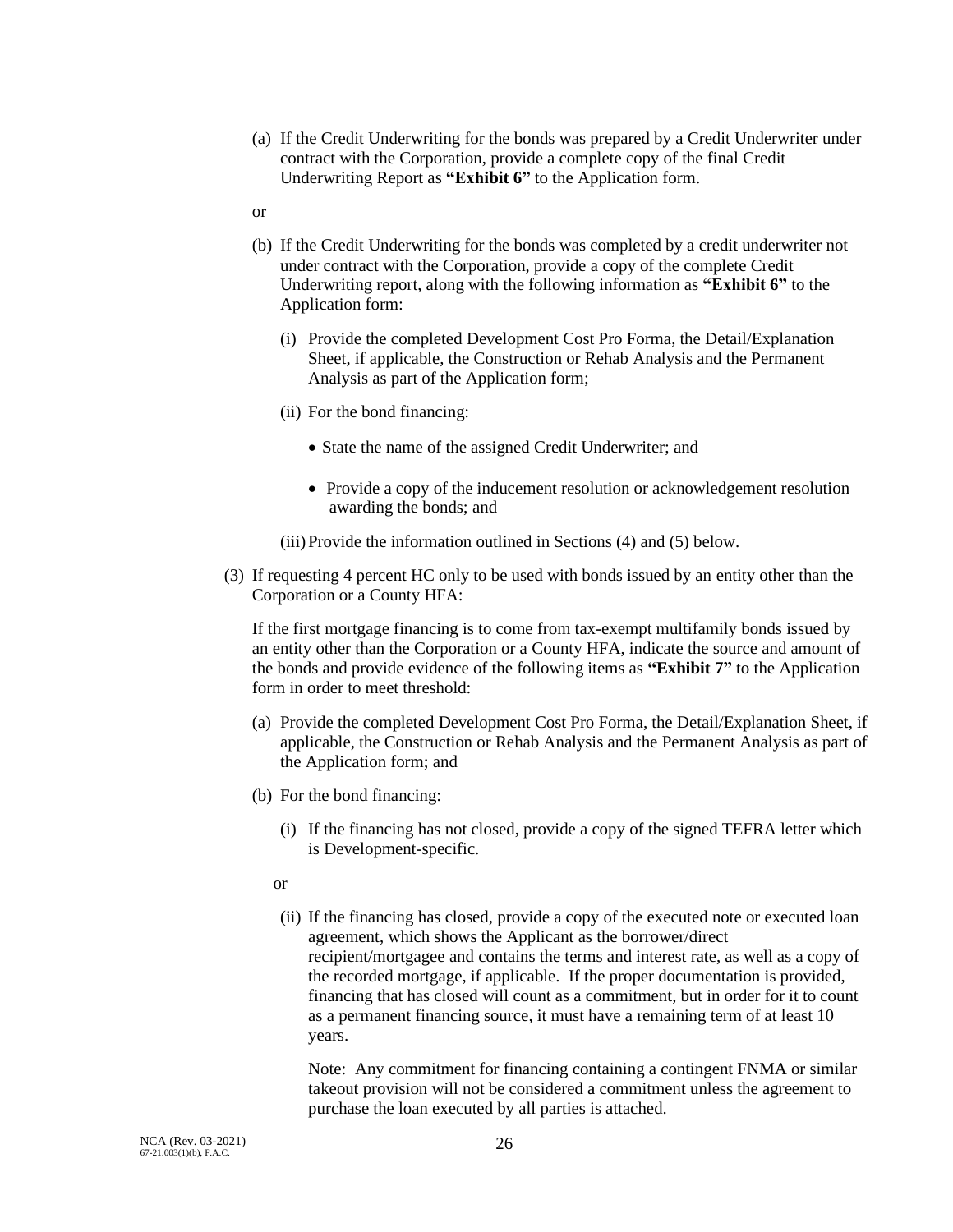(a) If the Credit Underwriting for the bonds was prepared by a Credit Underwriter under contract with the Corporation, provide a complete copy of the final Credit Underwriting Report as **"Exhibit 6"** to the Application form.

or

(b) If the Credit Underwriting for the bonds was completed by a credit underwriter not under contract with the Corporation, provide a copy of the complete Credit Underwriting report, along with the following information as **"Exhibit 6"** to the Application form:

(i) Provide the completed Development Cost Pro Forma, the Detail/Explanation Sheet, if applicable, the Construction or Rehab Analysis and the Permanent Analysis as part of the Application form;

(ii) For the bond financing:

- State the name of the assigned Credit Underwriter; and
- Provide a copy of the inducement resolution or acknowledgement resolution awarding the bonds; and

(iii) Provide the information outlined in Sections (4) and (5) below.

(3) If requesting 4 percent HC only to be used with bonds issued by an entity other than the Corporation or a County HFA:

If the first mortgage financing is to come from tax-exempt multifamily bonds issued by an entity other than the Corporation or a County HFA, indicate the source and amount of the bonds and provide evidence of the following items as **"Exhibit 7"** to the Application form in order to meet threshold:

(a) Provide the completed Development Cost Pro Forma, the Detail/Explanation Sheet, if applicable, the Construction or Rehab Analysis and the Permanent Analysis as part of the Application form; and

(b) For the bond financing:

(i) If the financing has not closed, provide a copy of the signed TEFRA letter which is Development-specific.

or

(ii) If the financing has closed, provide a copy of the executed note or executed loan agreement, which shows the Applicant as the borrower/direct recipient/mortgagee and contains the terms and interest rate, as well as a copy of the recorded mortgage, if applicable. If the proper documentation is provided, financing that has closed will count as a commitment, but in order for it to count as a permanent financing source, it must have a remaining term of at least 10 years.

Note: Any commitment for financing containing a contingent FNMA or similar takeout provision will not be considered a commitment unless the agreement to purchase the loan executed by all parties is attached.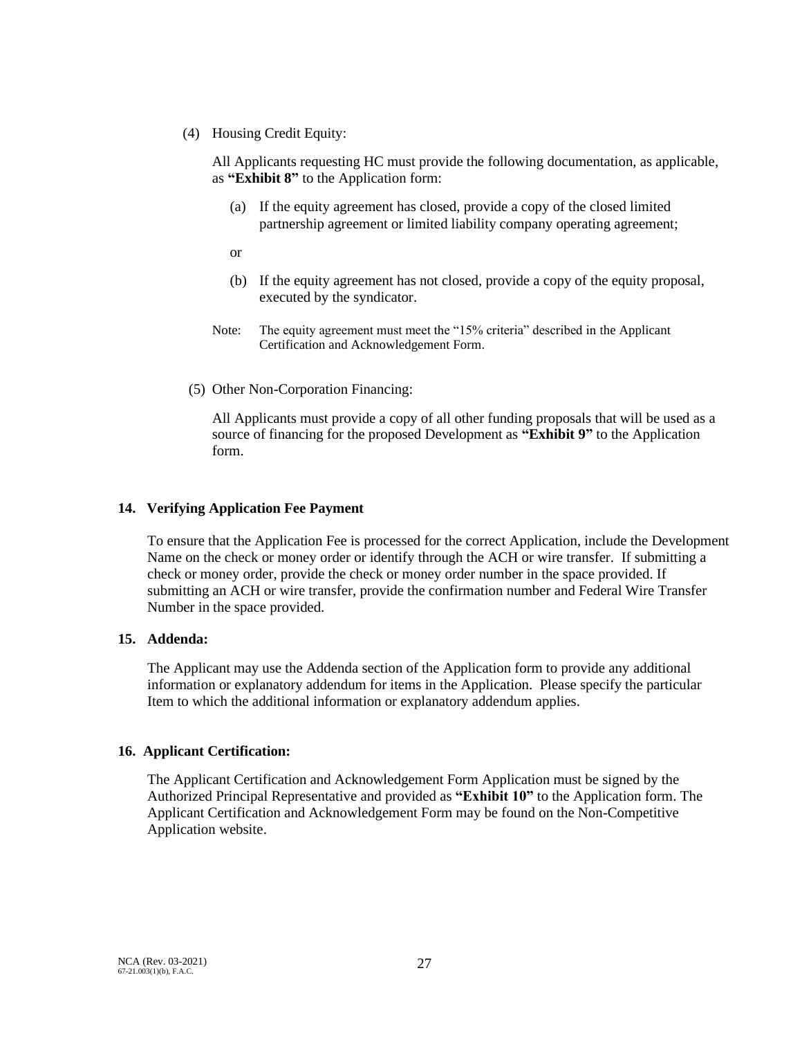(4) Housing Credit Equity:

All Applicants requesting HC must provide the following documentation, as applicable, as **"Exhibit 8"** to the Application form:

(a) If the equity agreement has closed, provide a copy of the closed limited partnership agreement or limited liability company operating agreement;

or

(b) If the equity agreement has not closed, provide a copy of the equity proposal, executed by the syndicator.

Note: The equity agreement must meet the "15% criteria" described in the Applicant Certification and Acknowledgement Form.

(5) Other Non-Corporation Financing:

All Applicants must provide a copy of all other funding proposals that will be used as a source of financing for the proposed Development as **"Exhibit 9"** to the Application form.

**14. Verifying Application Fee Payment**

To ensure that the Application Fee is processed for the correct Application, include the Development Name on the check or money order or identify through the ACH or wire transfer. If submitting a check or money order, provide the check or money order number in the space provided. If submitting an ACH or wire transfer, provide the confirmation number and Federal Wire Transfer Number in the space provided.

**15. Addenda:**

The Applicant may use the Addenda section of the Application form to provide any additional information or explanatory addendum for items in the Application. Please specify the particular Item to which the additional information or explanatory addendum applies.

**16. Applicant Certification:**

The Applicant Certification and Acknowledgement Form Application must be signed by the Authorized Principal Representative and provided as **"Exhibit 10"** to the Application form. The Applicant Certification and Acknowledgement Form may be found on the Non-Competitive Application website.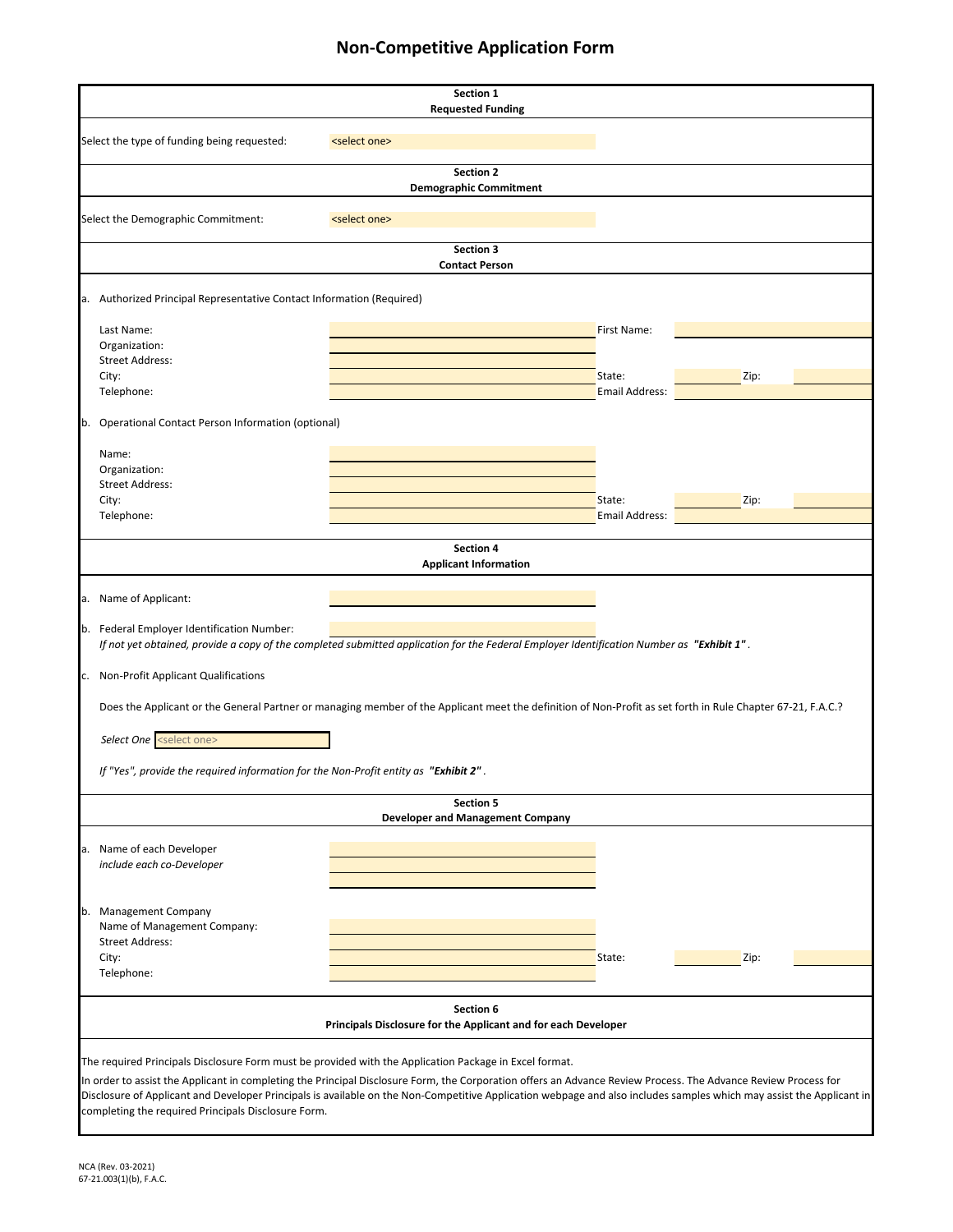# Non-Competitive Application Form

## Section 1
## Requested Funding

Select the type of funding being requested: <select one>

## Section 2
## Demographic Commitment

Select the Demographic Commitment: <select one>

## Section 3
## Contact Person

a. Authorized Principal Representative Contact Information (Required)

| | | | | | |
|---|---|---|---|---|---|
| Last Name: | | First Name: | | | |
| Organization: | | | | | |
| Street Address: | | | | | |
| City: | | State: | | Zip: | |
| Telephone: | | Email Address: | | | |

b. Operational Contact Person Information (optional)

| | | | | | |
|---|---|---|---|---|---|
| Name: | | | | | |
| Organization: | | | | | |
| Street Address: | | | | | |
| City: | | State: | | Zip: | |
| Telephone: | | Email Address: | | | |

## Section 4
## Applicant Information

a. Name of Applicant:

b. Federal Employer Identification Number:
*If not yet obtained, provide a copy of the completed submitted application for the Federal Employer Identification Number as* ***"Exhibit 1"*** *.*

c. Non-Profit Applicant Qualifications

Does the Applicant or the General Partner or managing member of the Applicant meet the definition of Non-Profit as set forth in Rule Chapter 67-21, F.A.C.?

*Select One* <select one>

*If "Yes", provide the required information for the Non-Profit entity as* ***"Exhibit 2"*** *.*

## Section 5
## Developer and Management Company

a. Name of each Developer
*include each co-Developer*

b. Management Company

| | | | | | |
|---|---|---|---|---|---|
| Name of Management Company: | | | | | |
| Street Address: | | | | | |
| City: | | State: | | Zip: | |
| Telephone: | | | | | |

## Section 6
## Principals Disclosure for the Applicant and for each Developer

The required Principals Disclosure Form must be provided with the Application Package in Excel format.

In order to assist the Applicant in completing the Principal Disclosure Form, the Corporation offers an Advance Review Process. The Advance Review Process for Disclosure of Applicant and Developer Principals is available on the Non-Competitive Application webpage and also includes samples which may assist the Applicant in completing the required Principals Disclosure Form.

NCA (Rev. 03-2021)
67-21.003(1)(b), F.A.C.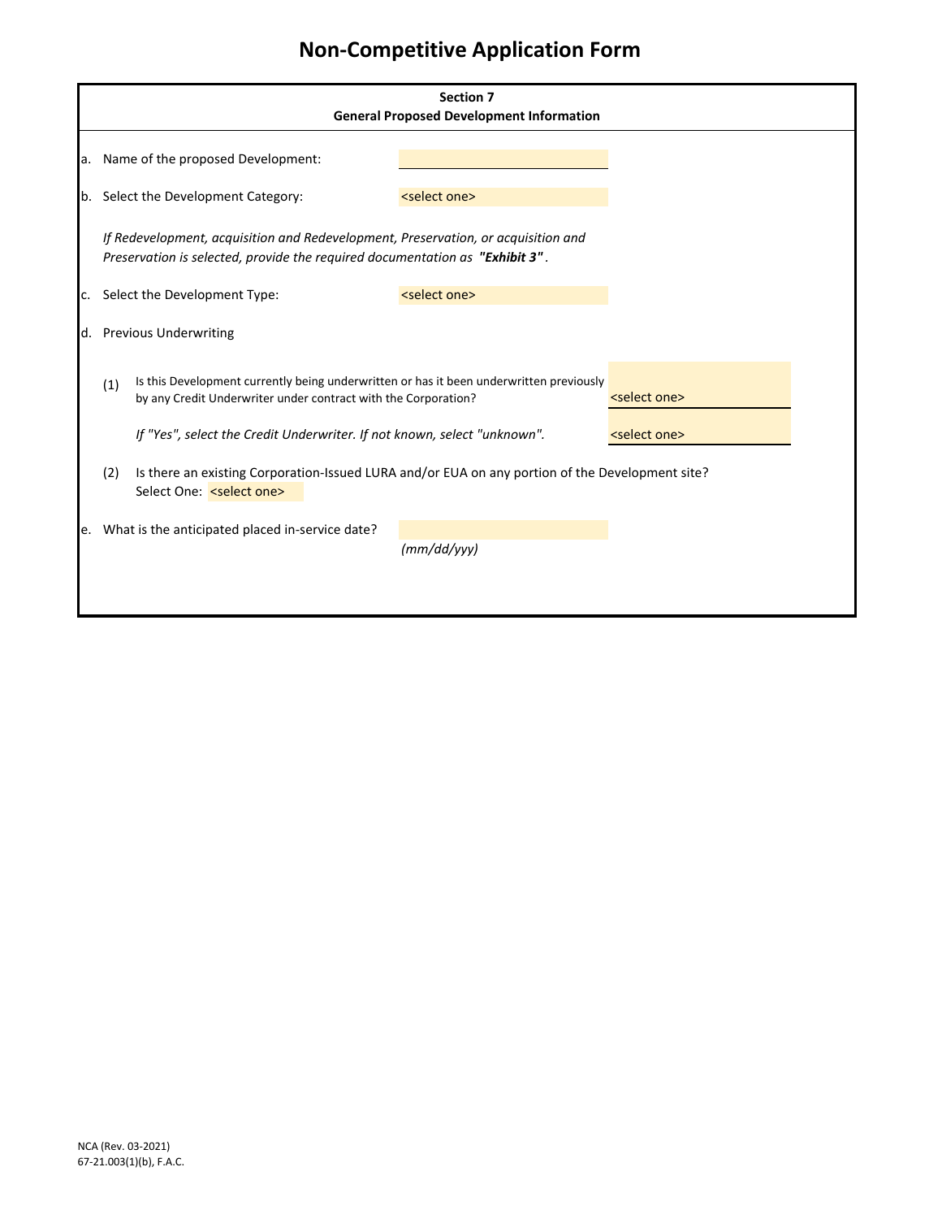# Non-Competitive Application Form

## Section 7
### General Proposed Development Information

a. Name of the proposed Development:

b. Select the Development Category: <select one>

*If Redevelopment, acquisition and Redevelopment, Preservation, or acquisition and Preservation is selected, provide the required documentation as **"Exhibit 3"**.*

c. Select the Development Type: <select one>

d. Previous Underwriting

(1) Is this Development currently being underwritten or has it been underwritten previously by any Credit Underwriter under contract with the Corporation? <select one>

*If "Yes", select the Credit Underwriter. If not known, select "unknown".* <select one>

(2) Is there an existing Corporation-Issued LURA and/or EUA on any portion of the Development site? Select One: <select one>

e. What is the anticipated placed in-service date?

*(mm/dd/yyy)*

NCA (Rev. 03-2021)
67-21.003(1)(b), F.A.C.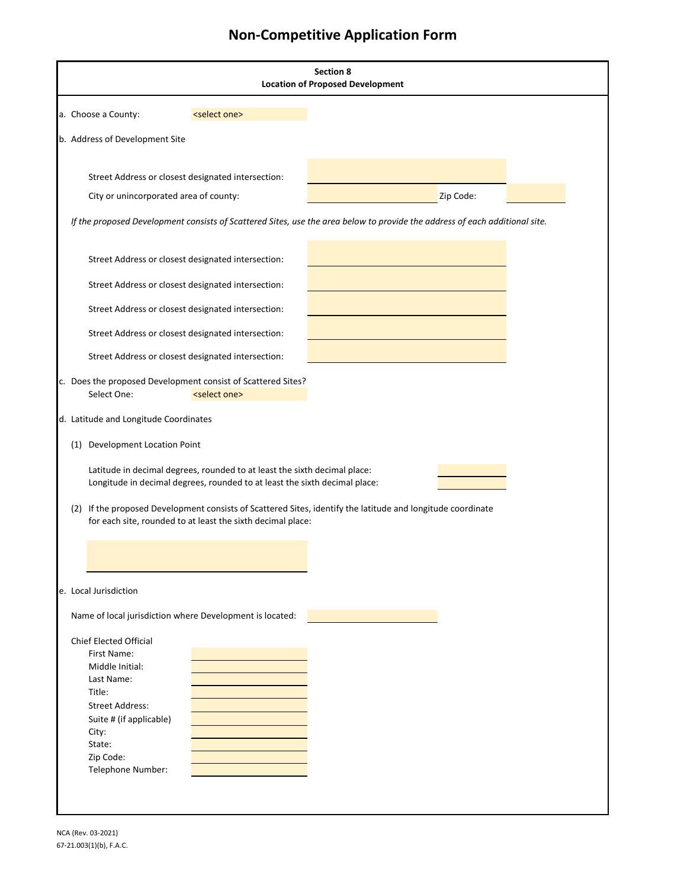# Non-Competitive Application Form

**Section 8**
**Location of Proposed Development**

a. Choose a County: <select one>

b. Address of Development Site

Street Address or closest designated intersection:

City or unincorporated area of county: Zip Code:

*If the proposed Development consists of Scattered Sites, use the area below to provide the address of each additional site.*

Street Address or closest designated intersection:

Street Address or closest designated intersection:

Street Address or closest designated intersection:

Street Address or closest designated intersection:

Street Address or closest designated intersection:

c. Does the proposed Development consist of Scattered Sites?
Select One: <select one>

d. Latitude and Longitude Coordinates

(1) Development Location Point

Latitude in decimal degrees, rounded to at least the sixth decimal place:
Longitude in decimal degrees, rounded to at least the sixth decimal place:

(2) If the proposed Development consists of Scattered Sites, identify the latitude and longitude coordinate for each site, rounded to at least the sixth decimal place:

e. Local Jurisdiction

Name of local jurisdiction where Development is located:

Chief Elected Official
First Name:
Middle Initial:
Last Name:
Title:
Street Address:
Suite # (if applicable)
City:
State:
Zip Code:
Telephone Number:

NCA (Rev. 03-2021)
67-21.003(1)(b), F.A.C.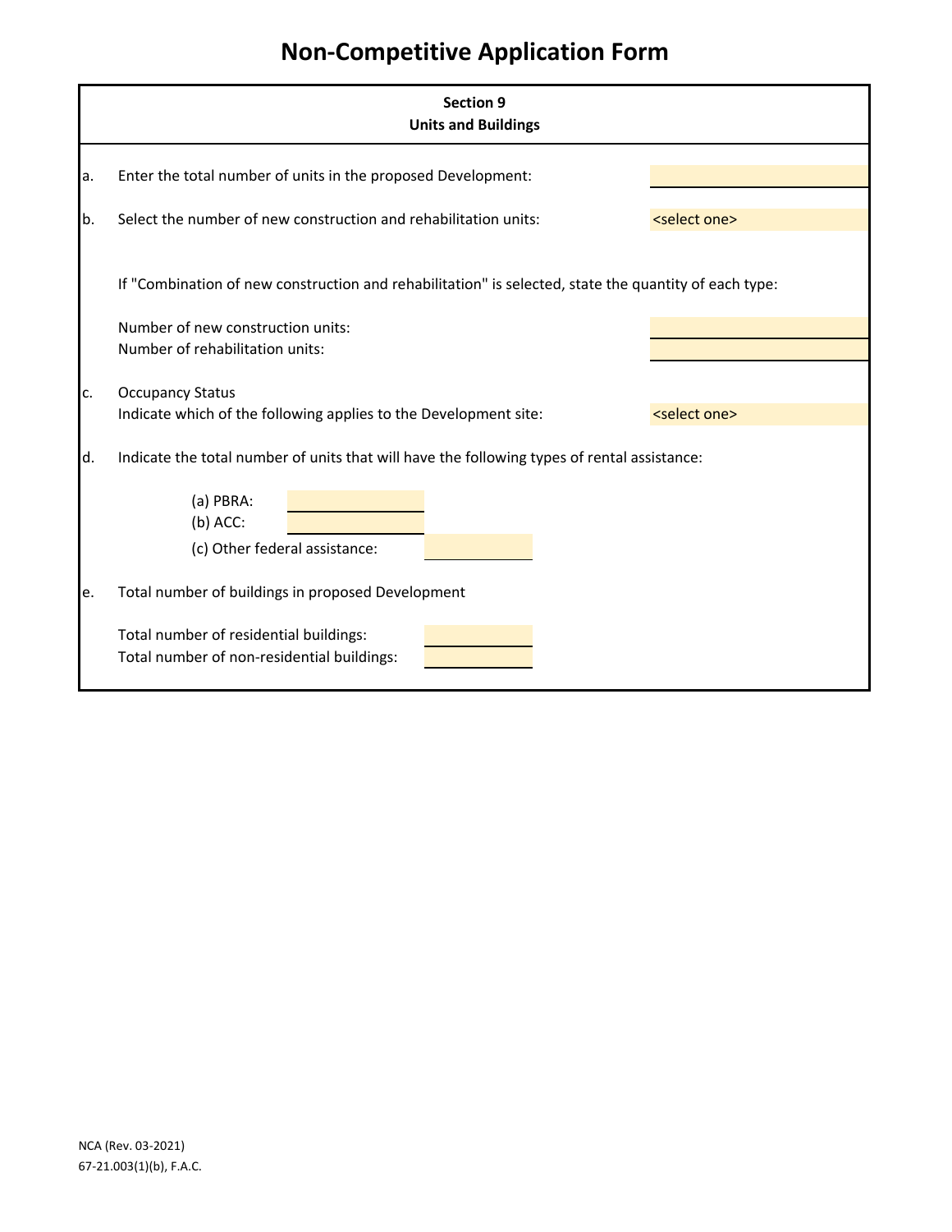# Non-Competitive Application Form

## Section 9
## Units and Buildings

a. Enter the total number of units in the proposed Development:

b. Select the number of new construction and rehabilitation units: <select one>

If "Combination of new construction and rehabilitation" is selected, state the quantity of each type:

Number of new construction units:
Number of rehabilitation units:

c. Occupancy Status
Indicate which of the following applies to the Development site: <select one>

d. Indicate the total number of units that will have the following types of rental assistance:

(a) PBRA:
(b) ACC:
(c) Other federal assistance:

e. Total number of buildings in proposed Development

Total number of residential buildings:
Total number of non-residential buildings:

NCA (Rev. 03-2021)
67-21.003(1)(b), F.A.C.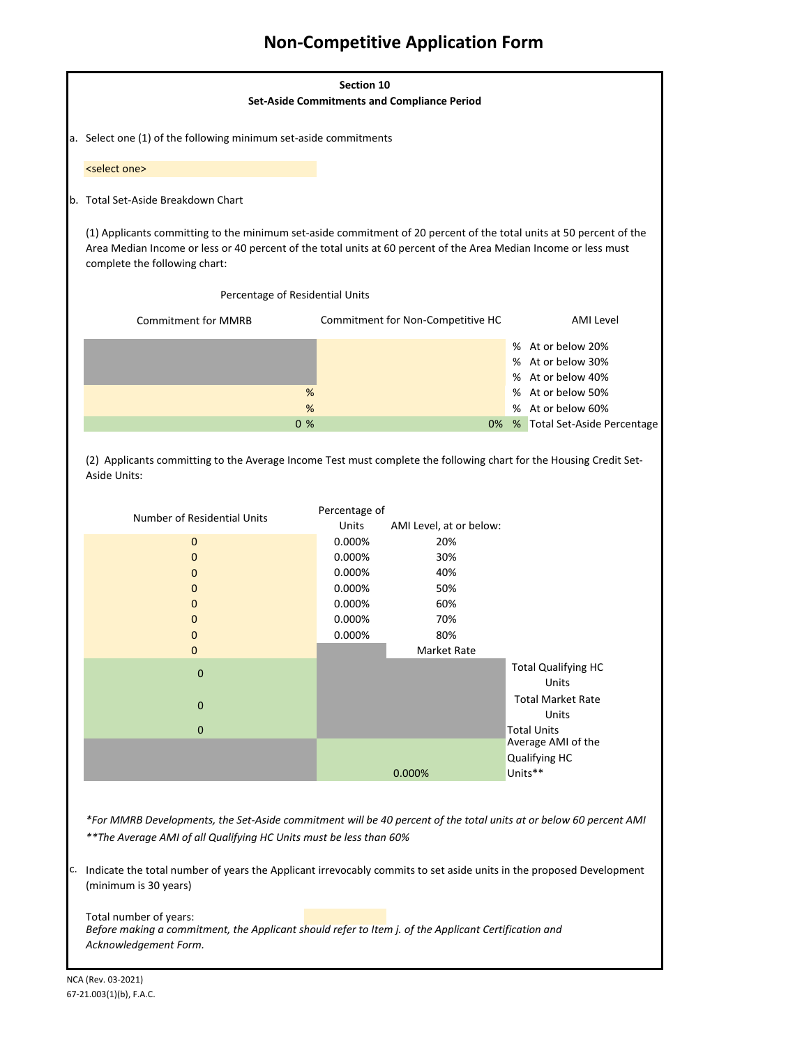# Non-Competitive Application Form

**Section 10**
**Set-Aside Commitments and Compliance Period**

a. Select one (1) of the following minimum set-aside commitments

<select one>

b. Total Set-Aside Breakdown Chart

(1) Applicants committing to the minimum set-aside commitment of 20 percent of the total units at 50 percent of the Area Median Income or less or 40 percent of the total units at 60 percent of the Area Median Income or less must complete the following chart:

Percentage of Residential Units

| Commitment for MMRB | Commitment for Non-Competitive HC | | AMI Level |
|---|---|---|---|
| | | % | At or below 20% |
| | | % | At or below 30% |
| | | % | At or below 40% |
| % | | % | At or below 50% |
| % | | % | At or below 60% |
| 0 % | 0% | % | Total Set-Aside Percentage |

(2) Applicants committing to the Average Income Test must complete the following chart for the Housing Credit Set-Aside Units:

| Number of Residential Units | Percentage of Units | AMI Level, at or below: | |
|---|---|---|---|
| 0 | 0.000% | 20% | |
| 0 | 0.000% | 30% | |
| 0 | 0.000% | 40% | |
| 0 | 0.000% | 50% | |
| 0 | 0.000% | 60% | |
| 0 | 0.000% | 70% | |
| 0 | 0.000% | 80% | |
| 0 | | Market Rate | |
| 0 | | | Total Qualifying HC Units |
| 0 | | | Total Market Rate Units |
| 0 | | | Total Units |
| | 0.000% | | Average AMI of the Qualifying HC Units** |

*\*For MMRB Developments, the Set-Aside commitment will be 40 percent of the total units at or below 60 percent AMI*

*\*\*The Average AMI of all Qualifying HC Units must be less than 60%*

c. Indicate the total number of years the Applicant irrevocably commits to set aside units in the proposed Development (minimum is 30 years)

Total number of years:

*Before making a commitment, the Applicant should refer to Item j. of the Applicant Certification and Acknowledgement Form.*

NCA (Rev. 03-2021)
67-21.003(1)(b), F.A.C.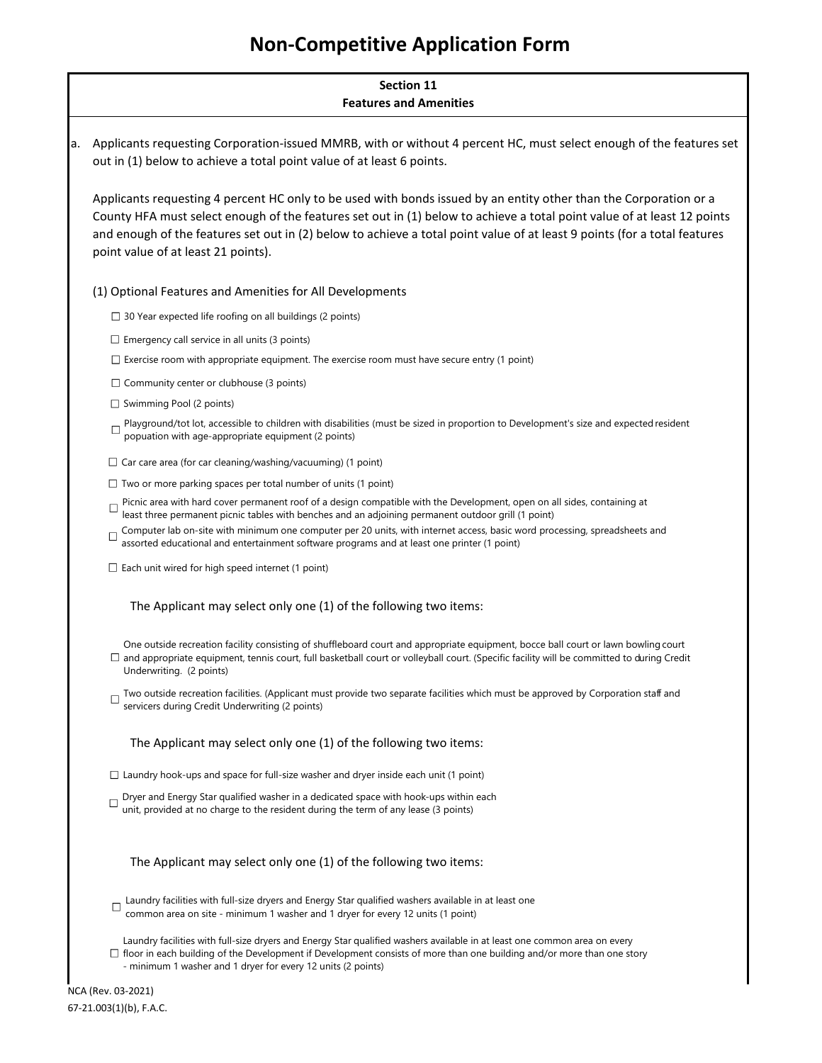# Non-Competitive Application Form

## Section 11
## Features and Amenities

a. Applicants requesting Corporation-issued MMRB, with or without 4 percent HC, must select enough of the features set out in (1) below to achieve a total point value of at least 6 points.

Applicants requesting 4 percent HC only to be used with bonds issued by an entity other than the Corporation or a County HFA must select enough of the features set out in (1) below to achieve a total point value of at least 12 points and enough of the features set out in (2) below to achieve a total point value of at least 9 points (for a total features point value of at least 21 points).

(1) Optional Features and Amenities for All Developments

☐ 30 Year expected life roofing on all buildings (2 points)

☐ Emergency call service in all units (3 points)

☐ Exercise room with appropriate equipment. The exercise room must have secure entry (1 point)

☐ Community center or clubhouse (3 points)

☐ Swimming Pool (2 points)

☐ Playground/tot lot, accessible to children with disabilities (must be sized in proportion to Development's size and expected resident popuation with age-appropriate equipment (2 points)

☐ Car care area (for car cleaning/washing/vacuuming) (1 point)

☐ Two or more parking spaces per total number of units (1 point)

☐ Picnic area with hard cover permanent roof of a design compatible with the Development, open on all sides, containing at least three permanent picnic tables with benches and an adjoining permanent outdoor grill (1 point)

☐ Computer lab on-site with minimum one computer per 20 units, with internet access, basic word processing, spreadsheets and assorted educational and entertainment software programs and at least one printer (1 point)

☐ Each unit wired for high speed internet (1 point)

The Applicant may select only one (1) of the following two items:

☐ One outside recreation facility consisting of shuffleboard court and appropriate equipment, bocce ball court or lawn bowling court and appropriate equipment, tennis court, full basketball court or volleyball court. (Specific facility will be committed to during Credit Underwriting. (2 points)

☐ Two outside recreation facilities. (Applicant must provide two separate facilities which must be approved by Corporation staff and servicers during Credit Underwriting (2 points)

The Applicant may select only one (1) of the following two items:

☐ Laundry hook-ups and space for full-size washer and dryer inside each unit (1 point)

☐ Dryer and Energy Star qualified washer in a dedicated space with hook-ups within each unit, provided at no charge to the resident during the term of any lease (3 points)

The Applicant may select only one (1) of the following two items:

☐ Laundry facilities with full-size dryers and Energy Star qualified washers available in at least one common area on site - minimum 1 washer and 1 dryer for every 12 units (1 point)

☐ Laundry facilities with full-size dryers and Energy Star qualified washers available in at least one common area on every floor in each building of the Development if Development consists of more than one building and/or more than one story - minimum 1 washer and 1 dryer for every 12 units (2 points)

NCA (Rev. 03-2021)
67-21.003(1)(b), F.A.C.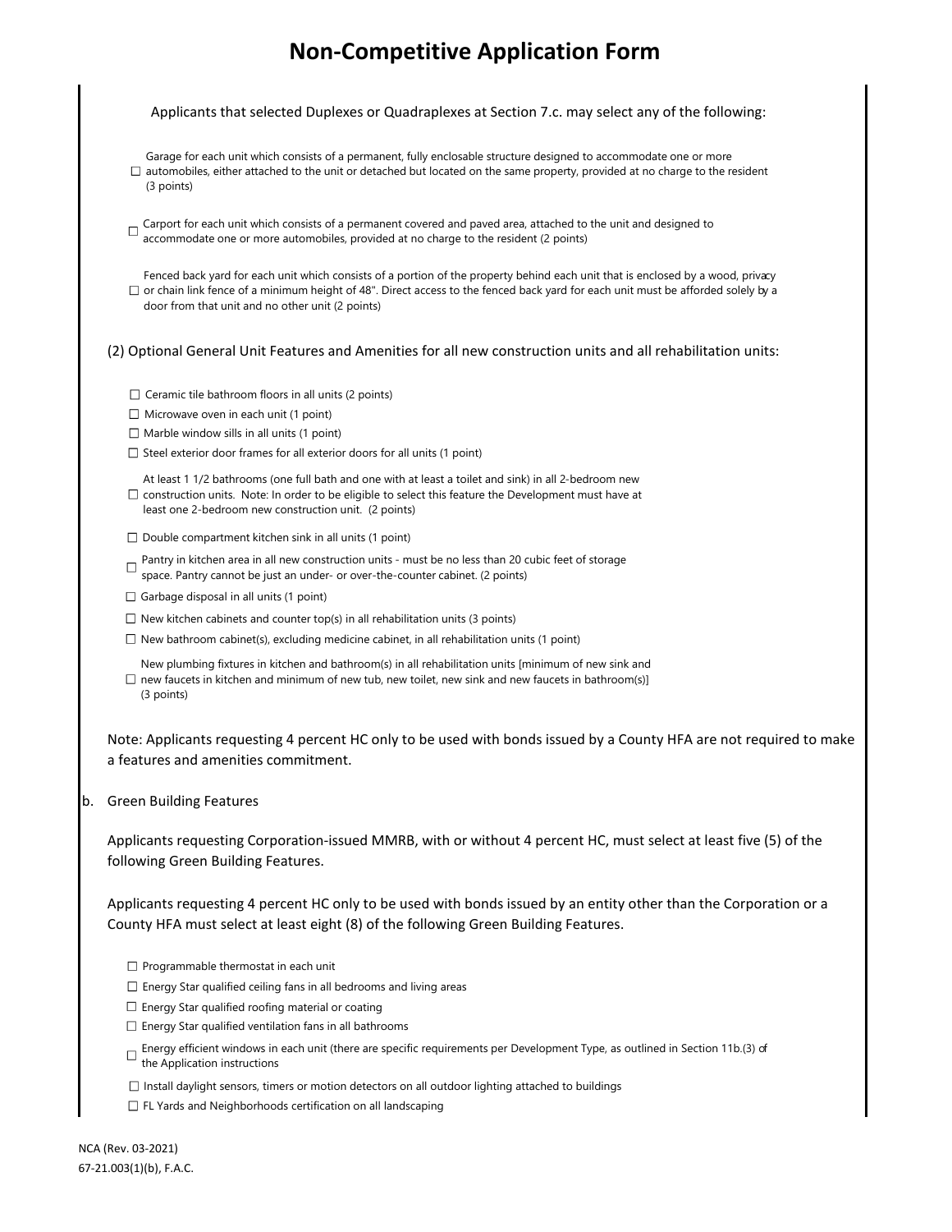# Non-Competitive Application Form

Applicants that selected Duplexes or Quadraplexes at Section 7.c. may select any of the following:

☐ Garage for each unit which consists of a permanent, fully enclosable structure designed to accommodate one or more automobiles, either attached to the unit or detached but located on the same property, provided at no charge to the resident (3 points)

☐ Carport for each unit which consists of a permanent covered and paved area, attached to the unit and designed to accommodate one or more automobiles, provided at no charge to the resident (2 points)

☐ Fenced back yard for each unit which consists of a portion of the property behind each unit that is enclosed by a wood, privacy or chain link fence of a minimum height of 48". Direct access to the fenced back yard for each unit must be afforded solely by a door from that unit and no other unit (2 points)

(2) Optional General Unit Features and Amenities for all new construction units and all rehabilitation units:

☐ Ceramic tile bathroom floors in all units (2 points)

☐ Microwave oven in each unit (1 point)

☐ Marble window sills in all units (1 point)

☐ Steel exterior door frames for all exterior doors for all units (1 point)

☐ At least 1 1/2 bathrooms (one full bath and one with at least a toilet and sink) in all 2-bedroom new construction units. Note: In order to be eligible to select this feature the Development must have at least one 2-bedroom new construction unit. (2 points)

☐ Double compartment kitchen sink in all units (1 point)

☐ Pantry in kitchen area in all new construction units - must be no less than 20 cubic feet of storage space. Pantry cannot be just an under- or over-the-counter cabinet. (2 points)

☐ Garbage disposal in all units (1 point)

☐ New kitchen cabinets and counter top(s) in all rehabilitation units (3 points)

☐ New bathroom cabinet(s), excluding medicine cabinet, in all rehabilitation units (1 point)

☐ New plumbing fixtures in kitchen and bathroom(s) in all rehabilitation units [minimum of new sink and new faucets in kitchen and minimum of new tub, new toilet, new sink and new faucets in bathroom(s)] (3 points)

Note: Applicants requesting 4 percent HC only to be used with bonds issued by a County HFA are not required to make a features and amenities commitment.

b. Green Building Features

Applicants requesting Corporation-issued MMRB, with or without 4 percent HC, must select at least five (5) of the following Green Building Features.

Applicants requesting 4 percent HC only to be used with bonds issued by an entity other than the Corporation or a County HFA must select at least eight (8) of the following Green Building Features.

☐ Programmable thermostat in each unit

☐ Energy Star qualified ceiling fans in all bedrooms and living areas

☐ Energy Star qualified roofing material or coating

☐ Energy Star qualified ventilation fans in all bathrooms

☐ Energy efficient windows in each unit (there are specific requirements per Development Type, as outlined in Section 11b.(3) of the Application instructions

☐ Install daylight sensors, timers or motion detectors on all outdoor lighting attached to buildings

☐ FL Yards and Neighborhoods certification on all landscaping

NCA (Rev. 03-2021)
67-21.003(1)(b), F.A.C.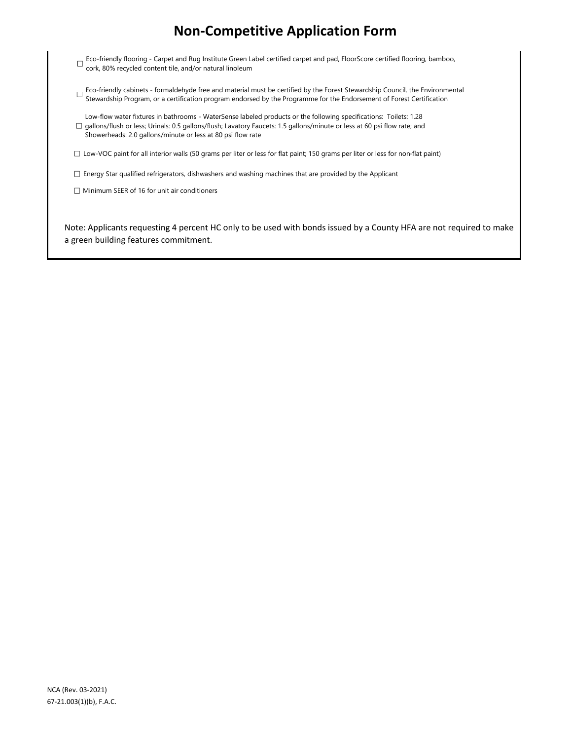# Non-Competitive Application Form

☐ Eco-friendly flooring - Carpet and Rug Institute Green Label certified carpet and pad, FloorScore certified flooring, bamboo, cork, 80% recycled content tile, and/or natural linoleum

☐ Eco-friendly cabinets - formaldehyde free and material must be certified by the Forest Stewardship Council, the Environmental Stewardship Program, or a certification program endorsed by the Programme for the Endorsement of Forest Certification

☐ Low-flow water fixtures in bathrooms - WaterSense labeled products or the following specifications: Toilets: 1.28 gallons/flush or less; Urinals: 0.5 gallons/flush; Lavatory Faucets: 1.5 gallons/minute or less at 60 psi flow rate; and Showerheads: 2.0 gallons/minute or less at 80 psi flow rate

☐ Low-VOC paint for all interior walls (50 grams per liter or less for flat paint; 150 grams per liter or less for non-flat paint)

☐ Energy Star qualified refrigerators, dishwashers and washing machines that are provided by the Applicant

☐ Minimum SEER of 16 for unit air conditioners

Note: Applicants requesting 4 percent HC only to be used with bonds issued by a County HFA are not required to make a green building features commitment.

NCA (Rev. 03-2021)
67-21.003(1)(b), F.A.C.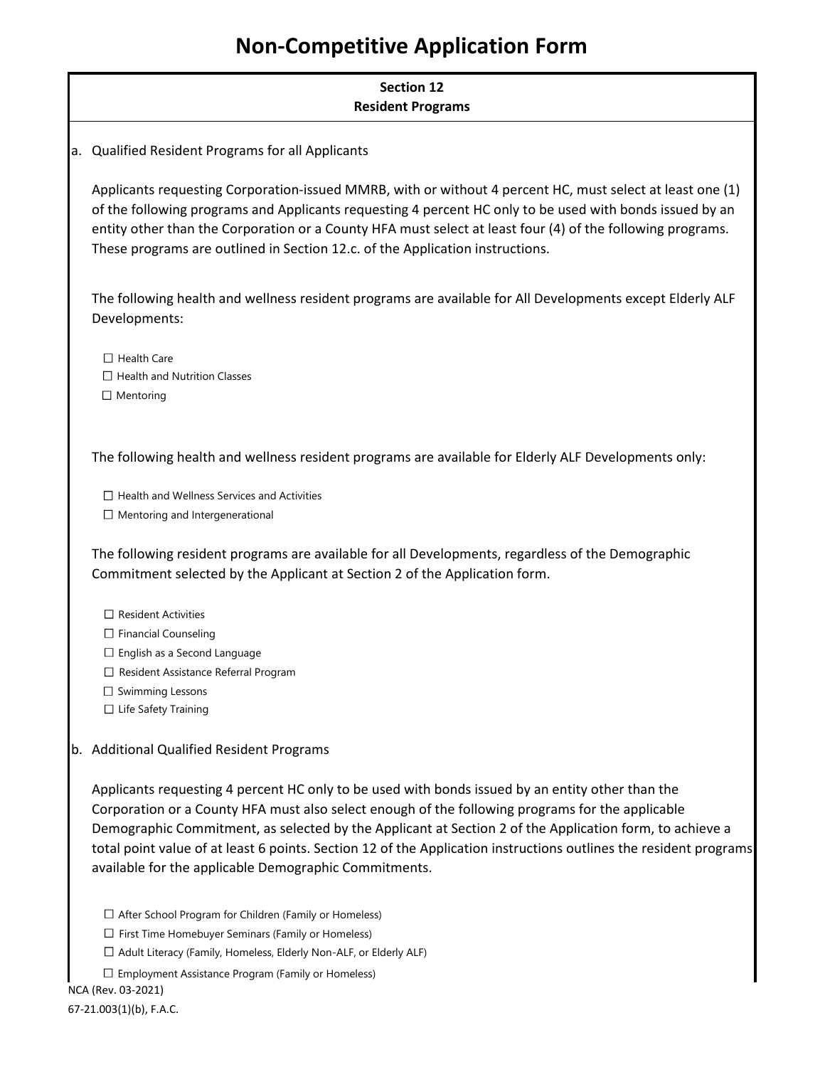# Non-Competitive Application Form

**Section 12**
**Resident Programs**

a. Qualified Resident Programs for all Applicants

Applicants requesting Corporation-issued MMRB, with or without 4 percent HC, must select at least one (1) of the following programs and Applicants requesting 4 percent HC only to be used with bonds issued by an entity other than the Corporation or a County HFA must select at least four (4) of the following programs. These programs are outlined in Section 12.c. of the Application instructions.

The following health and wellness resident programs are available for All Developments except Elderly ALF Developments:

☐ Health Care
☐ Health and Nutrition Classes
☐ Mentoring

The following health and wellness resident programs are available for Elderly ALF Developments only:

☐ Health and Wellness Services and Activities
☐ Mentoring and Intergenerational

The following resident programs are available for all Developments, regardless of the Demographic Commitment selected by the Applicant at Section 2 of the Application form.

☐ Resident Activities
☐ Financial Counseling
☐ English as a Second Language
☐ Resident Assistance Referral Program
☐ Swimming Lessons
☐ Life Safety Training

b. Additional Qualified Resident Programs

Applicants requesting 4 percent HC only to be used with bonds issued by an entity other than the Corporation or a County HFA must also select enough of the following programs for the applicable Demographic Commitment, as selected by the Applicant at Section 2 of the Application form, to achieve a total point value of at least 6 points. Section 12 of the Application instructions outlines the resident programs available for the applicable Demographic Commitments.

☐ After School Program for Children (Family or Homeless)
☐ First Time Homebuyer Seminars (Family or Homeless)
☐ Adult Literacy (Family, Homeless, Elderly Non-ALF, or Elderly ALF)
☐ Employment Assistance Program (Family or Homeless)

NCA (Rev. 03-2021)
67-21.003(1)(b), F.A.C.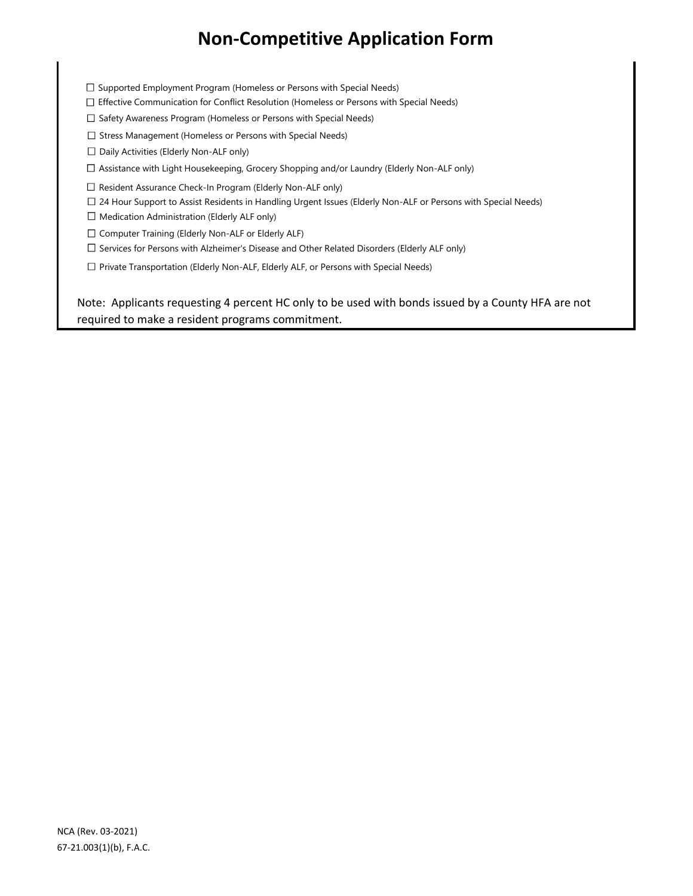# Non-Competitive Application Form

- ☐ Supported Employment Program (Homeless or Persons with Special Needs)
- ☐ Effective Communication for Conflict Resolution (Homeless or Persons with Special Needs)
- ☐ Safety Awareness Program (Homeless or Persons with Special Needs)
- ☐ Stress Management (Homeless or Persons with Special Needs)
- ☐ Daily Activities (Elderly Non-ALF only)
- ☐ Assistance with Light Housekeeping, Grocery Shopping and/or Laundry (Elderly Non-ALF only)
- ☐ Resident Assurance Check-In Program (Elderly Non-ALF only)
- ☐ 24 Hour Support to Assist Residents in Handling Urgent Issues (Elderly Non-ALF or Persons with Special Needs)
- ☐ Medication Administration (Elderly ALF only)
- ☐ Computer Training (Elderly Non-ALF or Elderly ALF)
- ☐ Services for Persons with Alzheimer's Disease and Other Related Disorders (Elderly ALF only)
- ☐ Private Transportation (Elderly Non-ALF, Elderly ALF, or Persons with Special Needs)

Note: Applicants requesting 4 percent HC only to be used with bonds issued by a County HFA are not required to make a resident programs commitment.

NCA (Rev. 03-2021)
67-21.003(1)(b), F.A.C.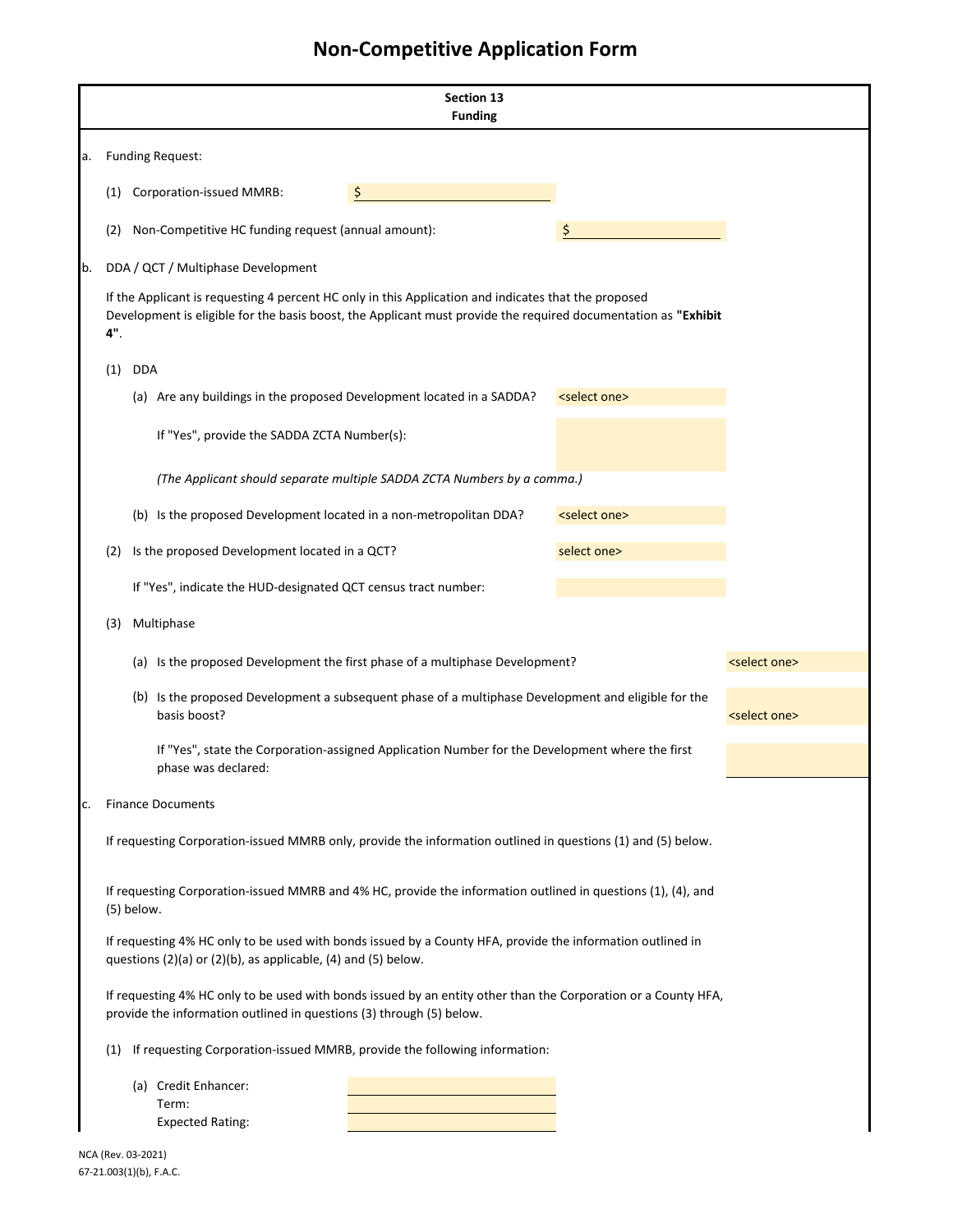# Non-Competitive Application Form

**Section 13**
**Funding**

a. Funding Request:

(1) Corporation-issued MMRB: $ \_\_\_\_\_\_\_\_\_\_

(2) Non-Competitive HC funding request (annual amount): $ \_\_\_\_\_\_\_\_\_\_

b. DDA / QCT / Multiphase Development

If the Applicant is requesting 4 percent HC only in this Application and indicates that the proposed Development is eligible for the basis boost, the Applicant must provide the required documentation as **"Exhibit 4"**.

(1) DDA

(a) Are any buildings in the proposed Development located in a SADDA? <select one>

If "Yes", provide the SADDA ZCTA Number(s):

*(The Applicant should separate multiple SADDA ZCTA Numbers by a comma.)*

(b) Is the proposed Development located in a non-metropolitan DDA? <select one>

(2) Is the proposed Development located in a QCT? select one>

If "Yes", indicate the HUD-designated QCT census tract number:

(3) Multiphase

(a) Is the proposed Development the first phase of a multiphase Development? <select one>

(b) Is the proposed Development a subsequent phase of a multiphase Development and eligible for the basis boost? <select one>

If "Yes", state the Corporation-assigned Application Number for the Development where the first phase was declared:

c. Finance Documents

If requesting Corporation-issued MMRB only, provide the information outlined in questions (1) and (5) below.

If requesting Corporation-issued MMRB and 4% HC, provide the information outlined in questions (1), (4), and (5) below.

If requesting 4% HC only to be used with bonds issued by a County HFA, provide the information outlined in questions (2)(a) or (2)(b), as applicable, (4) and (5) below.

If requesting 4% HC only to be used with bonds issued by an entity other than the Corporation or a County HFA, provide the information outlined in questions (3) through (5) below.

(1) If requesting Corporation-issued MMRB, provide the following information:

(a) Credit Enhancer: \_\_\_\_\_\_\_\_\_\_
Term: \_\_\_\_\_\_\_\_\_\_
Expected Rating: \_\_\_\_\_\_\_\_\_\_

NCA (Rev. 03-2021)
67-21.003(1)(b), F.A.C.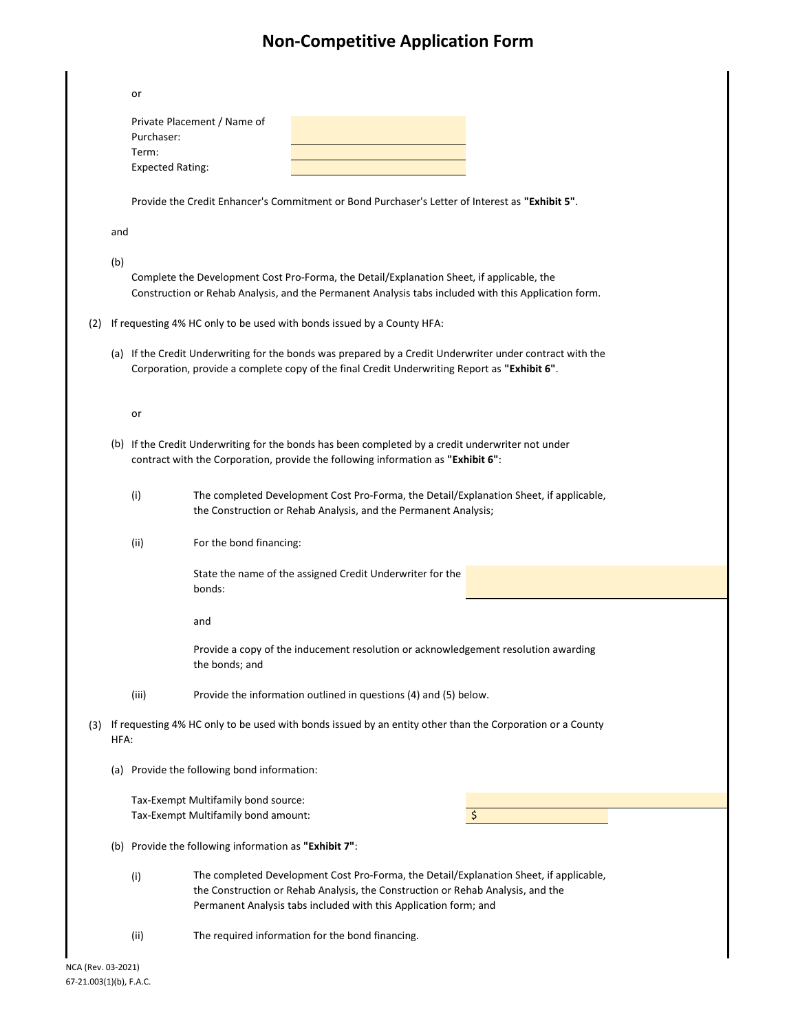# Non-Competitive Application Form

or

Private Placement / Name of Purchaser: ____________
Term: ____________
Expected Rating: ____________

Provide the Credit Enhancer's Commitment or Bond Purchaser's Letter of Interest as **"Exhibit 5"**.

and

(b) Complete the Development Cost Pro-Forma, the Detail/Explanation Sheet, if applicable, the Construction or Rehab Analysis, and the Permanent Analysis tabs included with this Application form.

(2) If requesting 4% HC only to be used with bonds issued by a County HFA:

(a) If the Credit Underwriting for the bonds was prepared by a Credit Underwriter under contract with the Corporation, provide a complete copy of the final Credit Underwriting Report as **"Exhibit 6"**.

or

(b) If the Credit Underwriting for the bonds has been completed by a credit underwriter not under contract with the Corporation, provide the following information as **"Exhibit 6"**:

(i) The completed Development Cost Pro-Forma, the Detail/Explanation Sheet, if applicable, the Construction or Rehab Analysis, and the Permanent Analysis;

(ii) For the bond financing:

State the name of the assigned Credit Underwriter for the bonds: ____________

and

Provide a copy of the inducement resolution or acknowledgement resolution awarding the bonds; and

(iii) Provide the information outlined in questions (4) and (5) below.

(3) If requesting 4% HC only to be used with bonds issued by an entity other than the Corporation or a County HFA:

(a) Provide the following bond information:

Tax-Exempt Multifamily bond source: ____________
Tax-Exempt Multifamily bond amount: $ ____________

(b) Provide the following information as **"Exhibit 7"**:

(i) The completed Development Cost Pro-Forma, the Detail/Explanation Sheet, if applicable, the Construction or Rehab Analysis, the Construction or Rehab Analysis, and the Permanent Analysis tabs included with this Application form; and

(ii) The required information for the bond financing.

NCA (Rev. 03-2021)
67-21.003(1)(b), F.A.C.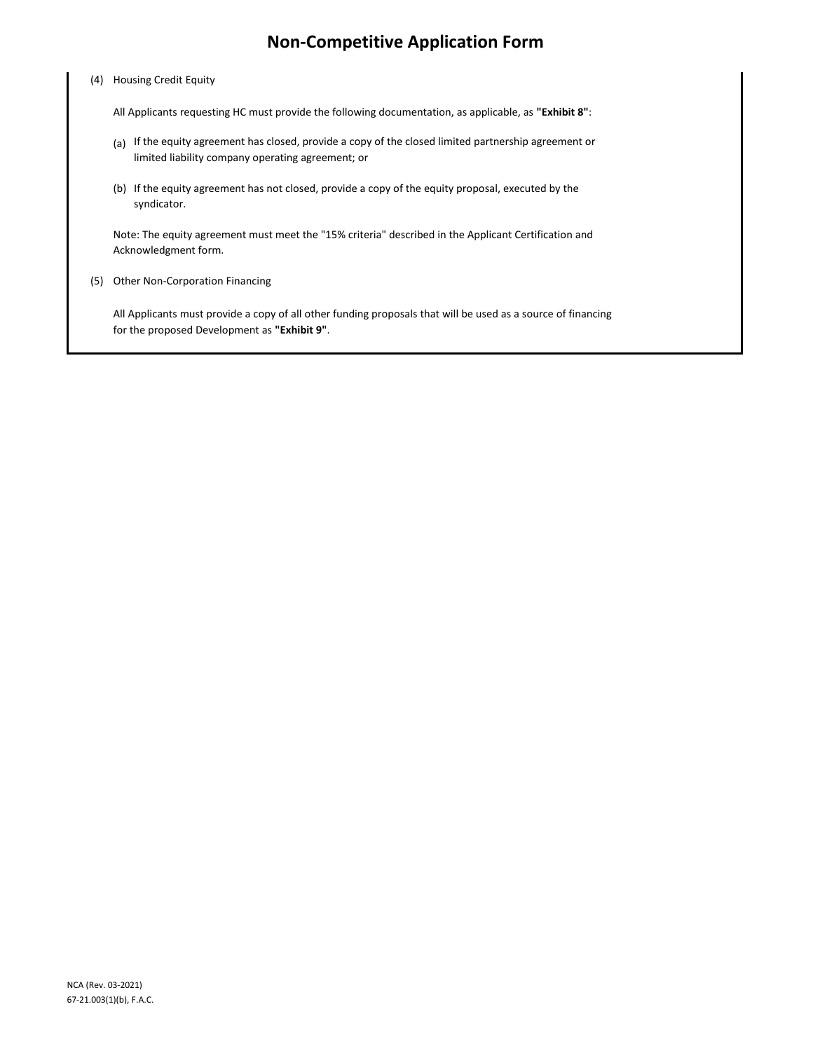# Non-Competitive Application Form

(4) Housing Credit Equity

All Applicants requesting HC must provide the following documentation, as applicable, as **"Exhibit 8"**:

(a) If the equity agreement has closed, provide a copy of the closed limited partnership agreement or limited liability company operating agreement; or

(b) If the equity agreement has not closed, provide a copy of the equity proposal, executed by the syndicator.

Note: The equity agreement must meet the "15% criteria" described in the Applicant Certification and Acknowledgment form.

(5) Other Non-Corporation Financing

All Applicants must provide a copy of all other funding proposals that will be used as a source of financing for the proposed Development as **"Exhibit 9"**.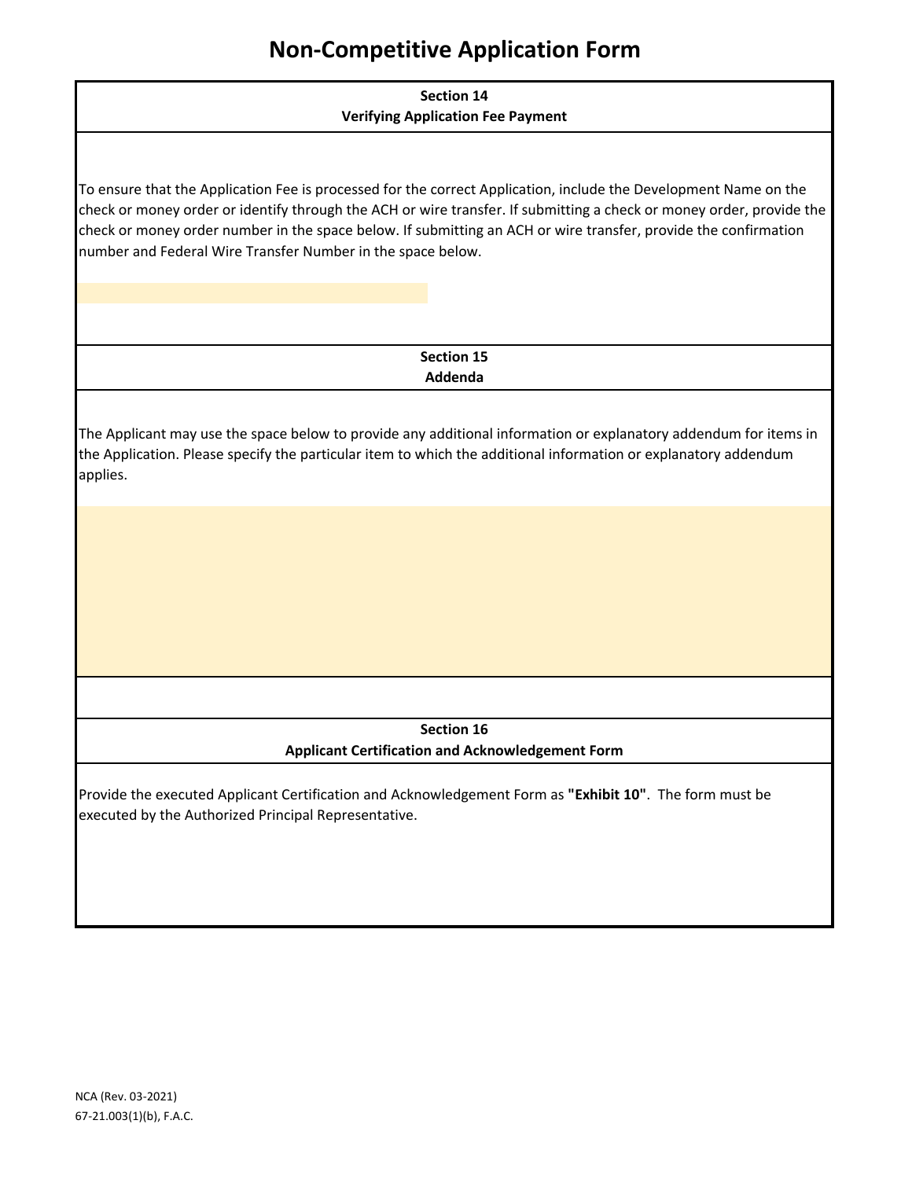# Non-Competitive Application Form

### Section 14
### Verifying Application Fee Payment

To ensure that the Application Fee is processed for the correct Application, include the Development Name on the check or money order or identify through the ACH or wire transfer. If submitting a check or money order, provide the check or money order number in the space below. If submitting an ACH or wire transfer, provide the confirmation number and Federal Wire Transfer Number in the space below.

### Section 15
### Addenda

The Applicant may use the space below to provide any additional information or explanatory addendum for items in the Application. Please specify the particular item to which the additional information or explanatory addendum applies.

### Section 16
### Applicant Certification and Acknowledgement Form

Provide the executed Applicant Certification and Acknowledgement Form as **"Exhibit 10"**. The form must be executed by the Authorized Principal Representative.

NCA (Rev. 03-2021)
67-21.003(1)(b), F.A.C.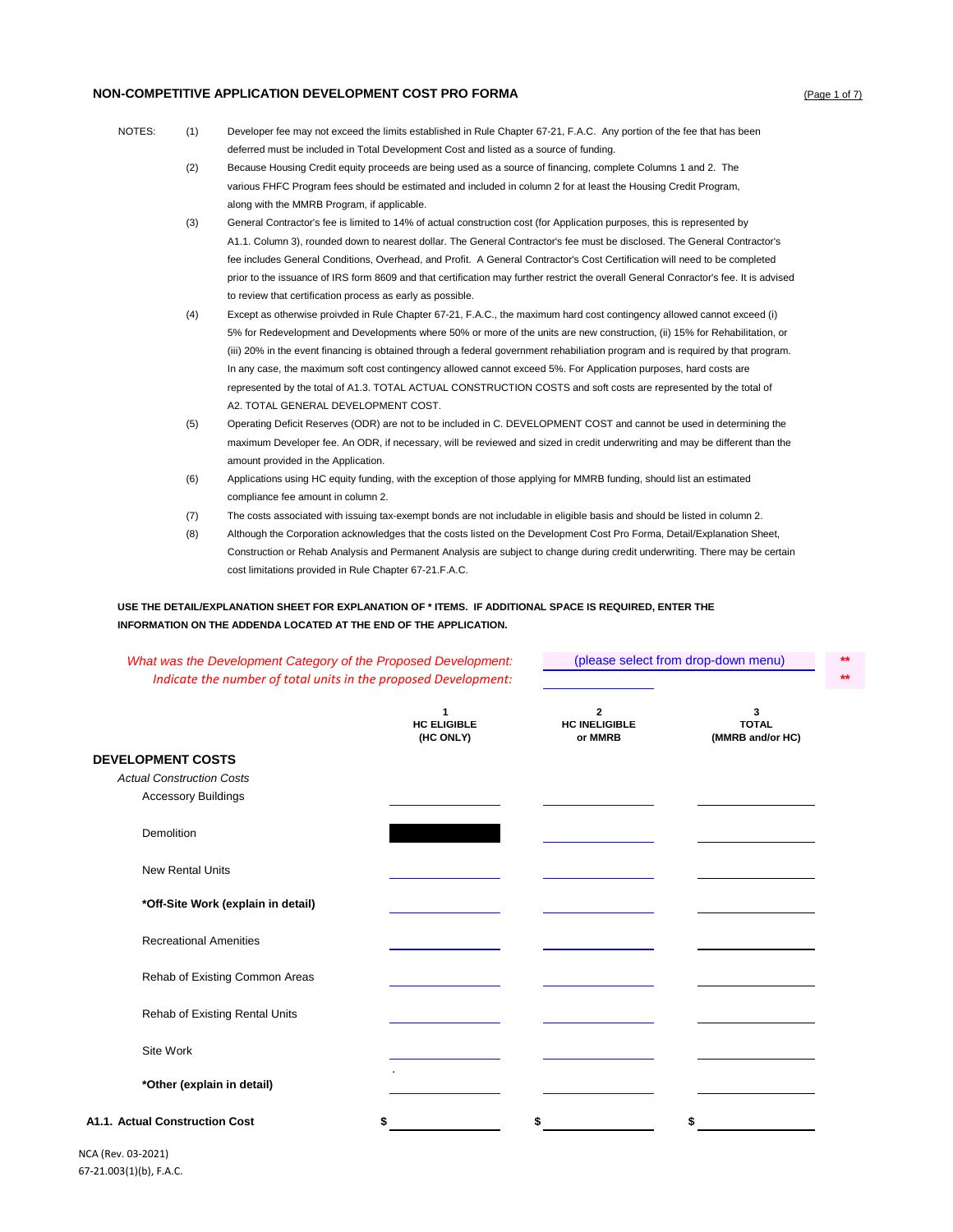## NON-COMPETITIVE APPLICATION DEVELOPMENT COST PRO FORMA

NOTES:

(1) Developer fee may not exceed the limits established in Rule Chapter 67-21, F.A.C. Any portion of the fee that has been deferred must be included in Total Development Cost and listed as a source of funding.

(2) Because Housing Credit equity proceeds are being used as a source of financing, complete Columns 1 and 2. The various FHFC Program fees should be estimated and included in column 2 for at least the Housing Credit Program, along with the MMRB Program, if applicable.

(3) General Contractor's fee is limited to 14% of actual construction cost (for Application purposes, this is represented by A1.1. Column 3), rounded down to nearest dollar. The General Contractor's fee must be disclosed. The General Contractor's fee includes General Conditions, Overhead, and Profit. A General Contractor's Cost Certification will need to be completed prior to the issuance of IRS form 8609 and that certification may further restrict the overall General Conractor's fee. It is advised to review that certification process as early as possible.

(4) Except as otherwise proivded in Rule Chapter 67-21, F.A.C., the maximum hard cost contingency allowed cannot exceed (i) 5% for Redevelopment and Developments where 50% or more of the units are new construction, (ii) 15% for Rehabilitation, or (iii) 20% in the event financing is obtained through a federal government rehabiliation program and is required by that program. In any case, the maximum soft cost contingency allowed cannot exceed 5%. For Application purposes, hard costs are represented by the total of A1.3. TOTAL ACTUAL CONSTRUCTION COSTS and soft costs are represented by the total of A2. TOTAL GENERAL DEVELOPMENT COST.

(5) Operating Deficit Reserves (ODR) are not to be included in C. DEVELOPMENT COST and cannot be used in determining the maximum Developer fee. An ODR, if necessary, will be reviewed and sized in credit underwriting and may be different than the amount provided in the Application.

(6) Applications using HC equity funding, with the exception of those applying for MMRB funding, should list an estimated compliance fee amount in column 2.

(7) The costs associated with issuing tax-exempt bonds are not includable in eligible basis and should be listed in column 2.

(8) Although the Corporation acknowledges that the costs listed on the Development Cost Pro Forma, Detail/Explanation Sheet, Construction or Rehab Analysis and Permanent Analysis are subject to change during credit underwriting. There may be certain cost limitations provided in Rule Chapter 67-21.F.A.C.

**USE THE DETAIL/EXPLANATION SHEET FOR EXPLANATION OF * ITEMS. IF ADDITIONAL SPACE IS REQUIRED, ENTER THE INFORMATION ON THE ADDENDA LOCATED AT THE END OF THE APPLICATION.**

*What was the Development Category of the Proposed Development:* (please select from drop-down menu) **

*Indicate the number of total units in the proposed Development:* ______ **

| | 1<br>HC ELIGIBLE<br>(HC ONLY) | 2<br>HC INELIGIBLE<br>or MMRB | 3<br>TOTAL<br>(MMRB and/or HC) |
|---|---|---|---|
| **DEVELOPMENT COSTS** | | | |
| *Actual Construction Costs* | | | |
| Accessory Buildings | | | |
| Demolition | | | |
| New Rental Units | | | |
| **\*Off-Site Work (explain in detail)** | | | |
| Recreational Amenities | | | |
| Rehab of Existing Common Areas | | | |
| Rehab of Existing Rental Units | | | |
| Site Work | | | |
| **\*Other (explain in detail)** | | | |
| **A1.1. Actual Construction Cost** | $ | $ | $ |

NCA (Rev. 03-2021)
67-21.003(1)(b), F.A.C.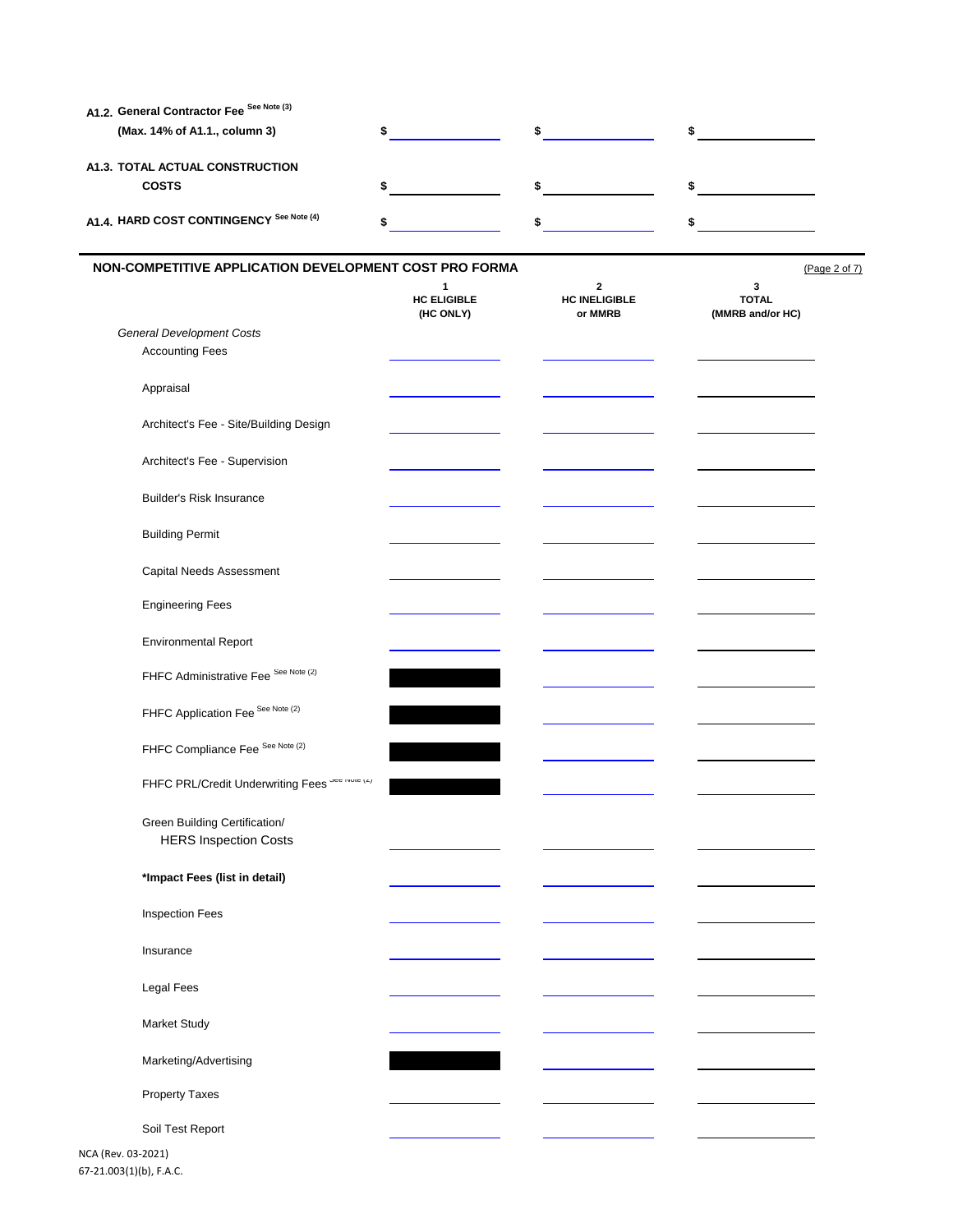| | | | |
|---|---|---|---|
| **A1.2. General Contractor Fee** See Note (3) **(Max. 14% of A1.1., column 3)** | $ | $ | $ |
| **A1.3. TOTAL ACTUAL CONSTRUCTION COSTS** | $ | $ | $ |
| **A1.4. HARD COST CONTINGENCY** See Note (4) | $ | $ | $ |

## NON-COMPETITIVE APPLICATION DEVELOPMENT COST PRO FORMA

(Page 2 of 7)

| | 1 HC ELIGIBLE (HC ONLY) | 2 HC INELIGIBLE or MMRB | 3 TOTAL (MMRB and/or HC) |
|---|---|---|---|
| *General Development Costs* | | | |
| Accounting Fees | | | |
| Appraisal | | | |
| Architect's Fee - Site/Building Design | | | |
| Architect's Fee - Supervision | | | |
| Builder's Risk Insurance | | | |
| Building Permit | | | |
| Capital Needs Assessment | | | |
| Engineering Fees | | | |
| Environmental Report | | | |
| FHFC Administrative Fee See Note (2) | ■ | | |
| FHFC Application Fee See Note (2) | ■ | | |
| FHFC Compliance Fee See Note (2) | ■ | | |
| FHFC PRL/Credit Underwriting Fees See Note (2) | ■ | | |
| Green Building Certification/ HERS Inspection Costs | | | |
| ***Impact Fees (list in detail)** | | | |
| Inspection Fees | | | |
| Insurance | | | |
| Legal Fees | | | |
| Market Study | | | |
| Marketing/Advertising | ■ | | |
| Property Taxes | | | |
| Soil Test Report | | | |

NCA (Rev. 03-2021)
67-21.003(1)(b), F.A.C.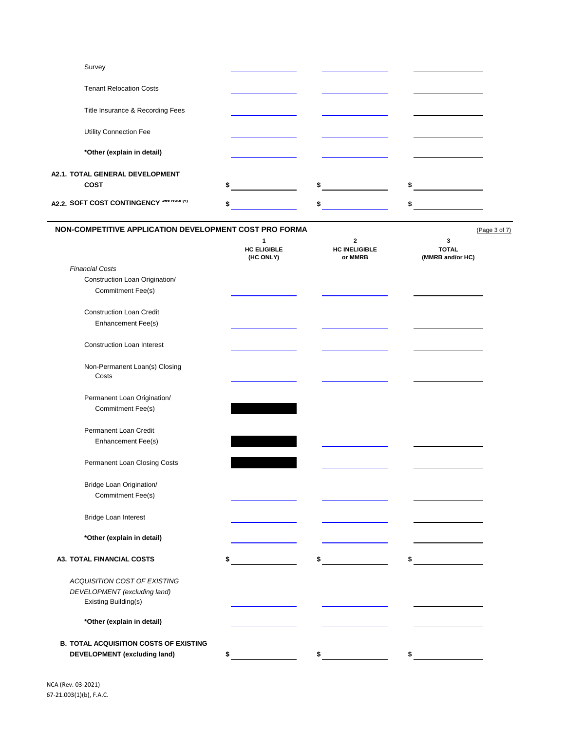| | | | |
|---|---|---|---|
| Survey | | | |
| Tenant Relocation Costs | | | |
| Title Insurance & Recording Fees | | | |
| Utility Connection Fee | | | |
| ***Other (explain in detail)** | | | |
| **A2.1. TOTAL GENERAL DEVELOPMENT COST** | $ | $ | $ |
| **A2.2. SOFT COST CONTINGENCY** See Note (4) | $ | $ | $ |

## NON-COMPETITIVE APPLICATION DEVELOPMENT COST PRO FORMA

(Page 3 of 7)

| | 1<br>HC ELIGIBLE<br>(HC ONLY) | 2<br>HC INELIGIBLE<br>or MMRB | 3<br>TOTAL<br>(MMRB and/or HC) |
|---|---|---|---|
| *Financial Costs* | | | |
| Construction Loan Origination/ Commitment Fee(s) | | | |
| Construction Loan Credit Enhancement Fee(s) | | | |
| Construction Loan Interest | | | |
| Non-Permanent Loan(s) Closing Costs | | | |
| Permanent Loan Origination/ Commitment Fee(s) | ■ | | |
| Permanent Loan Credit Enhancement Fee(s) | ■ | | |
| Permanent Loan Closing Costs | ■ | | |
| Bridge Loan Origination/ Commitment Fee(s) | | | |
| Bridge Loan Interest | | | |
| ***Other (explain in detail)** | | | |
| **A3. TOTAL FINANCIAL COSTS** | $ | $ | $ |
| *ACQUISITION COST OF EXISTING DEVELOPMENT (excluding land)* | | | |
| Existing Building(s) | | | |
| ***Other (explain in detail)** | | | |
| **B. TOTAL ACQUISITION COSTS OF EXISTING DEVELOPMENT (excluding land)** | $ | $ | $ |

NCA (Rev. 03-2021)
67-21.003(1)(b), F.A.C.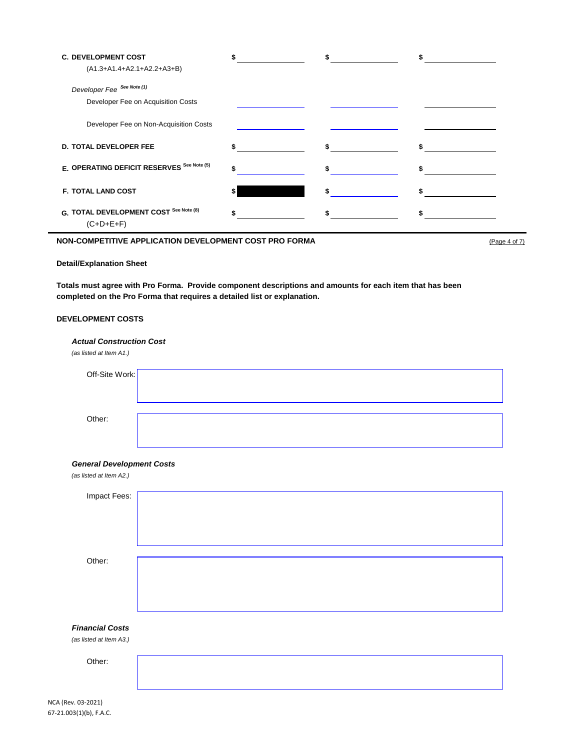| | | | |
|---|---|---|---|
| **C. DEVELOPMENT COST** (A1.3+A1.4+A2.1+A2.2+A3+B) | $ | $ | $ |
| *Developer Fee* *See Note (1)* | | | |
| Developer Fee on Acquisition Costs | | | |
| Developer Fee on Non-Acquisition Costs | | | |
| **D. TOTAL DEVELOPER FEE** | $ | $ | $ |
| **E. OPERATING DEFICIT RESERVES** *See Note (5)* | $ | $ | $ |
| **F. TOTAL LAND COST** | $ | $ | $ |
| **G. TOTAL DEVELOPMENT COST** *See Note (8)* (C+D+E+F) | $ | $ | $ |

**NON-COMPETITIVE APPLICATION DEVELOPMENT COST PRO FORMA**

(Page 4 of 7)

**Detail/Explanation Sheet**

**Totals must agree with Pro Forma. Provide component descriptions and amounts for each item that has been completed on the Pro Forma that requires a detailed list or explanation.**

**DEVELOPMENT COSTS**

***Actual Construction Cost***

*(as listed at Item A1.)*

Off-Site Work:

Other:

***General Development Costs***

*(as listed at Item A2.)*

Impact Fees:

Other:

***Financial Costs***

*(as listed at Item A3.)*

Other:

NCA (Rev. 03-2021)
67-21.003(1)(b), F.A.C.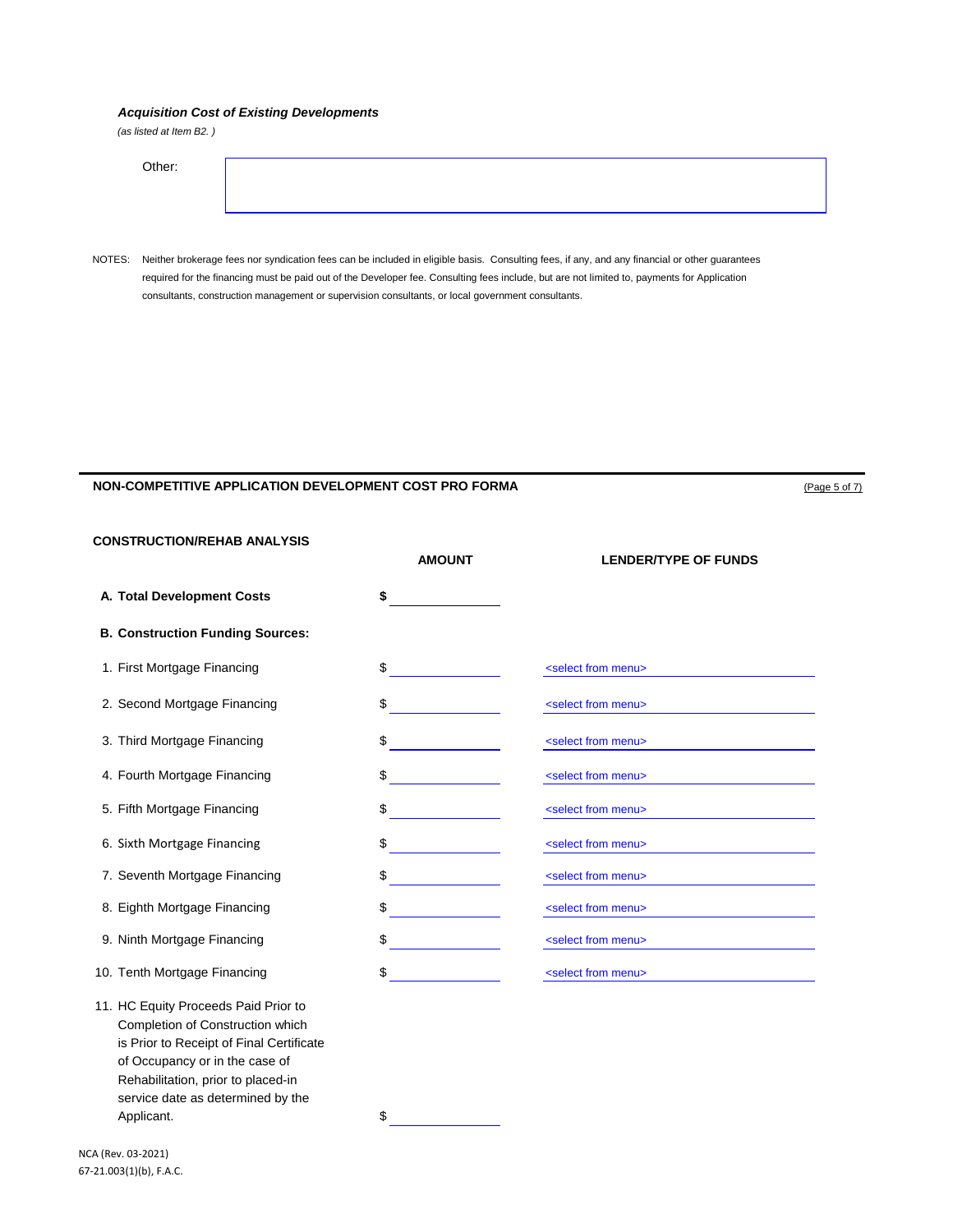***Acquisition Cost of Existing Developments***

*(as listed at Item B2. )*

Other:

NOTES: Neither brokerage fees nor syndication fees can be included in eligible basis. Consulting fees, if any, and any financial or other guarantees required for the financing must be paid out of the Developer fee. Consulting fees include, but are not limited to, payments for Application consultants, construction management or supervision consultants, or local government consultants.

## NON-COMPETITIVE APPLICATION DEVELOPMENT COST PRO FORMA

(Page 5 of 7)

### CONSTRUCTION/REHAB ANALYSIS

| | AMOUNT | LENDER/TYPE OF FUNDS |
|---|---|---|
| **A. Total Development Costs** | **$** | |
| **B. Construction Funding Sources:** | | |
| 1. First Mortgage Financing | $ | <select from menu> |
| 2. Second Mortgage Financing | $ | <select from menu> |
| 3. Third Mortgage Financing | $ | <select from menu> |
| 4. Fourth Mortgage Financing | $ | <select from menu> |
| 5. Fifth Mortgage Financing | $ | <select from menu> |
| 6. Sixth Mortgage Financing | $ | <select from menu> |
| 7. Seventh Mortgage Financing | $ | <select from menu> |
| 8. Eighth Mortgage Financing | $ | <select from menu> |
| 9. Ninth Mortgage Financing | $ | <select from menu> |
| 10. Tenth Mortgage Financing | $ | <select from menu> |
| 11. HC Equity Proceeds Paid Prior to Completion of Construction which is Prior to Receipt of Final Certificate of Occupancy or in the case of Rehabilitation, prior to placed-in service date as determined by the Applicant. | $ | |

NCA (Rev. 03-2021)
67-21.003(1)(b), F.A.C.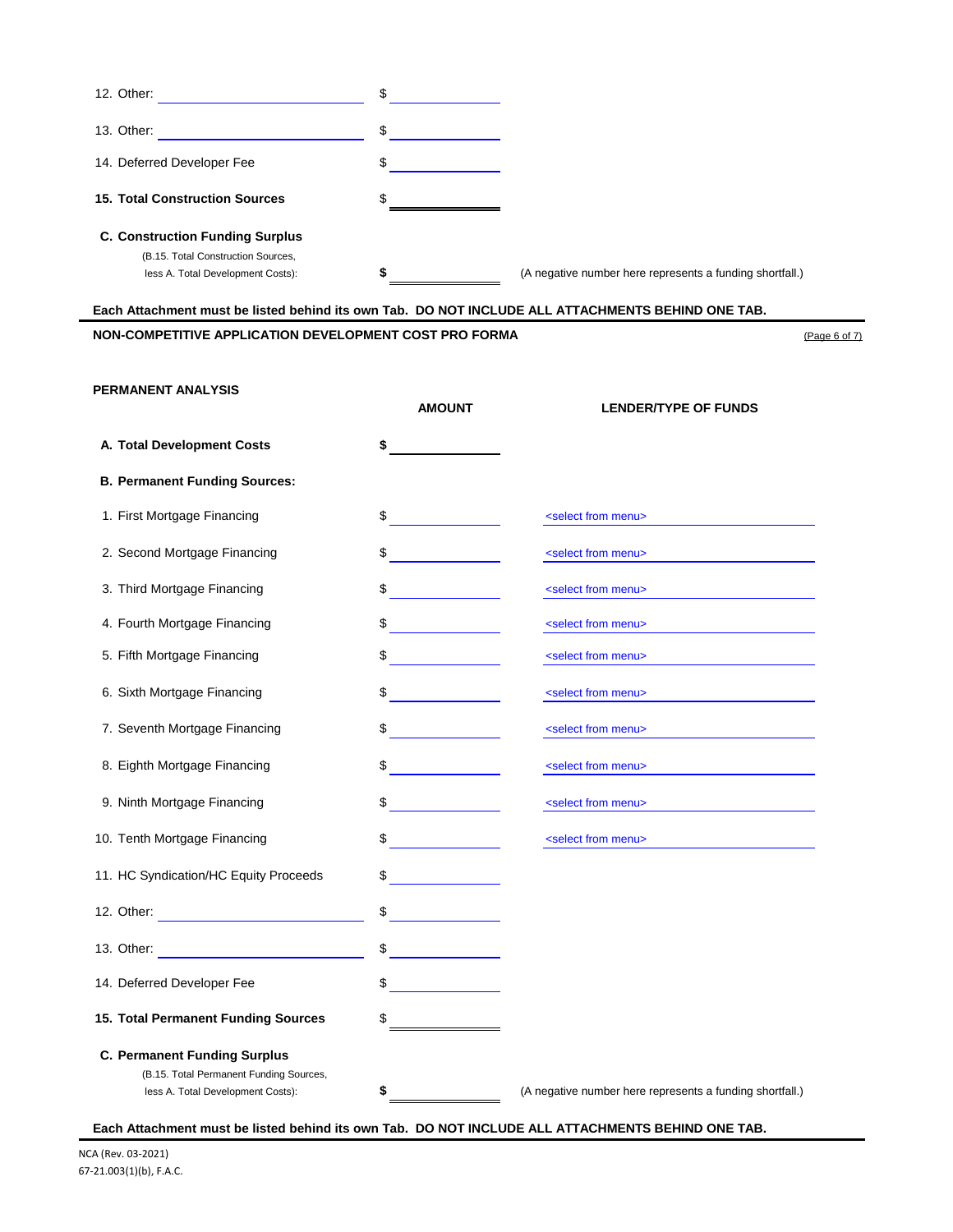| | | |
|---|---|---|
| 12. Other: ______________ | $ ______ | |
| 13. Other: ______________ | $ ______ | |
| 14. Deferred Developer Fee | $ ______ | |
| **15. Total Construction Sources** | $ ______ | |
| **C. Construction Funding Surplus** (B.15. Total Construction Sources, less A. Total Development Costs): | **$** ______ | (A negative number here represents a funding shortfall.) |

**Each Attachment must be listed behind its own Tab. DO NOT INCLUDE ALL ATTACHMENTS BEHIND ONE TAB.**

**NON-COMPETITIVE APPLICATION DEVELOPMENT COST PRO FORMA** (Page 6 of 7)

**PERMANENT ANALYSIS**

| | AMOUNT | LENDER/TYPE OF FUNDS |
|---|---|---|
| **A. Total Development Costs** | **$** ______ | |
| **B. Permanent Funding Sources:** | | |
| 1. First Mortgage Financing | $ ______ | <select from menu> |
| 2. Second Mortgage Financing | $ ______ | <select from menu> |
| 3. Third Mortgage Financing | $ ______ | <select from menu> |
| 4. Fourth Mortgage Financing | $ ______ | <select from menu> |
| 5. Fifth Mortgage Financing | $ ______ | <select from menu> |
| 6. Sixth Mortgage Financing | $ ______ | <select from menu> |
| 7. Seventh Mortgage Financing | $ ______ | <select from menu> |
| 8. Eighth Mortgage Financing | $ ______ | <select from menu> |
| 9. Ninth Mortgage Financing | $ ______ | <select from menu> |
| 10. Tenth Mortgage Financing | $ ______ | <select from menu> |
| 11. HC Syndication/HC Equity Proceeds | $ ______ | |
| 12. Other: ______________ | $ ______ | |
| 13. Other: ______________ | $ ______ | |
| 14. Deferred Developer Fee | $ ______ | |
| **15. Total Permanent Funding Sources** | $ ______ | |
| **C. Permanent Funding Surplus** (B.15. Total Permanent Funding Sources, less A. Total Development Costs): | **$** ______ | (A negative number here represents a funding shortfall.) |

**Each Attachment must be listed behind its own Tab. DO NOT INCLUDE ALL ATTACHMENTS BEHIND ONE TAB.**

NCA (Rev. 03-2021)
67-21.003(1)(b), F.A.C.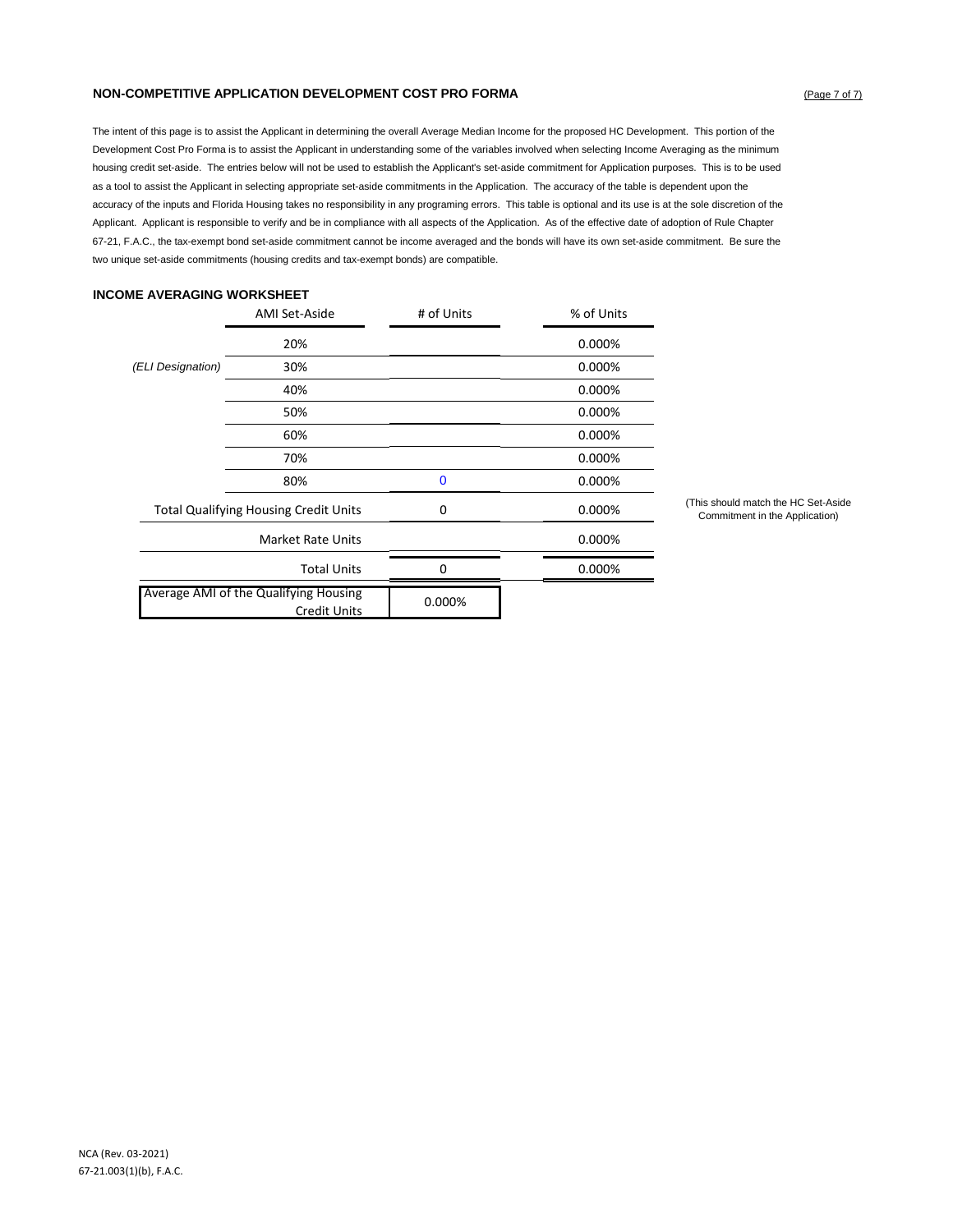**NON-COMPETITIVE APPLICATION DEVELOPMENT COST PRO FORMA**

The intent of this page is to assist the Applicant in determining the overall Average Median Income for the proposed HC Development. This portion of the Development Cost Pro Forma is to assist the Applicant in understanding some of the variables involved when selecting Income Averaging as the minimum housing credit set-aside. The entries below will not be used to establish the Applicant's set-aside commitment for Application purposes. This is to be used as a tool to assist the Applicant in selecting appropriate set-aside commitments in the Application. The accuracy of the table is dependent upon the accuracy of the inputs and Florida Housing takes no responsibility in any programing errors. This table is optional and its use is at the sole discretion of the Applicant. Applicant is responsible to verify and be in compliance with all aspects of the Application. As of the effective date of adoption of Rule Chapter 67-21, F.A.C., the tax-exempt bond set-aside commitment cannot be income averaged and the bonds will have its own set-aside commitment. Be sure the two unique set-aside commitments (housing credits and tax-exempt bonds) are compatible.

**INCOME AVERAGING WORKSHEET**

| | AMI Set-Aside | # of Units | % of Units | |
|---|---|---|---|---|
| | 20% | | 0.000% | |
| *(ELI Designation)* | 30% | | 0.000% | |
| | 40% | | 0.000% | |
| | 50% | | 0.000% | |
| | 60% | | 0.000% | |
| | 70% | | 0.000% | |
| | 80% | 0 | 0.000% | |
| | Total Qualifying Housing Credit Units | 0 | 0.000% | (This should match the HC Set-Aside Commitment in the Application) |
| | Market Rate Units | | 0.000% | |
| | Total Units | 0 | 0.000% | |
| | Average AMI of the Qualifying Housing Credit Units | 0.000% | | |

NCA (Rev. 03-2021)
67-21.003(1)(b), F.A.C.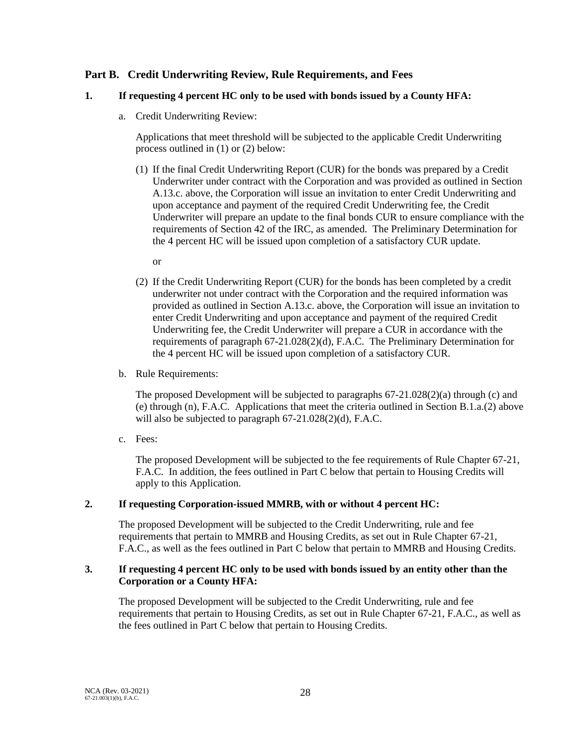## Part B. Credit Underwriting Review, Rule Requirements, and Fees

### 1. If requesting 4 percent HC only to be used with bonds issued by a County HFA:

a. Credit Underwriting Review:

Applications that meet threshold will be subjected to the applicable Credit Underwriting process outlined in (1) or (2) below:

(1) If the final Credit Underwriting Report (CUR) for the bonds was prepared by a Credit Underwriter under contract with the Corporation and was provided as outlined in Section A.13.c. above, the Corporation will issue an invitation to enter Credit Underwriting and upon acceptance and payment of the required Credit Underwriting fee, the Credit Underwriter will prepare an update to the final bonds CUR to ensure compliance with the requirements of Section 42 of the IRC, as amended. The Preliminary Determination for the 4 percent HC will be issued upon completion of a satisfactory CUR update.

or

(2) If the Credit Underwriting Report (CUR) for the bonds has been completed by a credit underwriter not under contract with the Corporation and the required information was provided as outlined in Section A.13.c. above, the Corporation will issue an invitation to enter Credit Underwriting and upon acceptance and payment of the required Credit Underwriting fee, the Credit Underwriter will prepare a CUR in accordance with the requirements of paragraph 67-21.028(2)(d), F.A.C. The Preliminary Determination for the 4 percent HC will be issued upon completion of a satisfactory CUR.

b. Rule Requirements:

The proposed Development will be subjected to paragraphs 67-21.028(2)(a) through (c) and (e) through (n), F.A.C. Applications that meet the criteria outlined in Section B.1.a.(2) above will also be subjected to paragraph 67-21.028(2)(d), F.A.C.

c. Fees:

The proposed Development will be subjected to the fee requirements of Rule Chapter 67-21, F.A.C. In addition, the fees outlined in Part C below that pertain to Housing Credits will apply to this Application.

### 2. If requesting Corporation-issued MMRB, with or without 4 percent HC:

The proposed Development will be subjected to the Credit Underwriting, rule and fee requirements that pertain to MMRB and Housing Credits, as set out in Rule Chapter 67-21, F.A.C., as well as the fees outlined in Part C below that pertain to MMRB and Housing Credits.

### 3. If requesting 4 percent HC only to be used with bonds issued by an entity other than the Corporation or a County HFA:

The proposed Development will be subjected to the Credit Underwriting, rule and fee requirements that pertain to Housing Credits, as set out in Rule Chapter 67-21, F.A.C., as well as the fees outlined in Part C below that pertain to Housing Credits.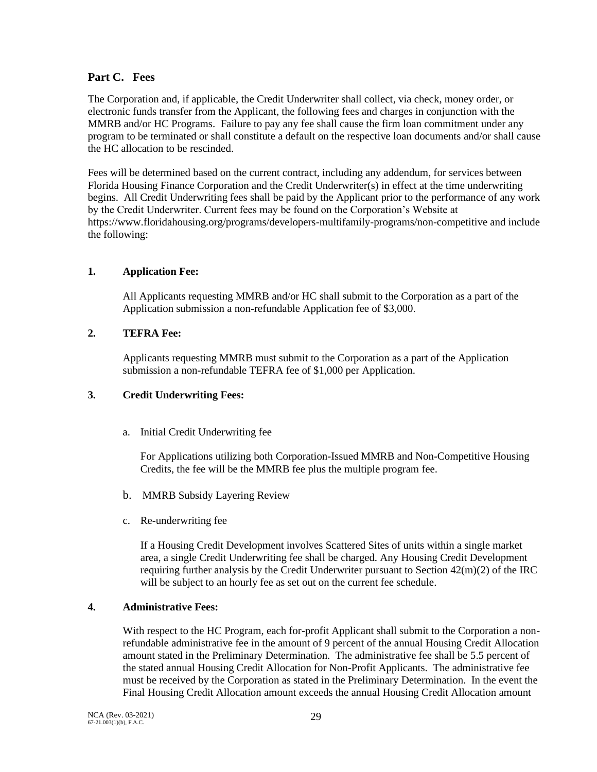## Part C. Fees

The Corporation and, if applicable, the Credit Underwriter shall collect, via check, money order, or electronic funds transfer from the Applicant, the following fees and charges in conjunction with the MMRB and/or HC Programs. Failure to pay any fee shall cause the firm loan commitment under any program to be terminated or shall constitute a default on the respective loan documents and/or shall cause the HC allocation to be rescinded.

Fees will be determined based on the current contract, including any addendum, for services between Florida Housing Finance Corporation and the Credit Underwriter(s) in effect at the time underwriting begins. All Credit Underwriting fees shall be paid by the Applicant prior to the performance of any work by the Credit Underwriter. Current fees may be found on the Corporation's Website at https://www.floridahousing.org/programs/developers-multifamily-programs/non-competitive and include the following:

### 1. Application Fee:

All Applicants requesting MMRB and/or HC shall submit to the Corporation as a part of the Application submission a non-refundable Application fee of $3,000.

### 2. TEFRA Fee:

Applicants requesting MMRB must submit to the Corporation as a part of the Application submission a non-refundable TEFRA fee of $1,000 per Application.

### 3. Credit Underwriting Fees:

a. Initial Credit Underwriting fee

For Applications utilizing both Corporation-Issued MMRB and Non-Competitive Housing Credits, the fee will be the MMRB fee plus the multiple program fee.

b. MMRB Subsidy Layering Review

c. Re-underwriting fee

If a Housing Credit Development involves Scattered Sites of units within a single market area, a single Credit Underwriting fee shall be charged. Any Housing Credit Development requiring further analysis by the Credit Underwriter pursuant to Section 42(m)(2) of the IRC will be subject to an hourly fee as set out on the current fee schedule.

### 4. Administrative Fees:

With respect to the HC Program, each for-profit Applicant shall submit to the Corporation a non-refundable administrative fee in the amount of 9 percent of the annual Housing Credit Allocation amount stated in the Preliminary Determination. The administrative fee shall be 5.5 percent of the stated annual Housing Credit Allocation for Non-Profit Applicants. The administrative fee must be received by the Corporation as stated in the Preliminary Determination. In the event the Final Housing Credit Allocation amount exceeds the annual Housing Credit Allocation amount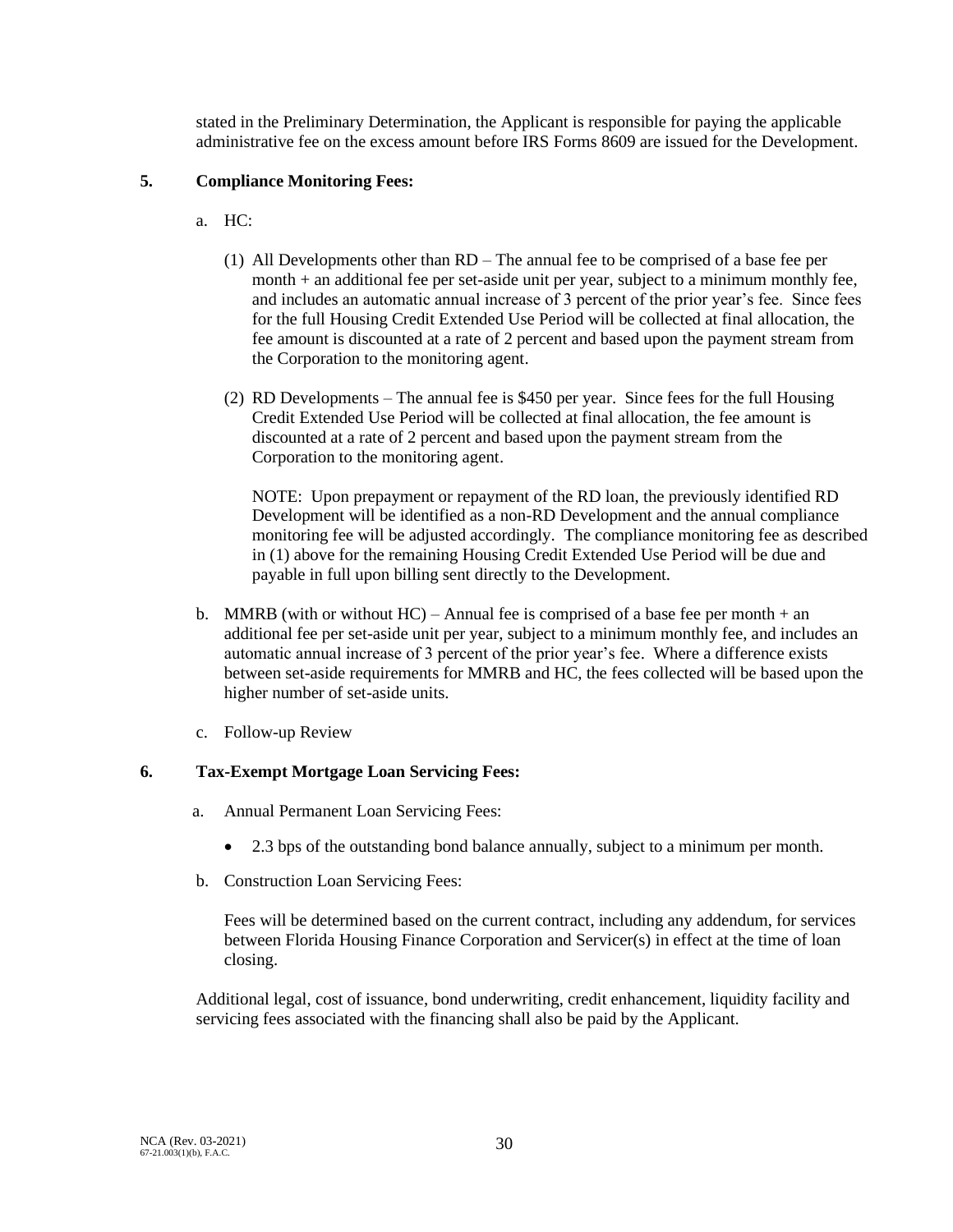stated in the Preliminary Determination, the Applicant is responsible for paying the applicable administrative fee on the excess amount before IRS Forms 8609 are issued for the Development.

**5. Compliance Monitoring Fees:**

a. HC:

(1) All Developments other than RD – The annual fee to be comprised of a base fee per month + an additional fee per set-aside unit per year, subject to a minimum monthly fee, and includes an automatic annual increase of 3 percent of the prior year's fee. Since fees for the full Housing Credit Extended Use Period will be collected at final allocation, the fee amount is discounted at a rate of 2 percent and based upon the payment stream from the Corporation to the monitoring agent.

(2) RD Developments – The annual fee is $450 per year. Since fees for the full Housing Credit Extended Use Period will be collected at final allocation, the fee amount is discounted at a rate of 2 percent and based upon the payment stream from the Corporation to the monitoring agent.

NOTE: Upon prepayment or repayment of the RD loan, the previously identified RD Development will be identified as a non-RD Development and the annual compliance monitoring fee will be adjusted accordingly. The compliance monitoring fee as described in (1) above for the remaining Housing Credit Extended Use Period will be due and payable in full upon billing sent directly to the Development.

b. MMRB (with or without HC) – Annual fee is comprised of a base fee per month + an additional fee per set-aside unit per year, subject to a minimum monthly fee, and includes an automatic annual increase of 3 percent of the prior year's fee. Where a difference exists between set-aside requirements for MMRB and HC, the fees collected will be based upon the higher number of set-aside units.

c. Follow-up Review

**6. Tax-Exempt Mortgage Loan Servicing Fees:**

a. Annual Permanent Loan Servicing Fees:

- 2.3 bps of the outstanding bond balance annually, subject to a minimum per month.

b. Construction Loan Servicing Fees:

Fees will be determined based on the current contract, including any addendum, for services between Florida Housing Finance Corporation and Servicer(s) in effect at the time of loan closing.

Additional legal, cost of issuance, bond underwriting, credit enhancement, liquidity facility and servicing fees associated with the financing shall also be paid by the Applicant.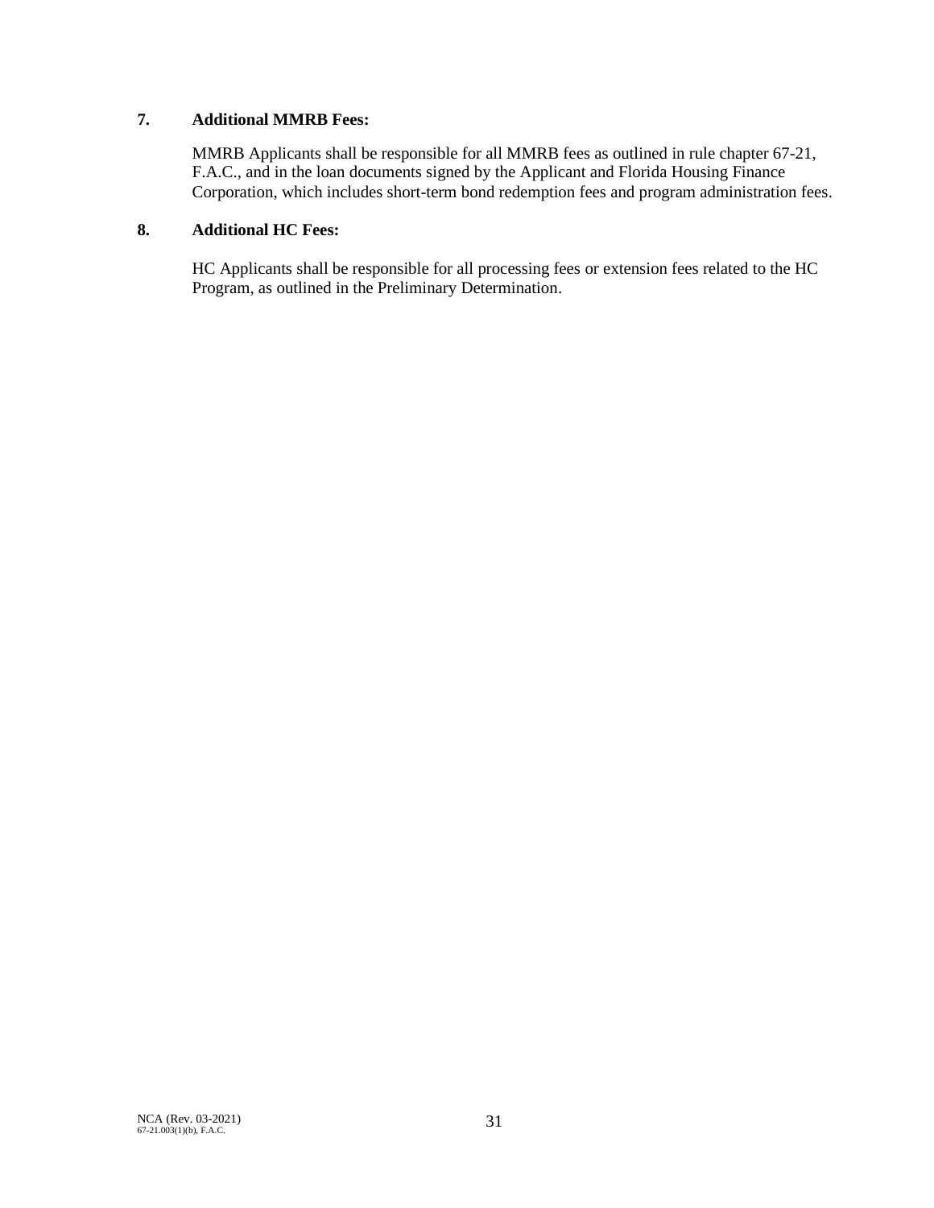**7. Additional MMRB Fees:**

MMRB Applicants shall be responsible for all MMRB fees as outlined in rule chapter 67-21, F.A.C., and in the loan documents signed by the Applicant and Florida Housing Finance Corporation, which includes short-term bond redemption fees and program administration fees.

**8. Additional HC Fees:**

HC Applicants shall be responsible for all processing fees or extension fees related to the HC Program, as outlined in the Preliminary Determination.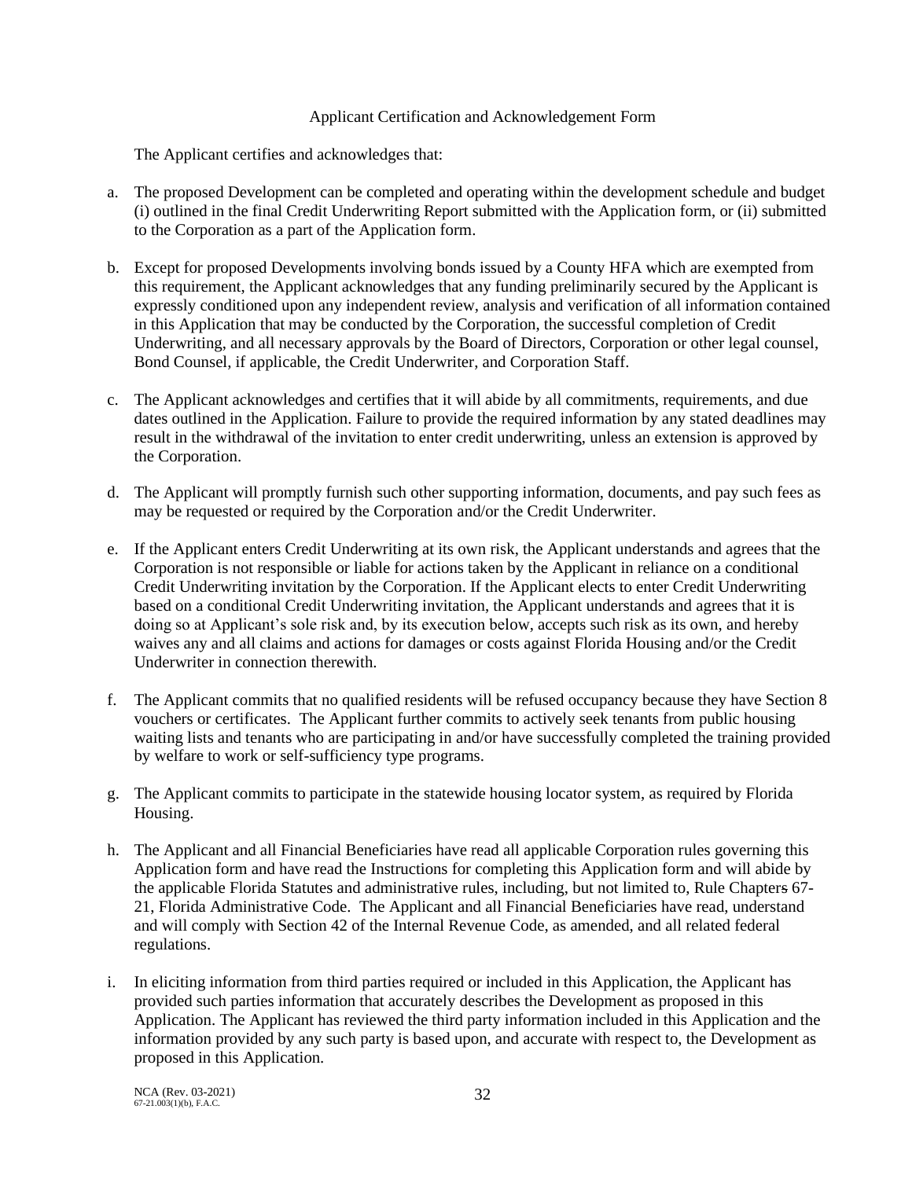Applicant Certification and Acknowledgement Form

The Applicant certifies and acknowledges that:

a. The proposed Development can be completed and operating within the development schedule and budget (i) outlined in the final Credit Underwriting Report submitted with the Application form, or (ii) submitted to the Corporation as a part of the Application form.

b. Except for proposed Developments involving bonds issued by a County HFA which are exempted from this requirement, the Applicant acknowledges that any funding preliminarily secured by the Applicant is expressly conditioned upon any independent review, analysis and verification of all information contained in this Application that may be conducted by the Corporation, the successful completion of Credit Underwriting, and all necessary approvals by the Board of Directors, Corporation or other legal counsel, Bond Counsel, if applicable, the Credit Underwriter, and Corporation Staff.

c. The Applicant acknowledges and certifies that it will abide by all commitments, requirements, and due dates outlined in the Application. Failure to provide the required information by any stated deadlines may result in the withdrawal of the invitation to enter credit underwriting, unless an extension is approved by the Corporation.

d. The Applicant will promptly furnish such other supporting information, documents, and pay such fees as may be requested or required by the Corporation and/or the Credit Underwriter.

e. If the Applicant enters Credit Underwriting at its own risk, the Applicant understands and agrees that the Corporation is not responsible or liable for actions taken by the Applicant in reliance on a conditional Credit Underwriting invitation by the Corporation. If the Applicant elects to enter Credit Underwriting based on a conditional Credit Underwriting invitation, the Applicant understands and agrees that it is doing so at Applicant's sole risk and, by its execution below, accepts such risk as its own, and hereby waives any and all claims and actions for damages or costs against Florida Housing and/or the Credit Underwriter in connection therewith.

f. The Applicant commits that no qualified residents will be refused occupancy because they have Section 8 vouchers or certificates. The Applicant further commits to actively seek tenants from public housing waiting lists and tenants who are participating in and/or have successfully completed the training provided by welfare to work or self-sufficiency type programs.

g. The Applicant commits to participate in the statewide housing locator system, as required by Florida Housing.

h. The Applicant and all Financial Beneficiaries have read all applicable Corporation rules governing this Application form and have read the Instructions for completing this Application form and will abide by the applicable Florida Statutes and administrative rules, including, but not limited to, Rule Chapters 67-21, Florida Administrative Code. The Applicant and all Financial Beneficiaries have read, understand and will comply with Section 42 of the Internal Revenue Code, as amended, and all related federal regulations.

i. In eliciting information from third parties required or included in this Application, the Applicant has provided such parties information that accurately describes the Development as proposed in this Application. The Applicant has reviewed the third party information included in this Application and the information provided by any such party is based upon, and accurate with respect to, the Development as proposed in this Application.

NCA (Rev. 03-2021)
67-21.003(1)(b), F.A.C.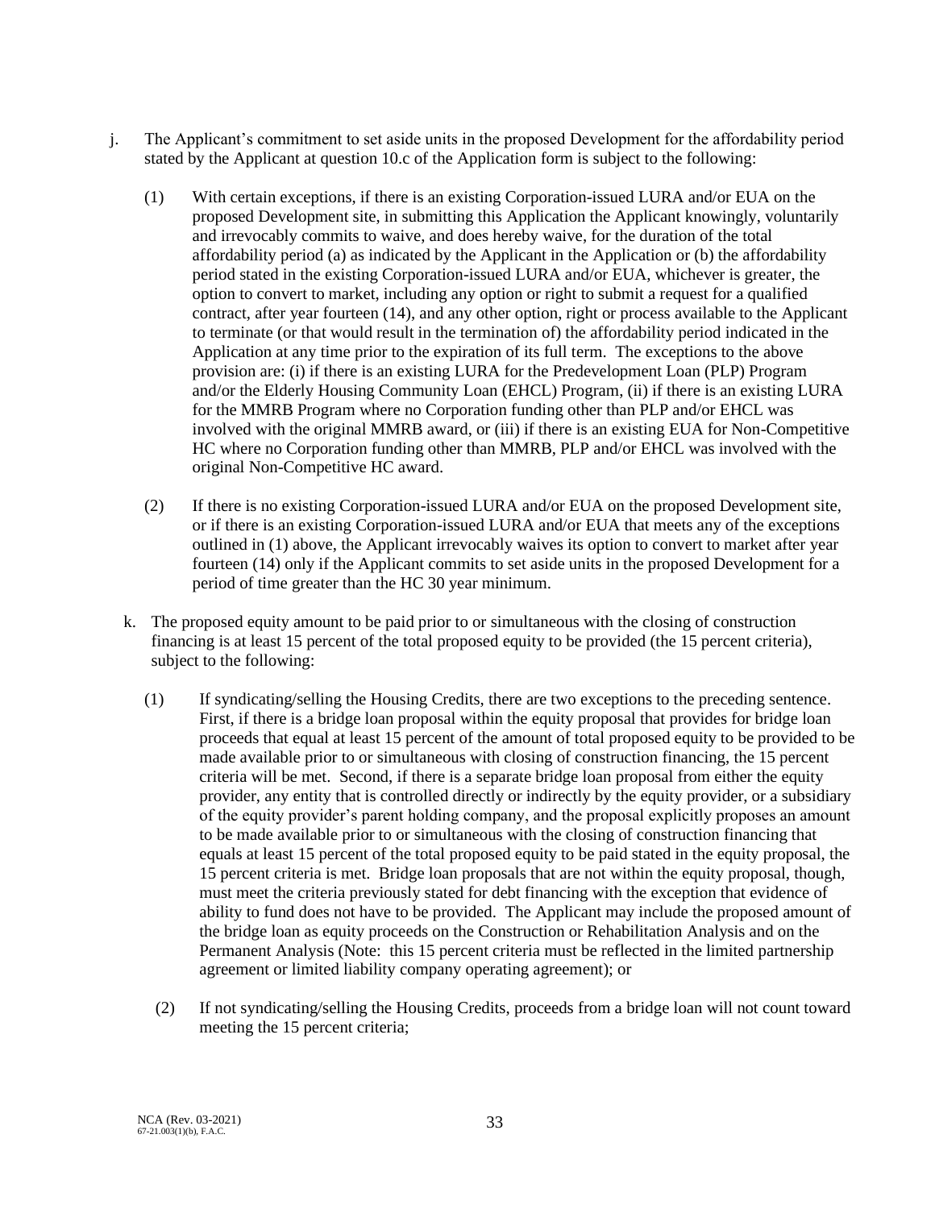j. The Applicant's commitment to set aside units in the proposed Development for the affordability period stated by the Applicant at question 10.c of the Application form is subject to the following:

   (1) With certain exceptions, if there is an existing Corporation-issued LURA and/or EUA on the proposed Development site, in submitting this Application the Applicant knowingly, voluntarily and irrevocably commits to waive, and does hereby waive, for the duration of the total affordability period (a) as indicated by the Applicant in the Application or (b) the affordability period stated in the existing Corporation-issued LURA and/or EUA, whichever is greater, the option to convert to market, including any option or right to submit a request for a qualified contract, after year fourteen (14), and any other option, right or process available to the Applicant to terminate (or that would result in the termination of) the affordability period indicated in the Application at any time prior to the expiration of its full term. The exceptions to the above provision are: (i) if there is an existing LURA for the Predevelopment Loan (PLP) Program and/or the Elderly Housing Community Loan (EHCL) Program, (ii) if there is an existing LURA for the MMRB Program where no Corporation funding other than PLP and/or EHCL was involved with the original MMRB award, or (iii) if there is an existing EUA for Non-Competitive HC where no Corporation funding other than MMRB, PLP and/or EHCL was involved with the original Non-Competitive HC award.

   (2) If there is no existing Corporation-issued LURA and/or EUA on the proposed Development site, or if there is an existing Corporation-issued LURA and/or EUA that meets any of the exceptions outlined in (1) above, the Applicant irrevocably waives its option to convert to market after year fourteen (14) only if the Applicant commits to set aside units in the proposed Development for a period of time greater than the HC 30 year minimum.

k. The proposed equity amount to be paid prior to or simultaneous with the closing of construction financing is at least 15 percent of the total proposed equity to be provided (the 15 percent criteria), subject to the following:

   (1) If syndicating/selling the Housing Credits, there are two exceptions to the preceding sentence. First, if there is a bridge loan proposal within the equity proposal that provides for bridge loan proceeds that equal at least 15 percent of the amount of total proposed equity to be provided to be made available prior to or simultaneous with closing of construction financing, the 15 percent criteria will be met. Second, if there is a separate bridge loan proposal from either the equity provider, any entity that is controlled directly or indirectly by the equity provider, or a subsidiary of the equity provider's parent holding company, and the proposal explicitly proposes an amount to be made available prior to or simultaneous with the closing of construction financing that equals at least 15 percent of the total proposed equity to be paid stated in the equity proposal, the 15 percent criteria is met. Bridge loan proposals that are not within the equity proposal, though, must meet the criteria previously stated for debt financing with the exception that evidence of ability to fund does not have to be provided. The Applicant may include the proposed amount of the bridge loan as equity proceeds on the Construction or Rehabilitation Analysis and on the Permanent Analysis (Note: this 15 percent criteria must be reflected in the limited partnership agreement or limited liability company operating agreement); or

   (2) If not syndicating/selling the Housing Credits, proceeds from a bridge loan will not count toward meeting the 15 percent criteria;

NCA (Rev. 03-2021)
67-21.003(1)(b), F.A.C.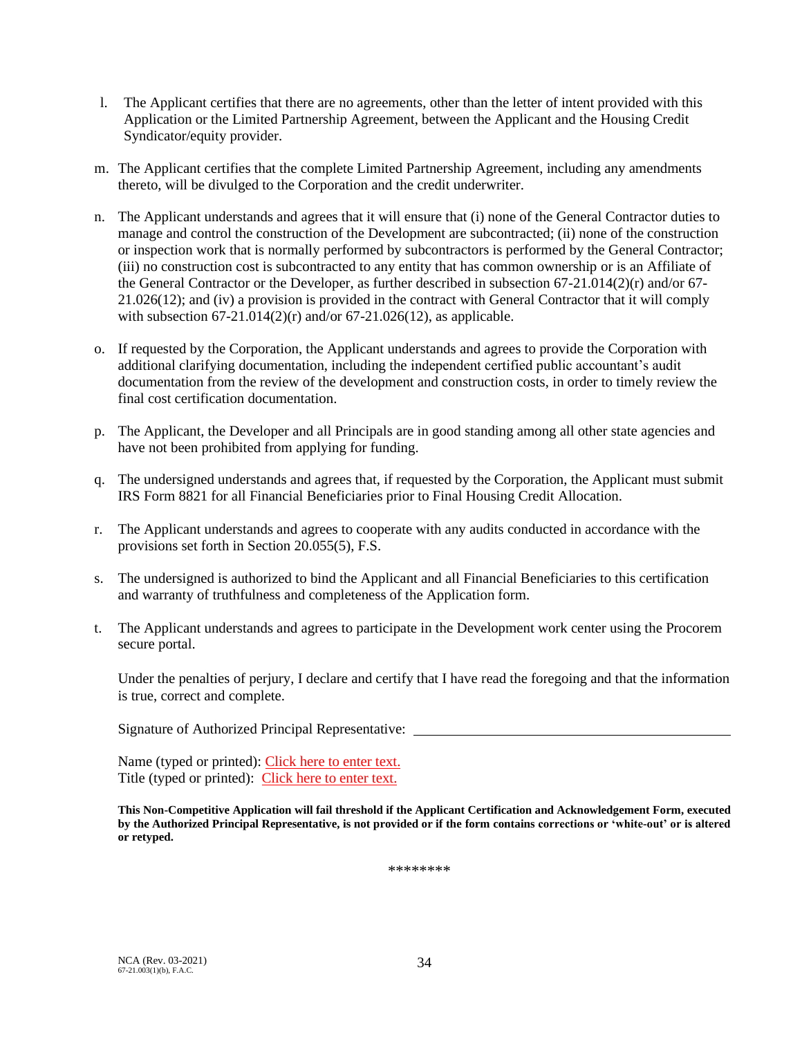l. The Applicant certifies that there are no agreements, other than the letter of intent provided with this Application or the Limited Partnership Agreement, between the Applicant and the Housing Credit Syndicator/equity provider.

m. The Applicant certifies that the complete Limited Partnership Agreement, including any amendments thereto, will be divulged to the Corporation and the credit underwriter.

n. The Applicant understands and agrees that it will ensure that (i) none of the General Contractor duties to manage and control the construction of the Development are subcontracted; (ii) none of the construction or inspection work that is normally performed by subcontractors is performed by the General Contractor; (iii) no construction cost is subcontracted to any entity that has common ownership or is an Affiliate of the General Contractor or the Developer, as further described in subsection 67-21.014(2)(r) and/or 67-21.026(12); and (iv) a provision is provided in the contract with General Contractor that it will comply with subsection 67-21.014(2)(r) and/or 67-21.026(12), as applicable.

o. If requested by the Corporation, the Applicant understands and agrees to provide the Corporation with additional clarifying documentation, including the independent certified public accountant's audit documentation from the review of the development and construction costs, in order to timely review the final cost certification documentation.

p. The Applicant, the Developer and all Principals are in good standing among all other state agencies and have not been prohibited from applying for funding.

q. The undersigned understands and agrees that, if requested by the Corporation, the Applicant must submit IRS Form 8821 for all Financial Beneficiaries prior to Final Housing Credit Allocation.

r. The Applicant understands and agrees to cooperate with any audits conducted in accordance with the provisions set forth in Section 20.055(5), F.S.

s. The undersigned is authorized to bind the Applicant and all Financial Beneficiaries to this certification and warranty of truthfulness and completeness of the Application form.

t. The Applicant understands and agrees to participate in the Development work center using the Procorem secure portal.

Under the penalties of perjury, I declare and certify that I have read the foregoing and that the information is true, correct and complete.

Signature of Authorized Principal Representative: ______________________________

Name (typed or printed): Click here to enter text.
Title (typed or printed): Click here to enter text.

**This Non-Competitive Application will fail threshold if the Applicant Certification and Acknowledgement Form, executed by the Authorized Principal Representative, is not provided or if the form contains corrections or 'white-out' or is altered or retyped.**

********

NCA (Rev. 03-2021)
67-21.003(1)(b), F.A.C.